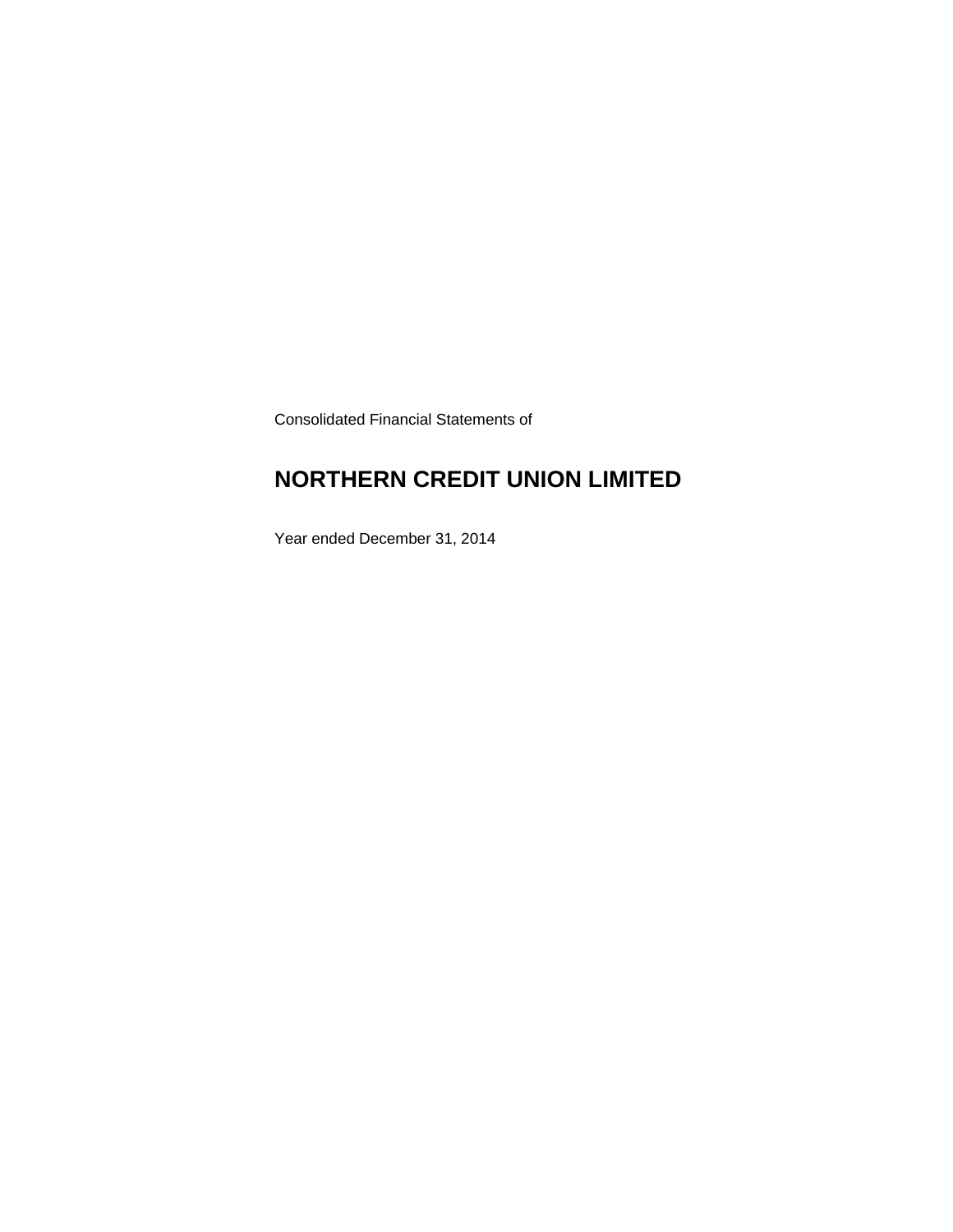Consolidated Financial Statements of

# NORTHERN CREDIT UNION LIMITED

Year ended December 31, 2014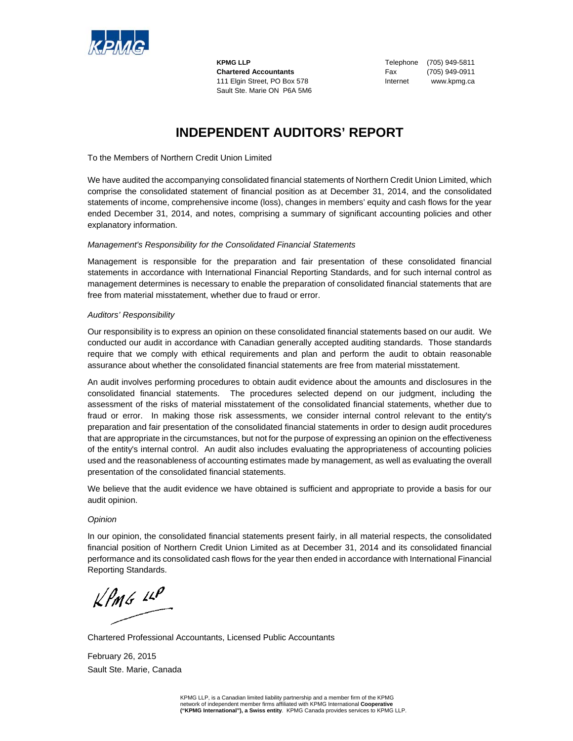KPMG

**KPMG LLP**
**Chartered Accountants**
111 Elgin Street, PO Box 578
Sault Ste. Marie ON P6A 5M6

Telephone (705) 949-5811
Fax (705) 949-0911
Internet www.kpmg.ca

# INDEPENDENT AUDITORS' REPORT

To the Members of Northern Credit Union Limited

We have audited the accompanying consolidated financial statements of Northern Credit Union Limited, which comprise the consolidated statement of financial position as at December 31, 2014, and the consolidated statements of income, comprehensive income (loss), changes in members' equity and cash flows for the year ended December 31, 2014, and notes, comprising a summary of significant accounting policies and other explanatory information.

*Management's Responsibility for the Consolidated Financial Statements*

Management is responsible for the preparation and fair presentation of these consolidated financial statements in accordance with International Financial Reporting Standards, and for such internal control as management determines is necessary to enable the preparation of consolidated financial statements that are free from material misstatement, whether due to fraud or error.

*Auditors' Responsibility*

Our responsibility is to express an opinion on these consolidated financial statements based on our audit. We conducted our audit in accordance with Canadian generally accepted auditing standards. Those standards require that we comply with ethical requirements and plan and perform the audit to obtain reasonable assurance about whether the consolidated financial statements are free from material misstatement.

An audit involves performing procedures to obtain audit evidence about the amounts and disclosures in the consolidated financial statements. The procedures selected depend on our judgment, including the assessment of the risks of material misstatement of the consolidated financial statements, whether due to fraud or error. In making those risk assessments, we consider internal control relevant to the entity's preparation and fair presentation of the consolidated financial statements in order to design audit procedures that are appropriate in the circumstances, but not for the purpose of expressing an opinion on the effectiveness of the entity's internal control. An audit also includes evaluating the appropriateness of accounting policies used and the reasonableness of accounting estimates made by management, as well as evaluating the overall presentation of the consolidated financial statements.

We believe that the audit evidence we have obtained is sufficient and appropriate to provide a basis for our audit opinion.

*Opinion*

In our opinion, the consolidated financial statements present fairly, in all material respects, the consolidated financial position of Northern Credit Union Limited as at December 31, 2014 and its consolidated financial performance and its consolidated cash flows for the year then ended in accordance with International Financial Reporting Standards.

KPMG LLP

Chartered Professional Accountants, Licensed Public Accountants

February 26, 2015
Sault Ste. Marie, Canada

KPMG LLP, is a Canadian limited liability partnership and a member firm of the KPMG network of independent member firms affiliated with KPMG International **Cooperative ("KPMG International"), a Swiss entity**. KPMG Canada provides services to KPMG LLP.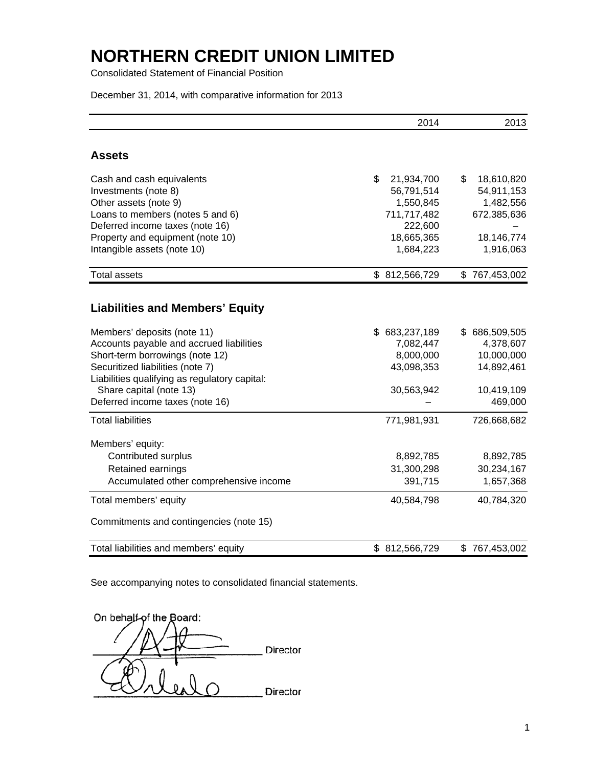# NORTHERN CREDIT UNION LIMITED

Consolidated Statement of Financial Position

December 31, 2014, with comparative information for 2013

| | 2014 | 2013 |
|---|---|---|
| **Assets** | | |
| Cash and cash equivalents | $ 21,934,700 | $ 18,610,820 |
| Investments (note 8) | 56,791,514 | 54,911,153 |
| Other assets (note 9) | 1,550,845 | 1,482,556 |
| Loans to members (notes 5 and 6) | 711,717,482 | 672,385,636 |
| Deferred income taxes (note 16) | 222,600 | – |
| Property and equipment (note 10) | 18,665,365 | 18,146,774 |
| Intangible assets (note 10) | 1,684,223 | 1,916,063 |
| Total assets | $ 812,566,729 | $ 767,453,002 |
| **Liabilities and Members' Equity** | | |
| Members' deposits (note 11) | $ 683,237,189 | $ 686,509,505 |
| Accounts payable and accrued liabilities | 7,082,447 | 4,378,607 |
| Short-term borrowings (note 12) | 8,000,000 | 10,000,000 |
| Securitized liabilities (note 7) | 43,098,353 | 14,892,461 |
| Liabilities qualifying as regulatory capital: | | |
| Share capital (note 13) | 30,563,942 | 10,419,109 |
| Deferred income taxes (note 16) | – | 469,000 |
| Total liabilities | 771,981,931 | 726,668,682 |
| Members' equity: | | |
| Contributed surplus | 8,892,785 | 8,892,785 |
| Retained earnings | 31,300,298 | 30,234,167 |
| Accumulated other comprehensive income | 391,715 | 1,657,368 |
| Total members' equity | 40,584,798 | 40,784,320 |
| Commitments and contingencies (note 15) | | |
| Total liabilities and members' equity | $ 812,566,729 | $ 767,453,002 |

See accompanying notes to consolidated financial statements.

On behalf of the Board:

\_\_\_\_\_\_\_\_\_\_\_\_\_\_\_\_\_\_\_\_ Director

\_\_\_\_\_\_\_\_\_\_\_\_\_\_\_\_\_\_\_\_ Director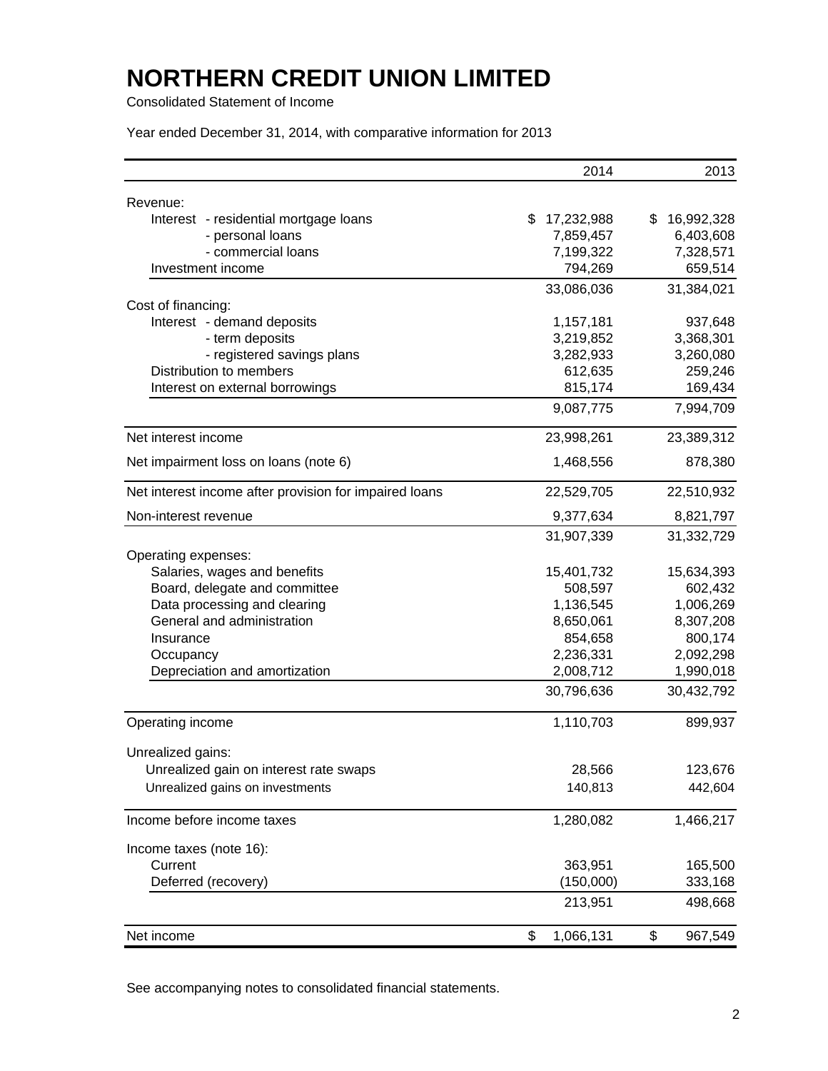# NORTHERN CREDIT UNION LIMITED

Consolidated Statement of Income

Year ended December 31, 2014, with comparative information for 2013

| | 2014 | 2013 |
|---|---|---|
| Revenue: | | |
| Interest - residential mortgage loans | $ 17,232,988 | $ 16,992,328 |
| - personal loans | 7,859,457 | 6,403,608 |
| - commercial loans | 7,199,322 | 7,328,571 |
| Investment income | 794,269 | 659,514 |
| | 33,086,036 | 31,384,021 |
| Cost of financing: | | |
| Interest - demand deposits | 1,157,181 | 937,648 |
| - term deposits | 3,219,852 | 3,368,301 |
| - registered savings plans | 3,282,933 | 3,260,080 |
| Distribution to members | 612,635 | 259,246 |
| Interest on external borrowings | 815,174 | 169,434 |
| | 9,087,775 | 7,994,709 |
| Net interest income | 23,998,261 | 23,389,312 |
| Net impairment loss on loans (note 6) | 1,468,556 | 878,380 |
| Net interest income after provision for impaired loans | 22,529,705 | 22,510,932 |
| Non-interest revenue | 9,377,634 | 8,821,797 |
| | 31,907,339 | 31,332,729 |
| Operating expenses: | | |
| Salaries, wages and benefits | 15,401,732 | 15,634,393 |
| Board, delegate and committee | 508,597 | 602,432 |
| Data processing and clearing | 1,136,545 | 1,006,269 |
| General and administration | 8,650,061 | 8,307,208 |
| Insurance | 854,658 | 800,174 |
| Occupancy | 2,236,331 | 2,092,298 |
| Depreciation and amortization | 2,008,712 | 1,990,018 |
| | 30,796,636 | 30,432,792 |
| Operating income | 1,110,703 | 899,937 |
| Unrealized gains: | | |
| Unrealized gain on interest rate swaps | 28,566 | 123,676 |
| Unrealized gains on investments | 140,813 | 442,604 |
| Income before income taxes | 1,280,082 | 1,466,217 |
| Income taxes (note 16): | | |
| Current | 363,951 | 165,500 |
| Deferred (recovery) | (150,000) | 333,168 |
| | 213,951 | 498,668 |
| Net income | $ 1,066,131 | $ 967,549 |

See accompanying notes to consolidated financial statements.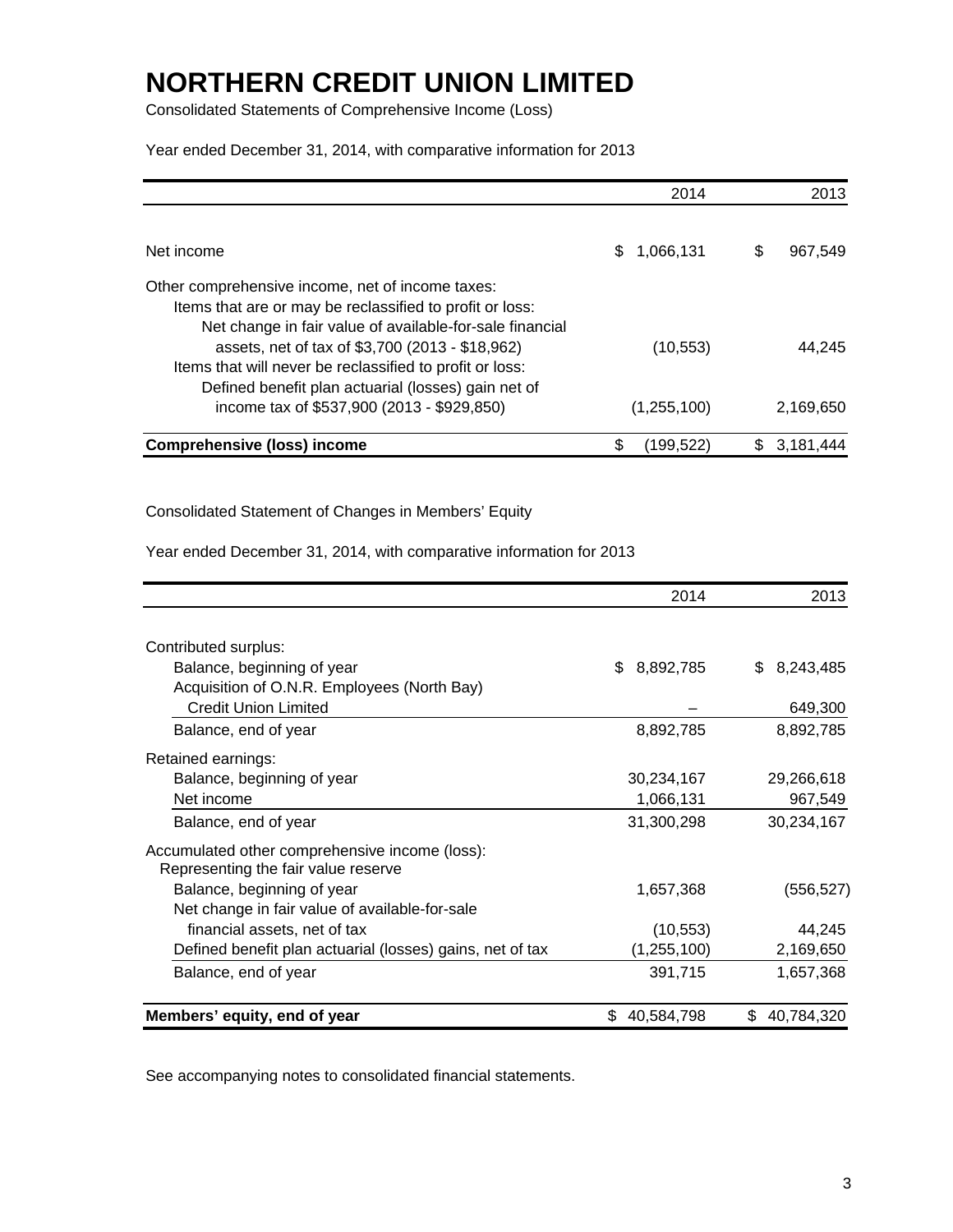# NORTHERN CREDIT UNION LIMITED

Consolidated Statements of Comprehensive Income (Loss)

Year ended December 31, 2014, with comparative information for 2013

| | 2014 | 2013 |
|---|---:|---:|
| Net income | $ 1,066,131 | $ 967,549 |
| Other comprehensive income, net of income taxes: | | |
| Items that are or may be reclassified to profit or loss: | | |
| Net change in fair value of available-for-sale financial assets, net of tax of $3,700 (2013 - $18,962) | (10,553) | 44,245 |
| Items that will never be reclassified to profit or loss: | | |
| Defined benefit plan actuarial (losses) gain net of income tax of $537,900 (2013 - $929,850) | (1,255,100) | 2,169,650 |
| **Comprehensive (loss) income** | $ (199,522) | $ 3,181,444 |

Consolidated Statement of Changes in Members' Equity

Year ended December 31, 2014, with comparative information for 2013

| | 2014 | 2013 |
|---|---:|---:|
| Contributed surplus: | | |
| Balance, beginning of year | $ 8,892,785 | $ 8,243,485 |
| Acquisition of O.N.R. Employees (North Bay) Credit Union Limited | – | 649,300 |
| Balance, end of year | 8,892,785 | 8,892,785 |
| Retained earnings: | | |
| Balance, beginning of year | 30,234,167 | 29,266,618 |
| Net income | 1,066,131 | 967,549 |
| Balance, end of year | 31,300,298 | 30,234,167 |
| Accumulated other comprehensive income (loss): Representing the fair value reserve | | |
| Balance, beginning of year | 1,657,368 | (556,527) |
| Net change in fair value of available-for-sale financial assets, net of tax | (10,553) | 44,245 |
| Defined benefit plan actuarial (losses) gains, net of tax | (1,255,100) | 2,169,650 |
| Balance, end of year | 391,715 | 1,657,368 |
| **Members' equity, end of year** | $ 40,584,798 | $ 40,784,320 |

See accompanying notes to consolidated financial statements.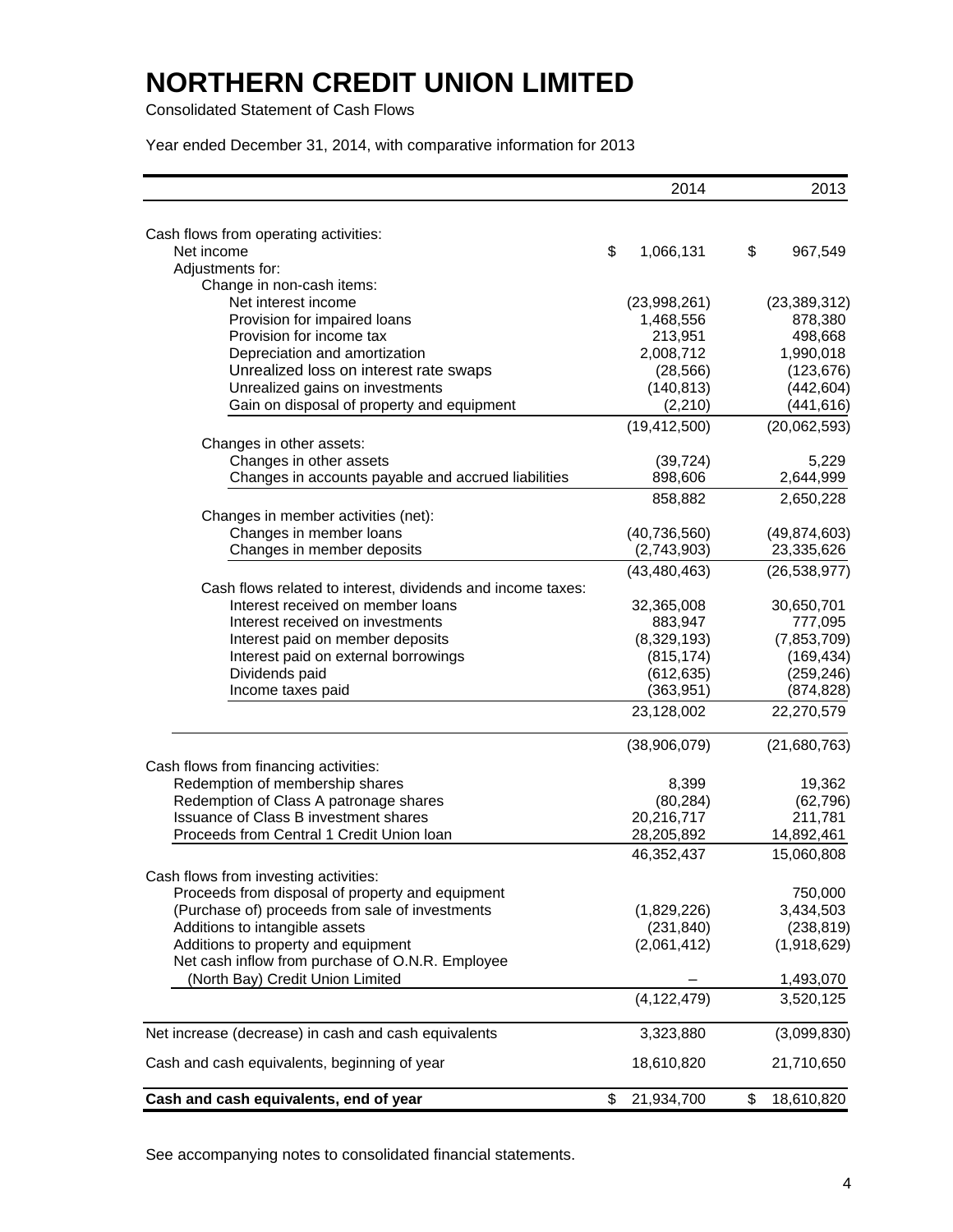# NORTHERN CREDIT UNION LIMITED

Consolidated Statement of Cash Flows

Year ended December 31, 2014, with comparative information for 2013

| | 2014 | 2013 |
|---|---|---|
| Cash flows from operating activities: | | |
| Net income | $ 1,066,131 | $ 967,549 |
| Adjustments for: | | |
| Change in non-cash items: | | |
| Net interest income | (23,998,261) | (23,389,312) |
| Provision for impaired loans | 1,468,556 | 878,380 |
| Provision for income tax | 213,951 | 498,668 |
| Depreciation and amortization | 2,008,712 | 1,990,018 |
| Unrealized loss on interest rate swaps | (28,566) | (123,676) |
| Unrealized gains on investments | (140,813) | (442,604) |
| Gain on disposal of property and equipment | (2,210) | (441,616) |
| | (19,412,500) | (20,062,593) |
| Changes in other assets: | | |
| Changes in other assets | (39,724) | 5,229 |
| Changes in accounts payable and accrued liabilities | 898,606 | 2,644,999 |
| | 858,882 | 2,650,228 |
| Changes in member activities (net): | | |
| Changes in member loans | (40,736,560) | (49,874,603) |
| Changes in member deposits | (2,743,903) | 23,335,626 |
| | (43,480,463) | (26,538,977) |
| Cash flows related to interest, dividends and income taxes: | | |
| Interest received on member loans | 32,365,008 | 30,650,701 |
| Interest received on investments | 883,947 | 777,095 |
| Interest paid on member deposits | (8,329,193) | (7,853,709) |
| Interest paid on external borrowings | (815,174) | (169,434) |
| Dividends paid | (612,635) | (259,246) |
| Income taxes paid | (363,951) | (874,828) |
| | 23,128,002 | 22,270,579 |
| | (38,906,079) | (21,680,763) |
| Cash flows from financing activities: | | |
| Redemption of membership shares | 8,399 | 19,362 |
| Redemption of Class A patronage shares | (80,284) | (62,796) |
| Issuance of Class B investment shares | 20,216,717 | 211,781 |
| Proceeds from Central 1 Credit Union loan | 28,205,892 | 14,892,461 |
| | 46,352,437 | 15,060,808 |
| Cash flows from investing activities: | | |
| Proceeds from disposal of property and equipment | | 750,000 |
| (Purchase of) proceeds from sale of investments | (1,829,226) | 3,434,503 |
| Additions to intangible assets | (231,840) | (238,819) |
| Additions to property and equipment | (2,061,412) | (1,918,629) |
| Net cash inflow from purchase of O.N.R. Employee (North Bay) Credit Union Limited | – | 1,493,070 |
| | (4,122,479) | 3,520,125 |
| Net increase (decrease) in cash and cash equivalents | 3,323,880 | (3,099,830) |
| Cash and cash equivalents, beginning of year | 18,610,820 | 21,710,650 |
| **Cash and cash equivalents, end of year** | $ 21,934,700 | $ 18,610,820 |

See accompanying notes to consolidated financial statements.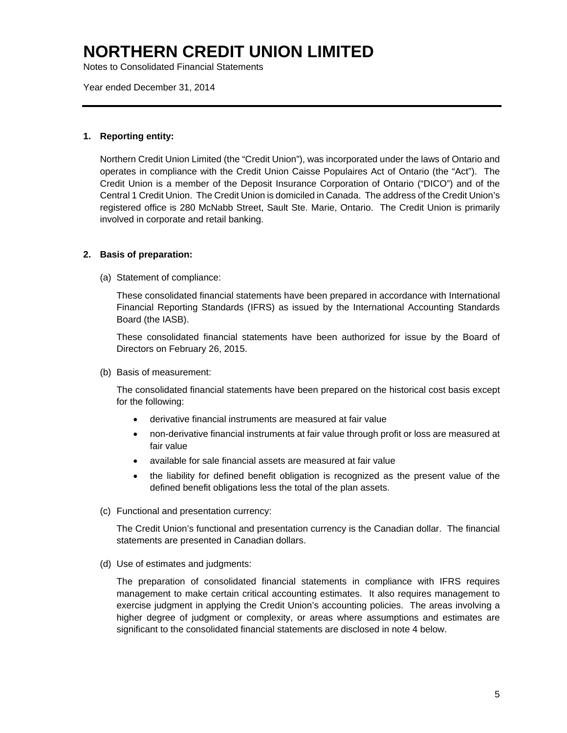# NORTHERN CREDIT UNION LIMITED

Notes to Consolidated Financial Statements

Year ended December 31, 2014

---

## 1. Reporting entity:

Northern Credit Union Limited (the "Credit Union"), was incorporated under the laws of Ontario and operates in compliance with the Credit Union Caisse Populaires Act of Ontario (the "Act"). The Credit Union is a member of the Deposit Insurance Corporation of Ontario ("DICO") and of the Central 1 Credit Union. The Credit Union is domiciled in Canada. The address of the Credit Union's registered office is 280 McNabb Street, Sault Ste. Marie, Ontario. The Credit Union is primarily involved in corporate and retail banking.

## 2. Basis of preparation:

(a) Statement of compliance:

These consolidated financial statements have been prepared in accordance with International Financial Reporting Standards (IFRS) as issued by the International Accounting Standards Board (the IASB).

These consolidated financial statements have been authorized for issue by the Board of Directors on February 26, 2015.

(b) Basis of measurement:

The consolidated financial statements have been prepared on the historical cost basis except for the following:

- derivative financial instruments are measured at fair value
- non-derivative financial instruments at fair value through profit or loss are measured at fair value
- available for sale financial assets are measured at fair value
- the liability for defined benefit obligation is recognized as the present value of the defined benefit obligations less the total of the plan assets.

(c) Functional and presentation currency:

The Credit Union's functional and presentation currency is the Canadian dollar. The financial statements are presented in Canadian dollars.

(d) Use of estimates and judgments:

The preparation of consolidated financial statements in compliance with IFRS requires management to make certain critical accounting estimates. It also requires management to exercise judgment in applying the Credit Union's accounting policies. The areas involving a higher degree of judgment or complexity, or areas where assumptions and estimates are significant to the consolidated financial statements are disclosed in note 4 below.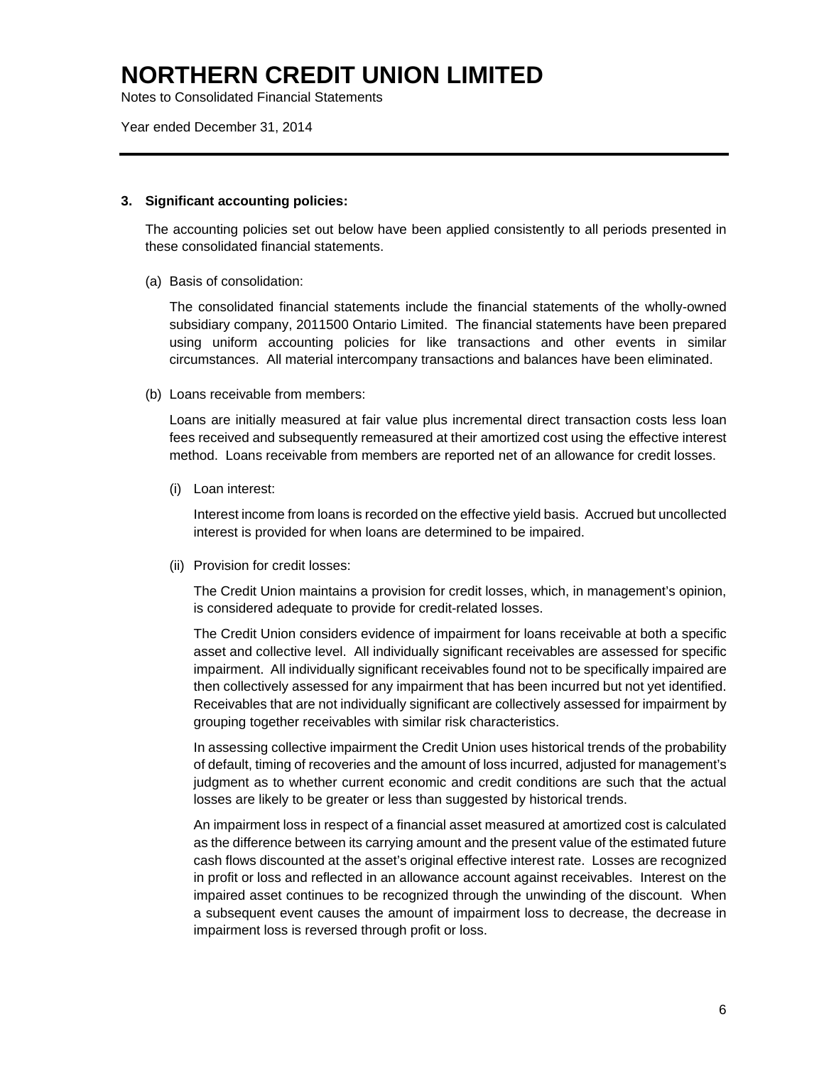### 3. Significant accounting policies:

The accounting policies set out below have been applied consistently to all periods presented in these consolidated financial statements.

(a) Basis of consolidation:

The consolidated financial statements include the financial statements of the wholly-owned subsidiary company, 2011500 Ontario Limited. The financial statements have been prepared using uniform accounting policies for like transactions and other events in similar circumstances. All material intercompany transactions and balances have been eliminated.

(b) Loans receivable from members:

Loans are initially measured at fair value plus incremental direct transaction costs less loan fees received and subsequently remeasured at their amortized cost using the effective interest method. Loans receivable from members are reported net of an allowance for credit losses.

(i) Loan interest:

Interest income from loans is recorded on the effective yield basis. Accrued but uncollected interest is provided for when loans are determined to be impaired.

(ii) Provision for credit losses:

The Credit Union maintains a provision for credit losses, which, in management's opinion, is considered adequate to provide for credit-related losses.

The Credit Union considers evidence of impairment for loans receivable at both a specific asset and collective level. All individually significant receivables are assessed for specific impairment. All individually significant receivables found not to be specifically impaired are then collectively assessed for any impairment that has been incurred but not yet identified. Receivables that are not individually significant are collectively assessed for impairment by grouping together receivables with similar risk characteristics.

In assessing collective impairment the Credit Union uses historical trends of the probability of default, timing of recoveries and the amount of loss incurred, adjusted for management's judgment as to whether current economic and credit conditions are such that the actual losses are likely to be greater or less than suggested by historical trends.

An impairment loss in respect of a financial asset measured at amortized cost is calculated as the difference between its carrying amount and the present value of the estimated future cash flows discounted at the asset's original effective interest rate. Losses are recognized in profit or loss and reflected in an allowance account against receivables. Interest on the impaired asset continues to be recognized through the unwinding of the discount. When a subsequent event causes the amount of impairment loss to decrease, the decrease in impairment loss is reversed through profit or loss.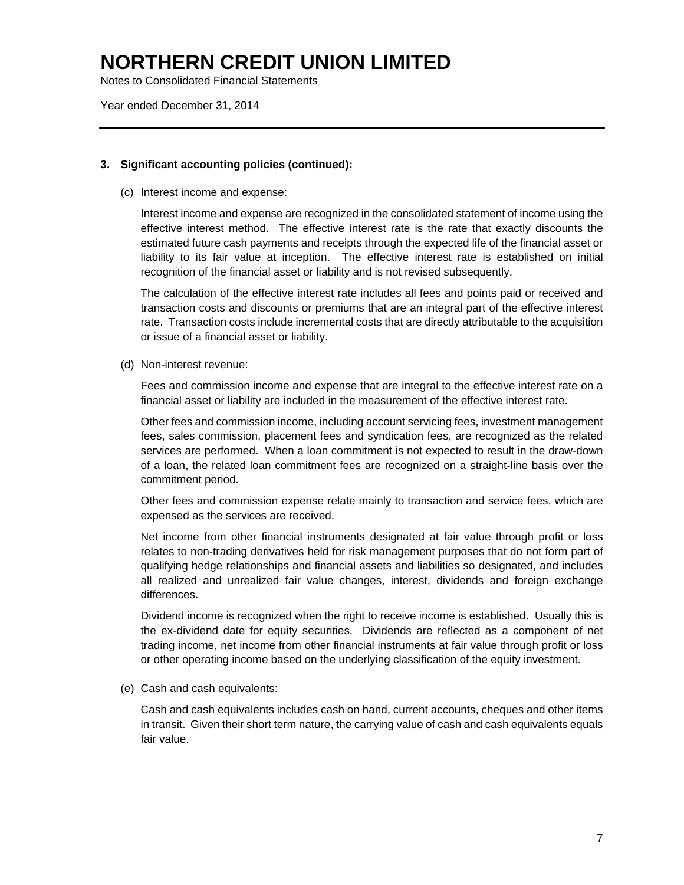# NORTHERN CREDIT UNION LIMITED

Notes to Consolidated Financial Statements

Year ended December 31, 2014

**3. Significant accounting policies (continued):**

(c) Interest income and expense:

Interest income and expense are recognized in the consolidated statement of income using the effective interest method. The effective interest rate is the rate that exactly discounts the estimated future cash payments and receipts through the expected life of the financial asset or liability to its fair value at inception. The effective interest rate is established on initial recognition of the financial asset or liability and is not revised subsequently.

The calculation of the effective interest rate includes all fees and points paid or received and transaction costs and discounts or premiums that are an integral part of the effective interest rate. Transaction costs include incremental costs that are directly attributable to the acquisition or issue of a financial asset or liability.

(d) Non-interest revenue:

Fees and commission income and expense that are integral to the effective interest rate on a financial asset or liability are included in the measurement of the effective interest rate.

Other fees and commission income, including account servicing fees, investment management fees, sales commission, placement fees and syndication fees, are recognized as the related services are performed. When a loan commitment is not expected to result in the draw-down of a loan, the related loan commitment fees are recognized on a straight-line basis over the commitment period.

Other fees and commission expense relate mainly to transaction and service fees, which are expensed as the services are received.

Net income from other financial instruments designated at fair value through profit or loss relates to non-trading derivatives held for risk management purposes that do not form part of qualifying hedge relationships and financial assets and liabilities so designated, and includes all realized and unrealized fair value changes, interest, dividends and foreign exchange differences.

Dividend income is recognized when the right to receive income is established. Usually this is the ex-dividend date for equity securities. Dividends are reflected as a component of net trading income, net income from other financial instruments at fair value through profit or loss or other operating income based on the underlying classification of the equity investment.

(e) Cash and cash equivalents:

Cash and cash equivalents includes cash on hand, current accounts, cheques and other items in transit. Given their short term nature, the carrying value of cash and cash equivalents equals fair value.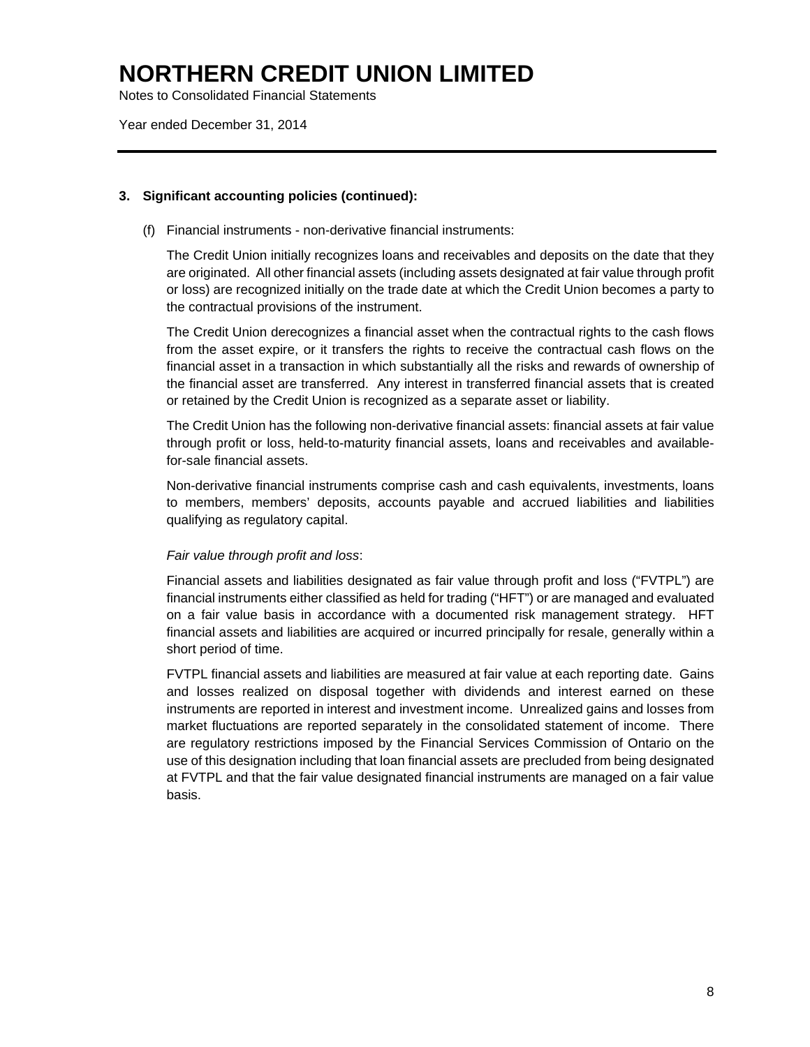### 3. Significant accounting policies (continued):

(f) Financial instruments - non-derivative financial instruments:

The Credit Union initially recognizes loans and receivables and deposits on the date that they are originated. All other financial assets (including assets designated at fair value through profit or loss) are recognized initially on the trade date at which the Credit Union becomes a party to the contractual provisions of the instrument.

The Credit Union derecognizes a financial asset when the contractual rights to the cash flows from the asset expire, or it transfers the rights to receive the contractual cash flows on the financial asset in a transaction in which substantially all the risks and rewards of ownership of the financial asset are transferred. Any interest in transferred financial assets that is created or retained by the Credit Union is recognized as a separate asset or liability.

The Credit Union has the following non-derivative financial assets: financial assets at fair value through profit or loss, held-to-maturity financial assets, loans and receivables and available-for-sale financial assets.

Non-derivative financial instruments comprise cash and cash equivalents, investments, loans to members, members' deposits, accounts payable and accrued liabilities and liabilities qualifying as regulatory capital.

*Fair value through profit and loss*:

Financial assets and liabilities designated as fair value through profit and loss ("FVTPL") are financial instruments either classified as held for trading ("HFT") or are managed and evaluated on a fair value basis in accordance with a documented risk management strategy. HFT financial assets and liabilities are acquired or incurred principally for resale, generally within a short period of time.

FVTPL financial assets and liabilities are measured at fair value at each reporting date. Gains and losses realized on disposal together with dividends and interest earned on these instruments are reported in interest and investment income. Unrealized gains and losses from market fluctuations are reported separately in the consolidated statement of income. There are regulatory restrictions imposed by the Financial Services Commission of Ontario on the use of this designation including that loan financial assets are precluded from being designated at FVTPL and that the fair value designated financial instruments are managed on a fair value basis.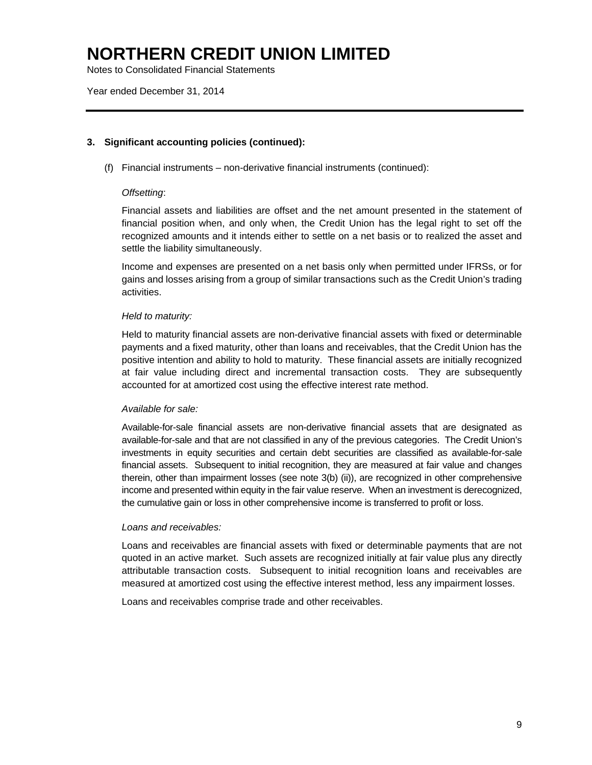### 3. Significant accounting policies (continued):

(f) Financial instruments – non-derivative financial instruments (continued):

*Offsetting*:

Financial assets and liabilities are offset and the net amount presented in the statement of financial position when, and only when, the Credit Union has the legal right to set off the recognized amounts and it intends either to settle on a net basis or to realized the asset and settle the liability simultaneously.

Income and expenses are presented on a net basis only when permitted under IFRSs, or for gains and losses arising from a group of similar transactions such as the Credit Union's trading activities.

*Held to maturity:*

Held to maturity financial assets are non-derivative financial assets with fixed or determinable payments and a fixed maturity, other than loans and receivables, that the Credit Union has the positive intention and ability to hold to maturity. These financial assets are initially recognized at fair value including direct and incremental transaction costs. They are subsequently accounted for at amortized cost using the effective interest rate method.

*Available for sale:*

Available-for-sale financial assets are non-derivative financial assets that are designated as available-for-sale and that are not classified in any of the previous categories. The Credit Union's investments in equity securities and certain debt securities are classified as available-for-sale financial assets. Subsequent to initial recognition, they are measured at fair value and changes therein, other than impairment losses (see note 3(b) (ii)), are recognized in other comprehensive income and presented within equity in the fair value reserve. When an investment is derecognized, the cumulative gain or loss in other comprehensive income is transferred to profit or loss.

*Loans and receivables:*

Loans and receivables are financial assets with fixed or determinable payments that are not quoted in an active market. Such assets are recognized initially at fair value plus any directly attributable transaction costs. Subsequent to initial recognition loans and receivables are measured at amortized cost using the effective interest method, less any impairment losses.

Loans and receivables comprise trade and other receivables.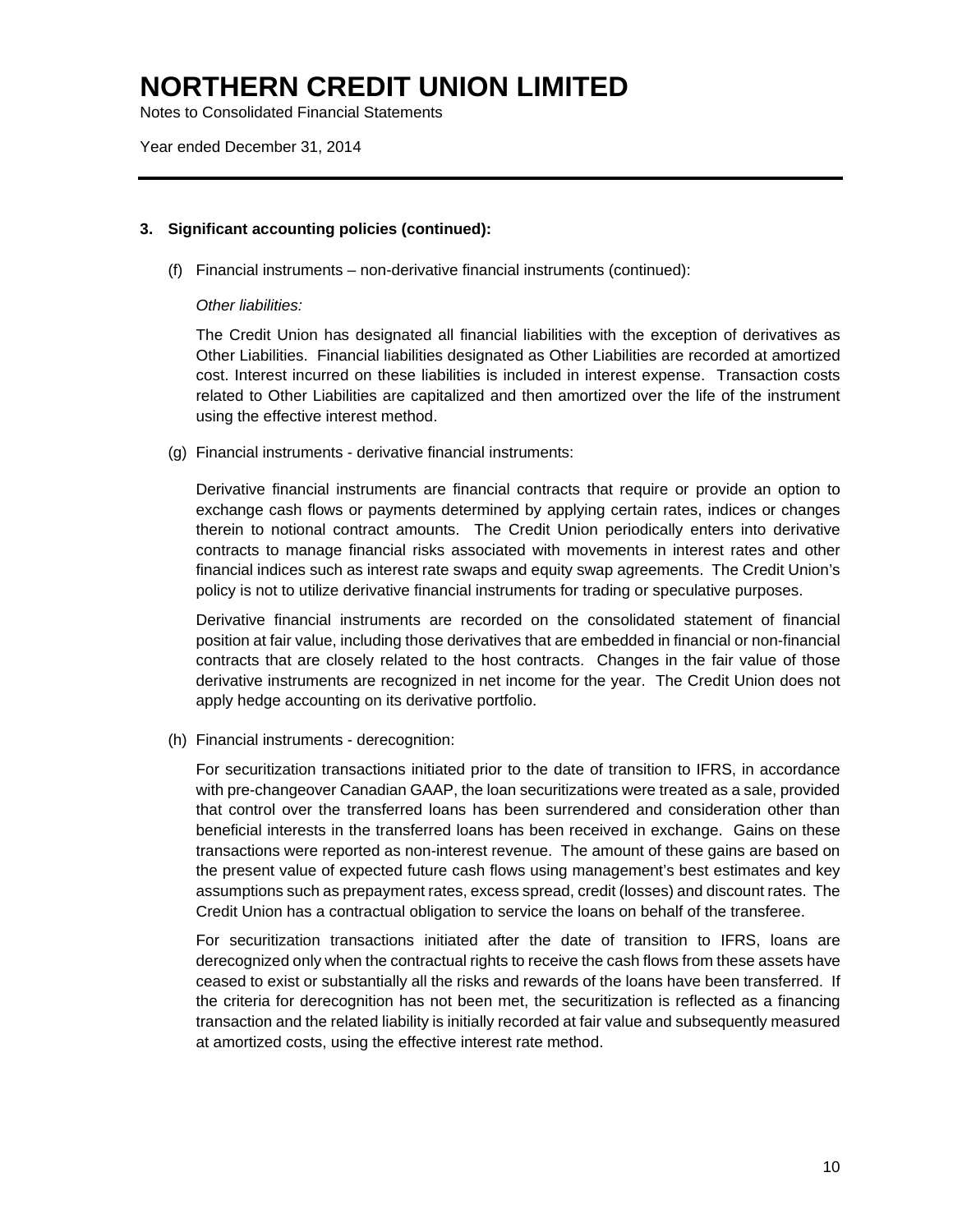### 3. Significant accounting policies (continued):

(f) Financial instruments – non-derivative financial instruments (continued):

*Other liabilities:*

The Credit Union has designated all financial liabilities with the exception of derivatives as Other Liabilities. Financial liabilities designated as Other Liabilities are recorded at amortized cost. Interest incurred on these liabilities is included in interest expense. Transaction costs related to Other Liabilities are capitalized and then amortized over the life of the instrument using the effective interest method.

(g) Financial instruments - derivative financial instruments:

Derivative financial instruments are financial contracts that require or provide an option to exchange cash flows or payments determined by applying certain rates, indices or changes therein to notional contract amounts. The Credit Union periodically enters into derivative contracts to manage financial risks associated with movements in interest rates and other financial indices such as interest rate swaps and equity swap agreements. The Credit Union's policy is not to utilize derivative financial instruments for trading or speculative purposes.

Derivative financial instruments are recorded on the consolidated statement of financial position at fair value, including those derivatives that are embedded in financial or non-financial contracts that are closely related to the host contracts. Changes in the fair value of those derivative instruments are recognized in net income for the year. The Credit Union does not apply hedge accounting on its derivative portfolio.

(h) Financial instruments - derecognition:

For securitization transactions initiated prior to the date of transition to IFRS, in accordance with pre-changeover Canadian GAAP, the loan securitizations were treated as a sale, provided that control over the transferred loans has been surrendered and consideration other than beneficial interests in the transferred loans has been received in exchange. Gains on these transactions were reported as non-interest revenue. The amount of these gains are based on the present value of expected future cash flows using management's best estimates and key assumptions such as prepayment rates, excess spread, credit (losses) and discount rates. The Credit Union has a contractual obligation to service the loans on behalf of the transferee.

For securitization transactions initiated after the date of transition to IFRS, loans are derecognized only when the contractual rights to receive the cash flows from these assets have ceased to exist or substantially all the risks and rewards of the loans have been transferred. If the criteria for derecognition has not been met, the securitization is reflected as a financing transaction and the related liability is initially recorded at fair value and subsequently measured at amortized costs, using the effective interest rate method.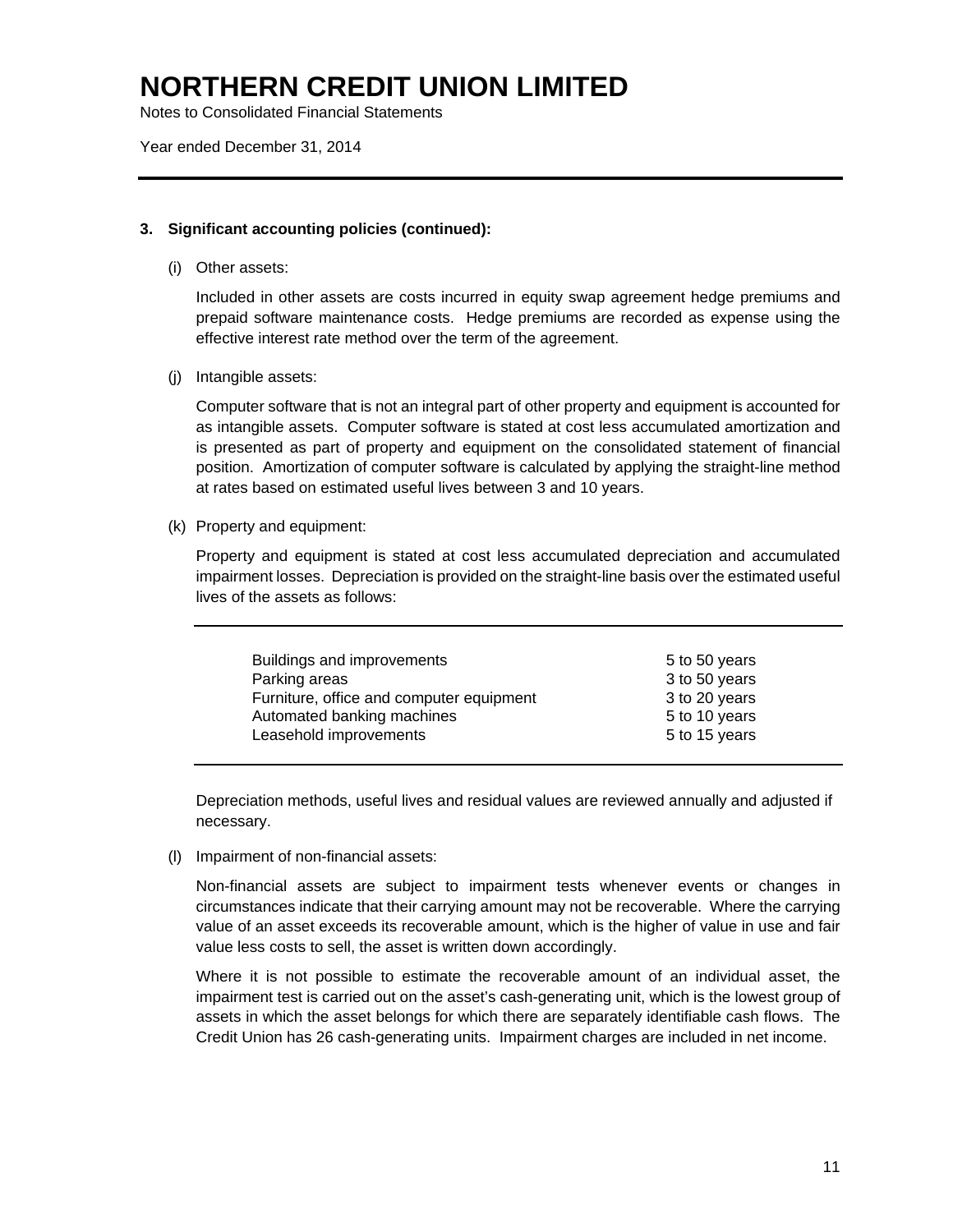# NORTHERN CREDIT UNION LIMITED

Notes to Consolidated Financial Statements

Year ended December 31, 2014

**3. Significant accounting policies (continued):**

(i) Other assets:

Included in other assets are costs incurred in equity swap agreement hedge premiums and prepaid software maintenance costs. Hedge premiums are recorded as expense using the effective interest rate method over the term of the agreement.

(j) Intangible assets:

Computer software that is not an integral part of other property and equipment is accounted for as intangible assets. Computer software is stated at cost less accumulated amortization and is presented as part of property and equipment on the consolidated statement of financial position. Amortization of computer software is calculated by applying the straight-line method at rates based on estimated useful lives between 3 and 10 years.

(k) Property and equipment:

Property and equipment is stated at cost less accumulated depreciation and accumulated impairment losses. Depreciation is provided on the straight-line basis over the estimated useful lives of the assets as follows:

| | |
|---|---|
| Buildings and improvements | 5 to 50 years |
| Parking areas | 3 to 50 years |
| Furniture, office and computer equipment | 3 to 20 years |
| Automated banking machines | 5 to 10 years |
| Leasehold improvements | 5 to 15 years |

Depreciation methods, useful lives and residual values are reviewed annually and adjusted if necessary.

(l) Impairment of non-financial assets:

Non-financial assets are subject to impairment tests whenever events or changes in circumstances indicate that their carrying amount may not be recoverable. Where the carrying value of an asset exceeds its recoverable amount, which is the higher of value in use and fair value less costs to sell, the asset is written down accordingly.

Where it is not possible to estimate the recoverable amount of an individual asset, the impairment test is carried out on the asset's cash-generating unit, which is the lowest group of assets in which the asset belongs for which there are separately identifiable cash flows. The Credit Union has 26 cash-generating units. Impairment charges are included in net income.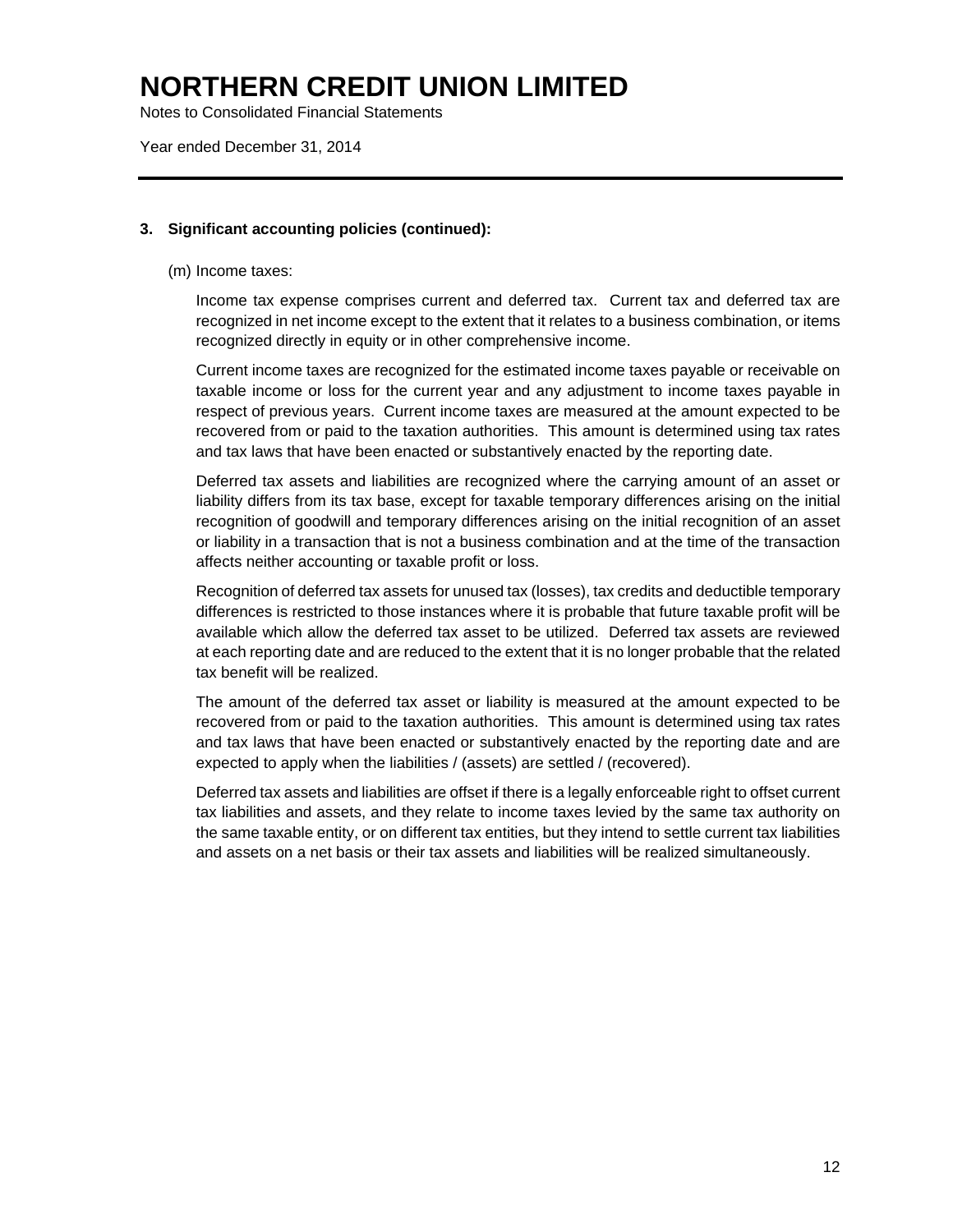### 3. Significant accounting policies (continued):

(m) Income taxes:

Income tax expense comprises current and deferred tax. Current tax and deferred tax are recognized in net income except to the extent that it relates to a business combination, or items recognized directly in equity or in other comprehensive income.

Current income taxes are recognized for the estimated income taxes payable or receivable on taxable income or loss for the current year and any adjustment to income taxes payable in respect of previous years. Current income taxes are measured at the amount expected to be recovered from or paid to the taxation authorities. This amount is determined using tax rates and tax laws that have been enacted or substantively enacted by the reporting date.

Deferred tax assets and liabilities are recognized where the carrying amount of an asset or liability differs from its tax base, except for taxable temporary differences arising on the initial recognition of goodwill and temporary differences arising on the initial recognition of an asset or liability in a transaction that is not a business combination and at the time of the transaction affects neither accounting or taxable profit or loss.

Recognition of deferred tax assets for unused tax (losses), tax credits and deductible temporary differences is restricted to those instances where it is probable that future taxable profit will be available which allow the deferred tax asset to be utilized. Deferred tax assets are reviewed at each reporting date and are reduced to the extent that it is no longer probable that the related tax benefit will be realized.

The amount of the deferred tax asset or liability is measured at the amount expected to be recovered from or paid to the taxation authorities. This amount is determined using tax rates and tax laws that have been enacted or substantively enacted by the reporting date and are expected to apply when the liabilities / (assets) are settled / (recovered).

Deferred tax assets and liabilities are offset if there is a legally enforceable right to offset current tax liabilities and assets, and they relate to income taxes levied by the same tax authority on the same taxable entity, or on different tax entities, but they intend to settle current tax liabilities and assets on a net basis or their tax assets and liabilities will be realized simultaneously.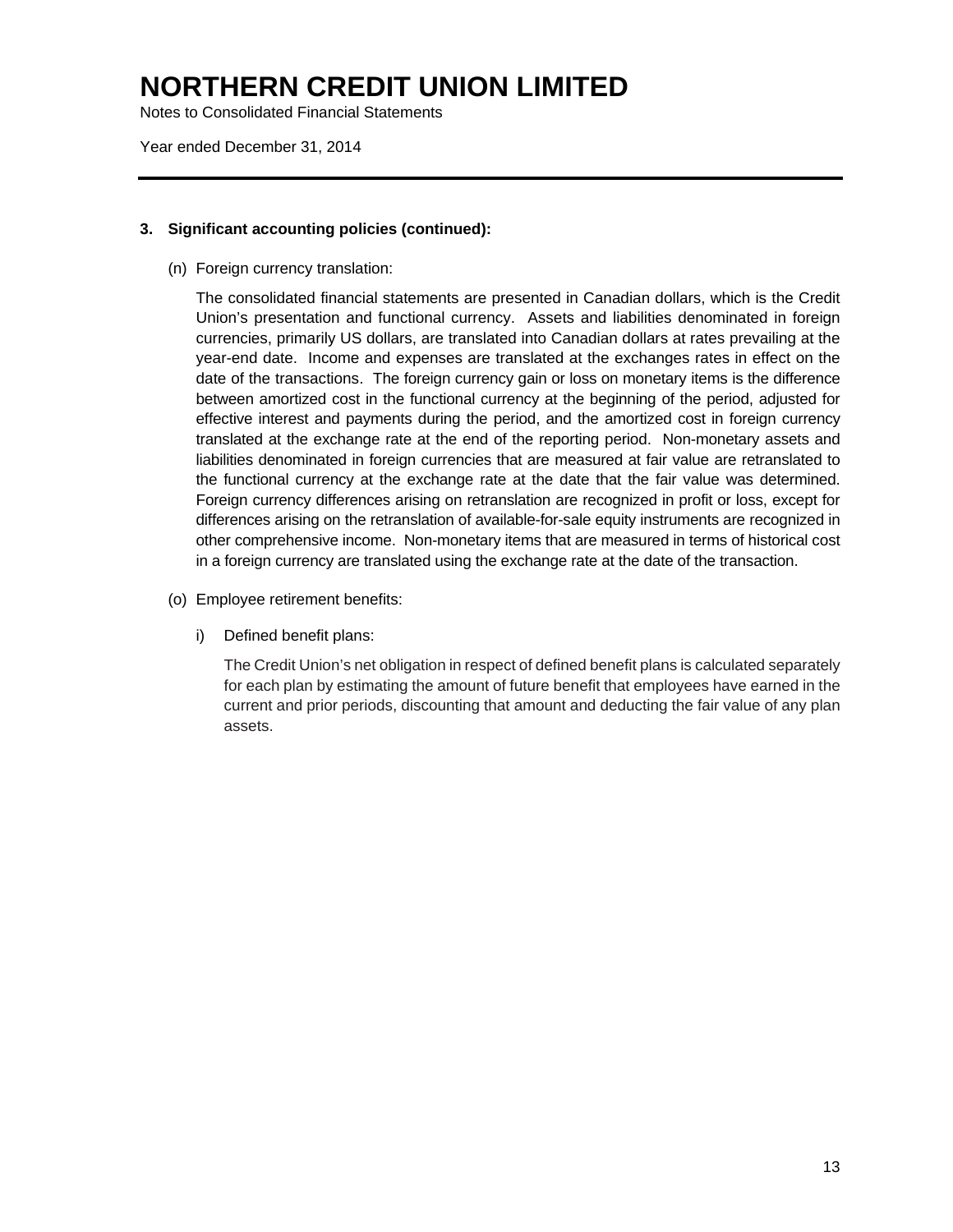# NORTHERN CREDIT UNION LIMITED

Notes to Consolidated Financial Statements

Year ended December 31, 2014

## 3. Significant accounting policies (continued):

(n) Foreign currency translation:

The consolidated financial statements are presented in Canadian dollars, which is the Credit Union's presentation and functional currency. Assets and liabilities denominated in foreign currencies, primarily US dollars, are translated into Canadian dollars at rates prevailing at the year-end date. Income and expenses are translated at the exchanges rates in effect on the date of the transactions. The foreign currency gain or loss on monetary items is the difference between amortized cost in the functional currency at the beginning of the period, adjusted for effective interest and payments during the period, and the amortized cost in foreign currency translated at the exchange rate at the end of the reporting period. Non-monetary assets and liabilities denominated in foreign currencies that are measured at fair value are retranslated to the functional currency at the exchange rate at the date that the fair value was determined. Foreign currency differences arising on retranslation are recognized in profit or loss, except for differences arising on the retranslation of available-for-sale equity instruments are recognized in other comprehensive income. Non-monetary items that are measured in terms of historical cost in a foreign currency are translated using the exchange rate at the date of the transaction.

(o) Employee retirement benefits:

i) Defined benefit plans:

The Credit Union's net obligation in respect of defined benefit plans is calculated separately for each plan by estimating the amount of future benefit that employees have earned in the current and prior periods, discounting that amount and deducting the fair value of any plan assets.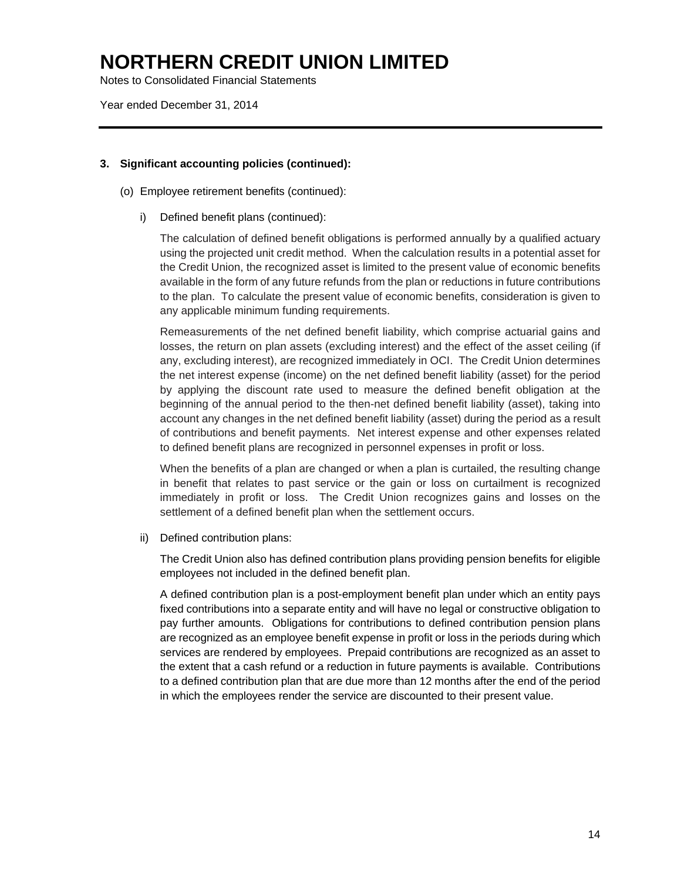### 3. Significant accounting policies (continued):

(o) Employee retirement benefits (continued):

i) Defined benefit plans (continued):

The calculation of defined benefit obligations is performed annually by a qualified actuary using the projected unit credit method. When the calculation results in a potential asset for the Credit Union, the recognized asset is limited to the present value of economic benefits available in the form of any future refunds from the plan or reductions in future contributions to the plan. To calculate the present value of economic benefits, consideration is given to any applicable minimum funding requirements.

Remeasurements of the net defined benefit liability, which comprise actuarial gains and losses, the return on plan assets (excluding interest) and the effect of the asset ceiling (if any, excluding interest), are recognized immediately in OCI. The Credit Union determines the net interest expense (income) on the net defined benefit liability (asset) for the period by applying the discount rate used to measure the defined benefit obligation at the beginning of the annual period to the then-net defined benefit liability (asset), taking into account any changes in the net defined benefit liability (asset) during the period as a result of contributions and benefit payments. Net interest expense and other expenses related to defined benefit plans are recognized in personnel expenses in profit or loss.

When the benefits of a plan are changed or when a plan is curtailed, the resulting change in benefit that relates to past service or the gain or loss on curtailment is recognized immediately in profit or loss. The Credit Union recognizes gains and losses on the settlement of a defined benefit plan when the settlement occurs.

ii) Defined contribution plans:

The Credit Union also has defined contribution plans providing pension benefits for eligible employees not included in the defined benefit plan.

A defined contribution plan is a post-employment benefit plan under which an entity pays fixed contributions into a separate entity and will have no legal or constructive obligation to pay further amounts. Obligations for contributions to defined contribution pension plans are recognized as an employee benefit expense in profit or loss in the periods during which services are rendered by employees. Prepaid contributions are recognized as an asset to the extent that a cash refund or a reduction in future payments is available. Contributions to a defined contribution plan that are due more than 12 months after the end of the period in which the employees render the service are discounted to their present value.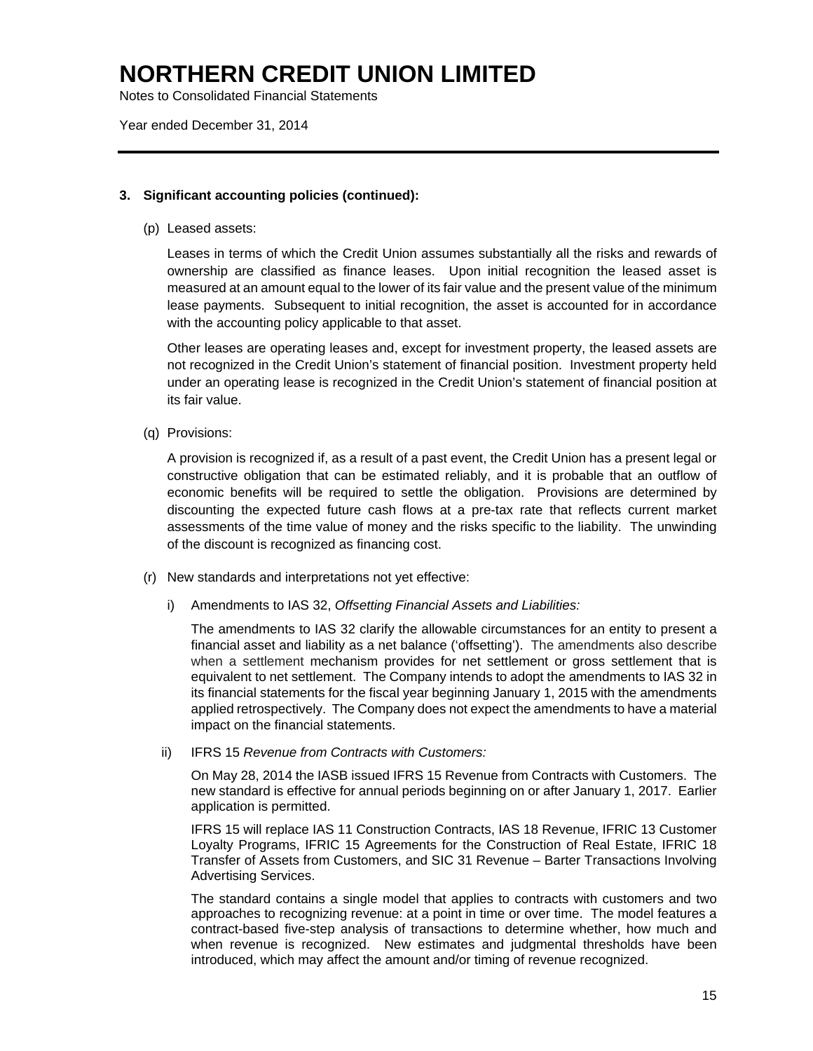# NORTHERN CREDIT UNION LIMITED

Notes to Consolidated Financial Statements

Year ended December 31, 2014

---

**3. Significant accounting policies (continued):**

(p) Leased assets:

Leases in terms of which the Credit Union assumes substantially all the risks and rewards of ownership are classified as finance leases. Upon initial recognition the leased asset is measured at an amount equal to the lower of its fair value and the present value of the minimum lease payments. Subsequent to initial recognition, the asset is accounted for in accordance with the accounting policy applicable to that asset.

Other leases are operating leases and, except for investment property, the leased assets are not recognized in the Credit Union's statement of financial position. Investment property held under an operating lease is recognized in the Credit Union's statement of financial position at its fair value.

(q) Provisions:

A provision is recognized if, as a result of a past event, the Credit Union has a present legal or constructive obligation that can be estimated reliably, and it is probable that an outflow of economic benefits will be required to settle the obligation. Provisions are determined by discounting the expected future cash flows at a pre-tax rate that reflects current market assessments of the time value of money and the risks specific to the liability. The unwinding of the discount is recognized as financing cost.

(r) New standards and interpretations not yet effective:

i) Amendments to IAS 32, *Offsetting Financial Assets and Liabilities:*

The amendments to IAS 32 clarify the allowable circumstances for an entity to present a financial asset and liability as a net balance ('offsetting'). The amendments also describe when a settlement mechanism provides for net settlement or gross settlement that is equivalent to net settlement. The Company intends to adopt the amendments to IAS 32 in its financial statements for the fiscal year beginning January 1, 2015 with the amendments applied retrospectively. The Company does not expect the amendments to have a material impact on the financial statements.

ii) IFRS 15 *Revenue from Contracts with Customers:*

On May 28, 2014 the IASB issued IFRS 15 Revenue from Contracts with Customers. The new standard is effective for annual periods beginning on or after January 1, 2017. Earlier application is permitted.

IFRS 15 will replace IAS 11 Construction Contracts, IAS 18 Revenue, IFRIC 13 Customer Loyalty Programs, IFRIC 15 Agreements for the Construction of Real Estate, IFRIC 18 Transfer of Assets from Customers, and SIC 31 Revenue – Barter Transactions Involving Advertising Services.

The standard contains a single model that applies to contracts with customers and two approaches to recognizing revenue: at a point in time or over time. The model features a contract-based five-step analysis of transactions to determine whether, how much and when revenue is recognized. New estimates and judgmental thresholds have been introduced, which may affect the amount and/or timing of revenue recognized.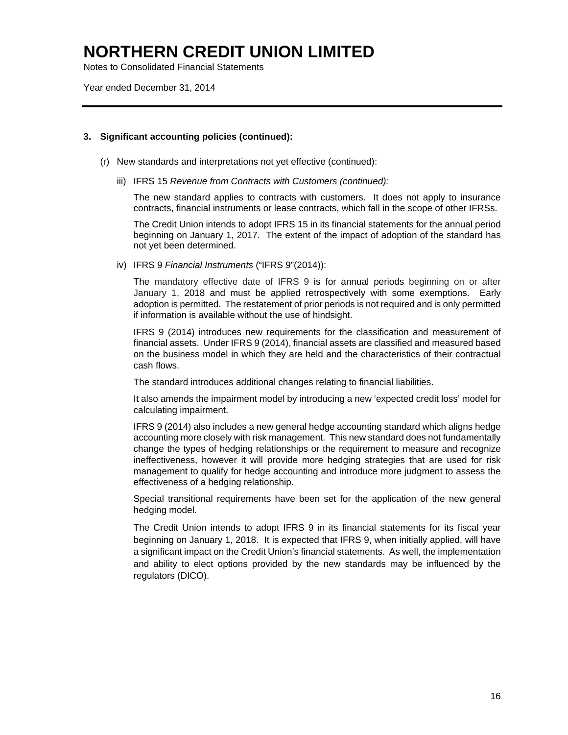**3. Significant accounting policies (continued):**

(r) New standards and interpretations not yet effective (continued):

iii) IFRS 15 *Revenue from Contracts with Customers (continued):*

The new standard applies to contracts with customers. It does not apply to insurance contracts, financial instruments or lease contracts, which fall in the scope of other IFRSs.

The Credit Union intends to adopt IFRS 15 in its financial statements for the annual period beginning on January 1, 2017. The extent of the impact of adoption of the standard has not yet been determined.

iv) IFRS 9 *Financial Instruments* ("IFRS 9"(2014)):

The mandatory effective date of IFRS 9 is for annual periods beginning on or after January 1, 2018 and must be applied retrospectively with some exemptions. Early adoption is permitted. The restatement of prior periods is not required and is only permitted if information is available without the use of hindsight.

IFRS 9 (2014) introduces new requirements for the classification and measurement of financial assets. Under IFRS 9 (2014), financial assets are classified and measured based on the business model in which they are held and the characteristics of their contractual cash flows.

The standard introduces additional changes relating to financial liabilities.

It also amends the impairment model by introducing a new 'expected credit loss' model for calculating impairment.

IFRS 9 (2014) also includes a new general hedge accounting standard which aligns hedge accounting more closely with risk management. This new standard does not fundamentally change the types of hedging relationships or the requirement to measure and recognize ineffectiveness, however it will provide more hedging strategies that are used for risk management to qualify for hedge accounting and introduce more judgment to assess the effectiveness of a hedging relationship.

Special transitional requirements have been set for the application of the new general hedging model.

The Credit Union intends to adopt IFRS 9 in its financial statements for its fiscal year beginning on January 1, 2018. It is expected that IFRS 9, when initially applied, will have a significant impact on the Credit Union's financial statements. As well, the implementation and ability to elect options provided by the new standards may be influenced by the regulators (DICO).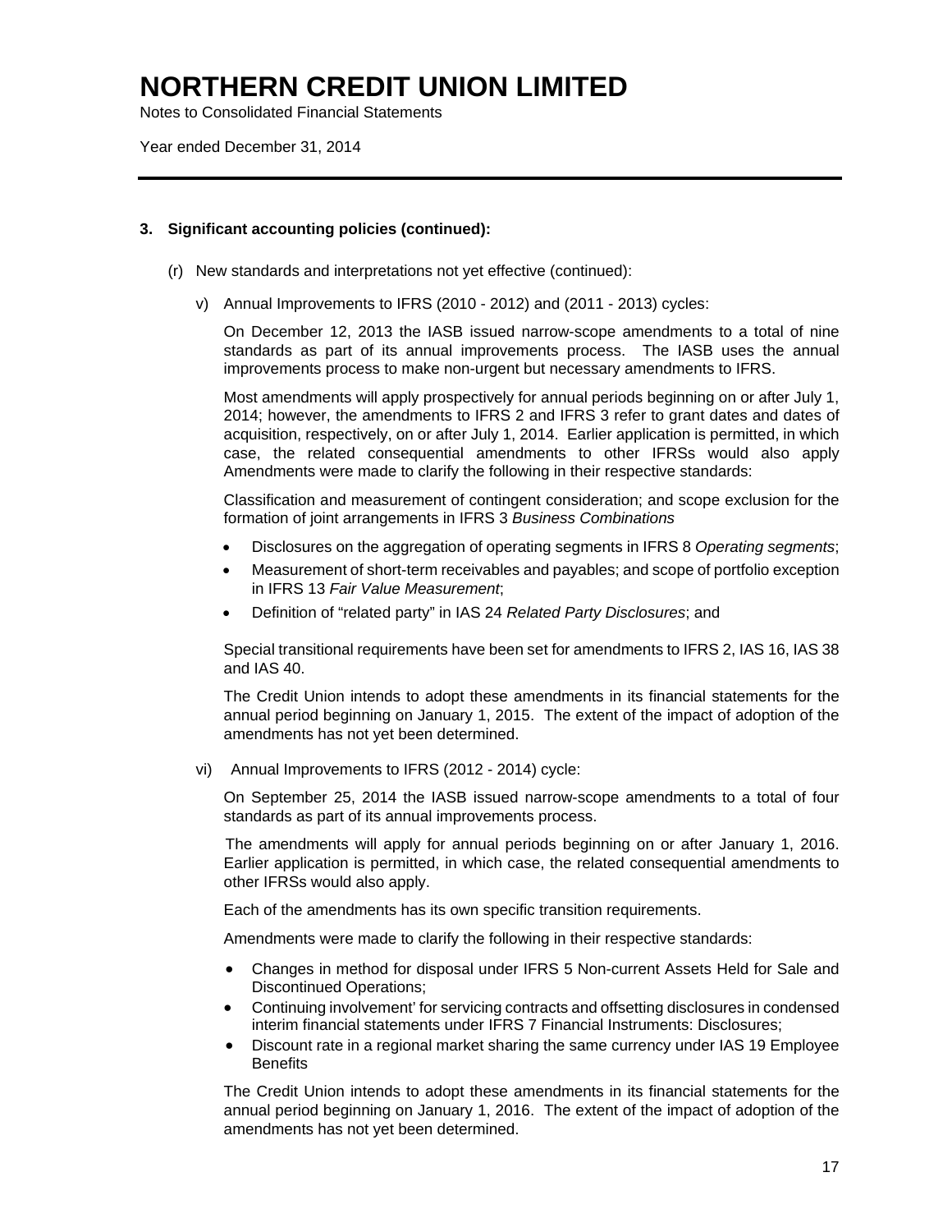# NORTHERN CREDIT UNION LIMITED

Notes to Consolidated Financial Statements

Year ended December 31, 2014

## 3. Significant accounting policies (continued):

(r) New standards and interpretations not yet effective (continued):

v) Annual Improvements to IFRS (2010 - 2012) and (2011 - 2013) cycles:

On December 12, 2013 the IASB issued narrow-scope amendments to a total of nine standards as part of its annual improvements process. The IASB uses the annual improvements process to make non-urgent but necessary amendments to IFRS.

Most amendments will apply prospectively for annual periods beginning on or after July 1, 2014; however, the amendments to IFRS 2 and IFRS 3 refer to grant dates and dates of acquisition, respectively, on or after July 1, 2014. Earlier application is permitted, in which case, the related consequential amendments to other IFRSs would also apply Amendments were made to clarify the following in their respective standards:

Classification and measurement of contingent consideration; and scope exclusion for the formation of joint arrangements in IFRS 3 *Business Combinations*

- Disclosures on the aggregation of operating segments in IFRS 8 *Operating segments*;
- Measurement of short-term receivables and payables; and scope of portfolio exception in IFRS 13 *Fair Value Measurement*;
- Definition of "related party" in IAS 24 *Related Party Disclosures*; and

Special transitional requirements have been set for amendments to IFRS 2, IAS 16, IAS 38 and IAS 40.

The Credit Union intends to adopt these amendments in its financial statements for the annual period beginning on January 1, 2015. The extent of the impact of adoption of the amendments has not yet been determined.

vi) Annual Improvements to IFRS (2012 - 2014) cycle:

On September 25, 2014 the IASB issued narrow-scope amendments to a total of four standards as part of its annual improvements process.

The amendments will apply for annual periods beginning on or after January 1, 2016. Earlier application is permitted, in which case, the related consequential amendments to other IFRSs would also apply.

Each of the amendments has its own specific transition requirements.

Amendments were made to clarify the following in their respective standards:

- Changes in method for disposal under IFRS 5 Non-current Assets Held for Sale and Discontinued Operations;
- Continuing involvement' for servicing contracts and offsetting disclosures in condensed interim financial statements under IFRS 7 Financial Instruments: Disclosures;
- Discount rate in a regional market sharing the same currency under IAS 19 Employee Benefits

The Credit Union intends to adopt these amendments in its financial statements for the annual period beginning on January 1, 2016. The extent of the impact of adoption of the amendments has not yet been determined.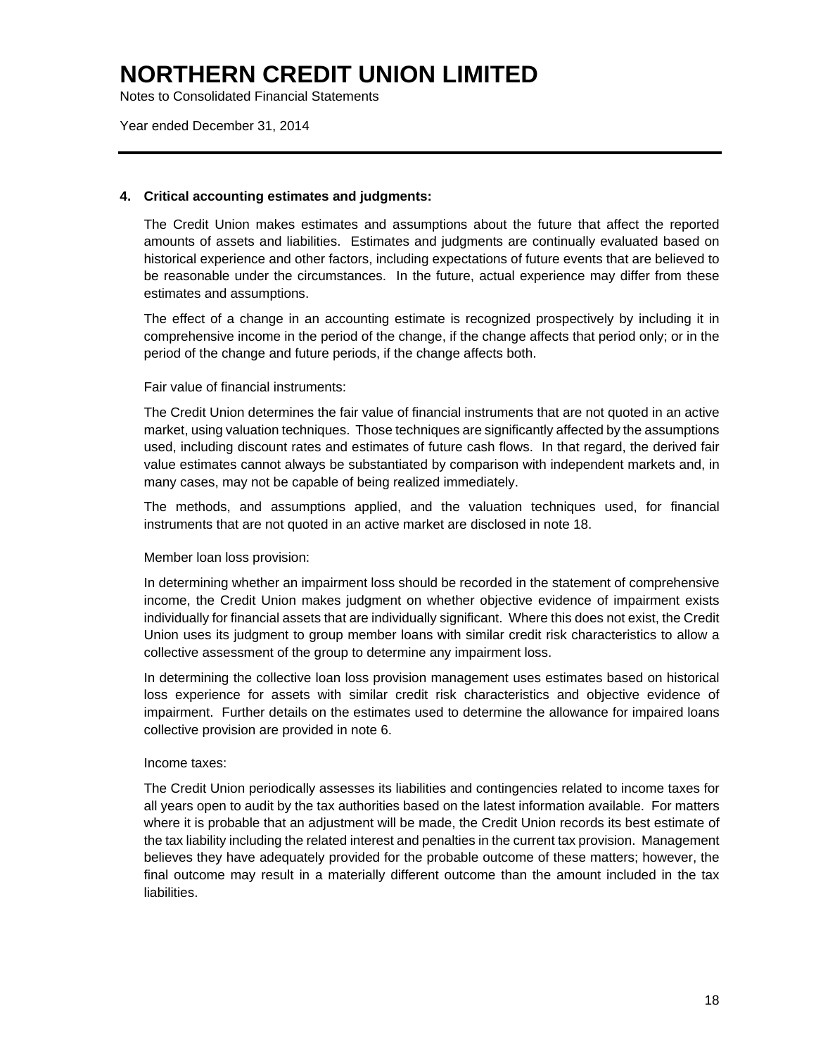# NORTHERN CREDIT UNION LIMITED

Notes to Consolidated Financial Statements

Year ended December 31, 2014

## 4. Critical accounting estimates and judgments:

The Credit Union makes estimates and assumptions about the future that affect the reported amounts of assets and liabilities. Estimates and judgments are continually evaluated based on historical experience and other factors, including expectations of future events that are believed to be reasonable under the circumstances. In the future, actual experience may differ from these estimates and assumptions.

The effect of a change in an accounting estimate is recognized prospectively by including it in comprehensive income in the period of the change, if the change affects that period only; or in the period of the change and future periods, if the change affects both.

Fair value of financial instruments:

The Credit Union determines the fair value of financial instruments that are not quoted in an active market, using valuation techniques. Those techniques are significantly affected by the assumptions used, including discount rates and estimates of future cash flows. In that regard, the derived fair value estimates cannot always be substantiated by comparison with independent markets and, in many cases, may not be capable of being realized immediately.

The methods, and assumptions applied, and the valuation techniques used, for financial instruments that are not quoted in an active market are disclosed in note 18.

Member loan loss provision:

In determining whether an impairment loss should be recorded in the statement of comprehensive income, the Credit Union makes judgment on whether objective evidence of impairment exists individually for financial assets that are individually significant. Where this does not exist, the Credit Union uses its judgment to group member loans with similar credit risk characteristics to allow a collective assessment of the group to determine any impairment loss.

In determining the collective loan loss provision management uses estimates based on historical loss experience for assets with similar credit risk characteristics and objective evidence of impairment. Further details on the estimates used to determine the allowance for impaired loans collective provision are provided in note 6.

Income taxes:

The Credit Union periodically assesses its liabilities and contingencies related to income taxes for all years open to audit by the tax authorities based on the latest information available. For matters where it is probable that an adjustment will be made, the Credit Union records its best estimate of the tax liability including the related interest and penalties in the current tax provision. Management believes they have adequately provided for the probable outcome of these matters; however, the final outcome may result in a materially different outcome than the amount included in the tax liabilities.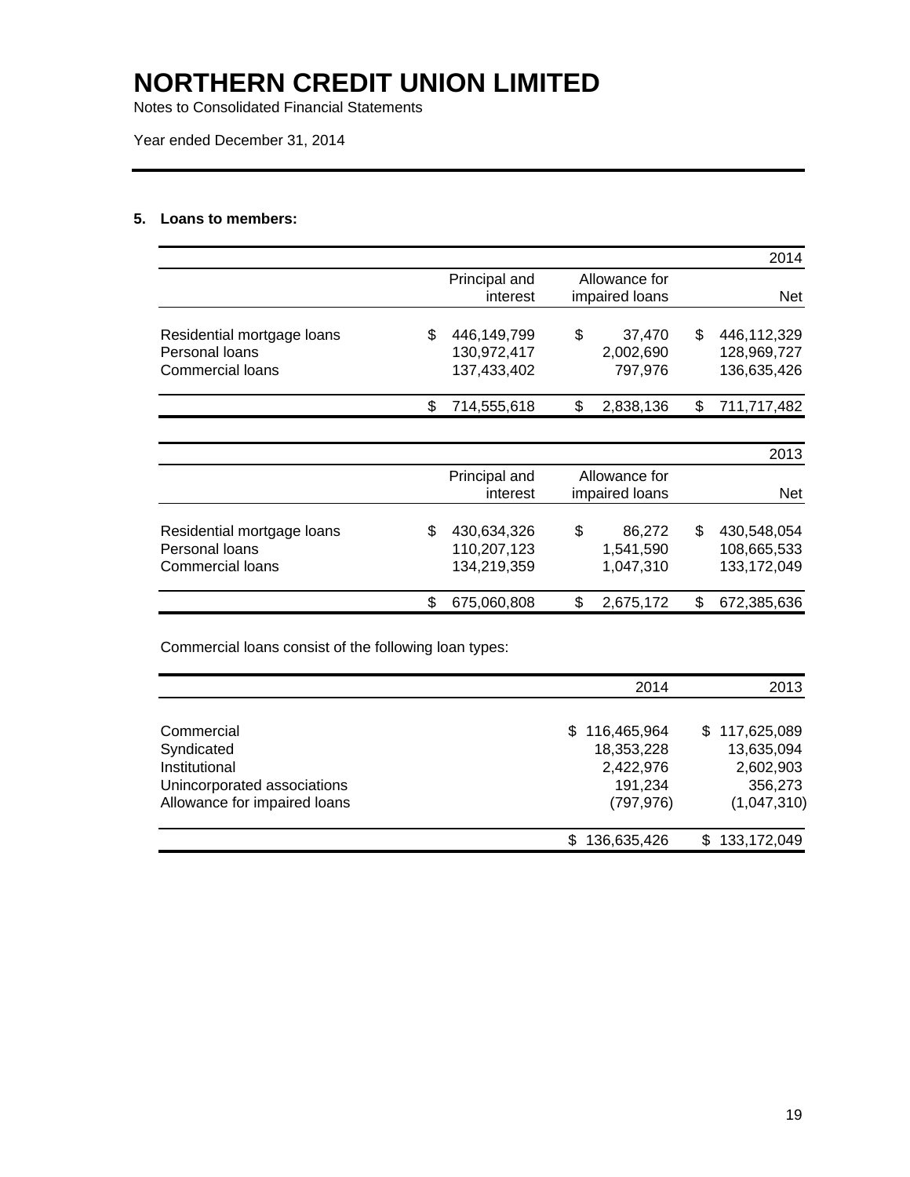# NORTHERN CREDIT UNION LIMITED

Notes to Consolidated Financial Statements

Year ended December 31, 2014

## 5. Loans to members:

| | | | 2014 |
|---|---|---|---|
| | Principal and interest | Allowance for impaired loans | Net |
| Residential mortgage loans | $ 446,149,799 | $ 37,470 | $ 446,112,329 |
| Personal loans | 130,972,417 | 2,002,690 | 128,969,727 |
| Commercial loans | 137,433,402 | 797,976 | 136,635,426 |
| | $ 714,555,618 | $ 2,838,136 | $ 711,717,482 |

| | | | 2013 |
|---|---|---|---|
| | Principal and interest | Allowance for impaired loans | Net |
| Residential mortgage loans | $ 430,634,326 | $ 86,272 | $ 430,548,054 |
| Personal loans | 110,207,123 | 1,541,590 | 108,665,533 |
| Commercial loans | 134,219,359 | 1,047,310 | 133,172,049 |
| | $ 675,060,808 | $ 2,675,172 | $ 672,385,636 |

Commercial loans consist of the following loan types:

| | 2014 | 2013 |
|---|---|---|
| Commercial | $ 116,465,964 | $ 117,625,089 |
| Syndicated | 18,353,228 | 13,635,094 |
| Institutional | 2,422,976 | 2,602,903 |
| Unincorporated associations | 191,234 | 356,273 |
| Allowance for impaired loans | (797,976) | (1,047,310) |
| | $ 136,635,426 | $ 133,172,049 |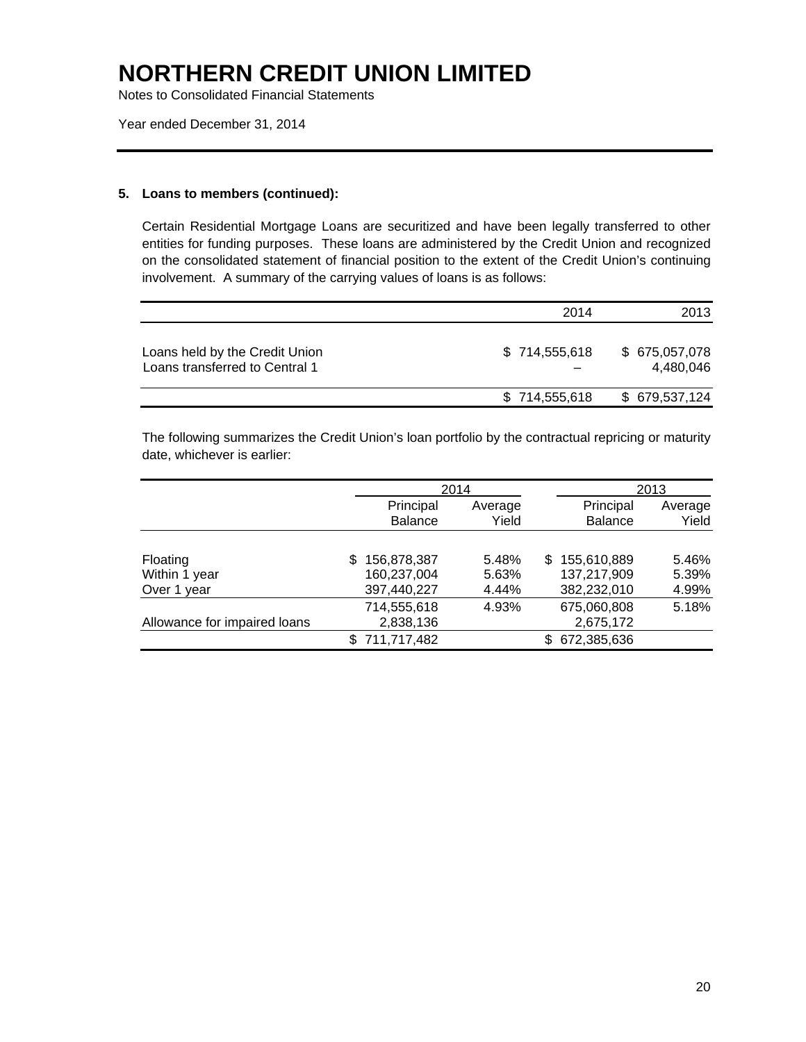# NORTHERN CREDIT UNION LIMITED

Notes to Consolidated Financial Statements

Year ended December 31, 2014

### 5. Loans to members (continued):

Certain Residential Mortgage Loans are securitized and have been legally transferred to other entities for funding purposes. These loans are administered by the Credit Union and recognized on the consolidated statement of financial position to the extent of the Credit Union's continuing involvement. A summary of the carrying values of loans is as follows:

| | 2014 | 2013 |
|---|---|---|
| Loans held by the Credit Union | $ 714,555,618 | $ 675,057,078 |
| Loans transferred to Central 1 | – | 4,480,046 |
| | $ 714,555,618 | $ 679,537,124 |

The following summarizes the Credit Union's loan portfolio by the contractual repricing or maturity date, whichever is earlier:

| | 2014 | | 2013 | |
|---|---|---|---|---|
| | Principal Balance | Average Yield | Principal Balance | Average Yield |
| Floating | $ 156,878,387 | 5.48% | $ 155,610,889 | 5.46% |
| Within 1 year | 160,237,004 | 5.63% | 137,217,909 | 5.39% |
| Over 1 year | 397,440,227 | 4.44% | 382,232,010 | 4.99% |
| | 714,555,618 | 4.93% | 675,060,808 | 5.18% |
| Allowance for impaired loans | 2,838,136 | | 2,675,172 | |
| | $ 711,717,482 | | $ 672,385,636 | |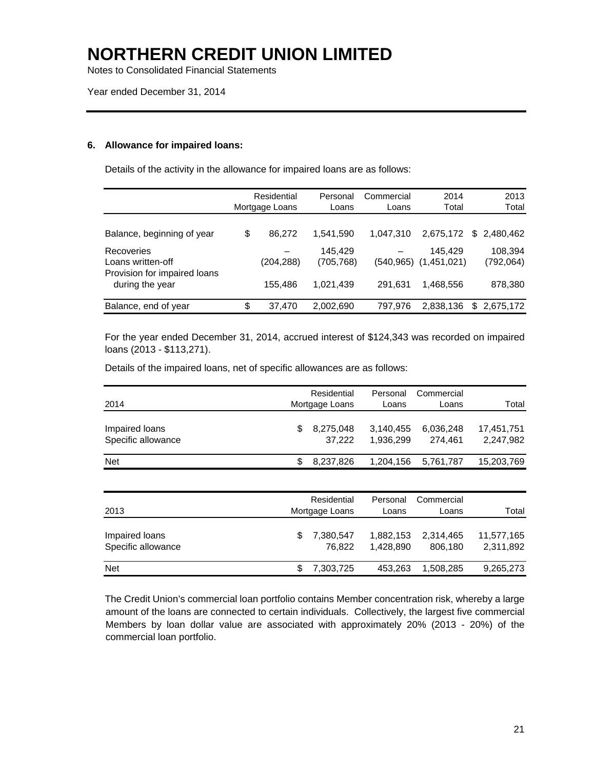# NORTHERN CREDIT UNION LIMITED

Notes to Consolidated Financial Statements

Year ended December 31, 2014

### 6. Allowance for impaired loans:

Details of the activity in the allowance for impaired loans are as follows:

| | Residential Mortgage Loans | Personal Loans | Commercial Loans | 2014 Total | 2013 Total |
|---|---|---|---|---|---|
| Balance, beginning of year | $ 86,272 | 1,541,590 | 1,047,310 | 2,675,172 | $ 2,480,462 |
| Recoveries | – | 145,429 | – | 145,429 | 108,394 |
| Loans written-off | (204,288) | (705,768) | (540,965) | (1,451,021) | (792,064) |
| Provision for impaired loans during the year | 155,486 | 1,021,439 | 291,631 | 1,468,556 | 878,380 |
| Balance, end of year | $ 37,470 | 2,002,690 | 797,976 | 2,838,136 | $ 2,675,172 |

For the year ended December 31, 2014, accrued interest of $124,343 was recorded on impaired loans (2013 - $113,271).

Details of the impaired loans, net of specific allowances are as follows:

| 2014 | Residential Mortgage Loans | Personal Loans | Commercial Loans | Total |
|---|---|---|---|---|
| Impaired loans | $ 8,275,048 | 3,140,455 | 6,036,248 | 17,451,751 |
| Specific allowance | 37,222 | 1,936,299 | 274,461 | 2,247,982 |
| Net | $ 8,237,826 | 1,204,156 | 5,761,787 | 15,203,769 |

| 2013 | Residential Mortgage Loans | Personal Loans | Commercial Loans | Total |
|---|---|---|---|---|
| Impaired loans | $ 7,380,547 | 1,882,153 | 2,314,465 | 11,577,165 |
| Specific allowance | 76,822 | 1,428,890 | 806,180 | 2,311,892 |
| Net | $ 7,303,725 | 453,263 | 1,508,285 | 9,265,273 |

The Credit Union's commercial loan portfolio contains Member concentration risk, whereby a large amount of the loans are connected to certain individuals. Collectively, the largest five commercial Members by loan dollar value are associated with approximately 20% (2013 - 20%) of the commercial loan portfolio.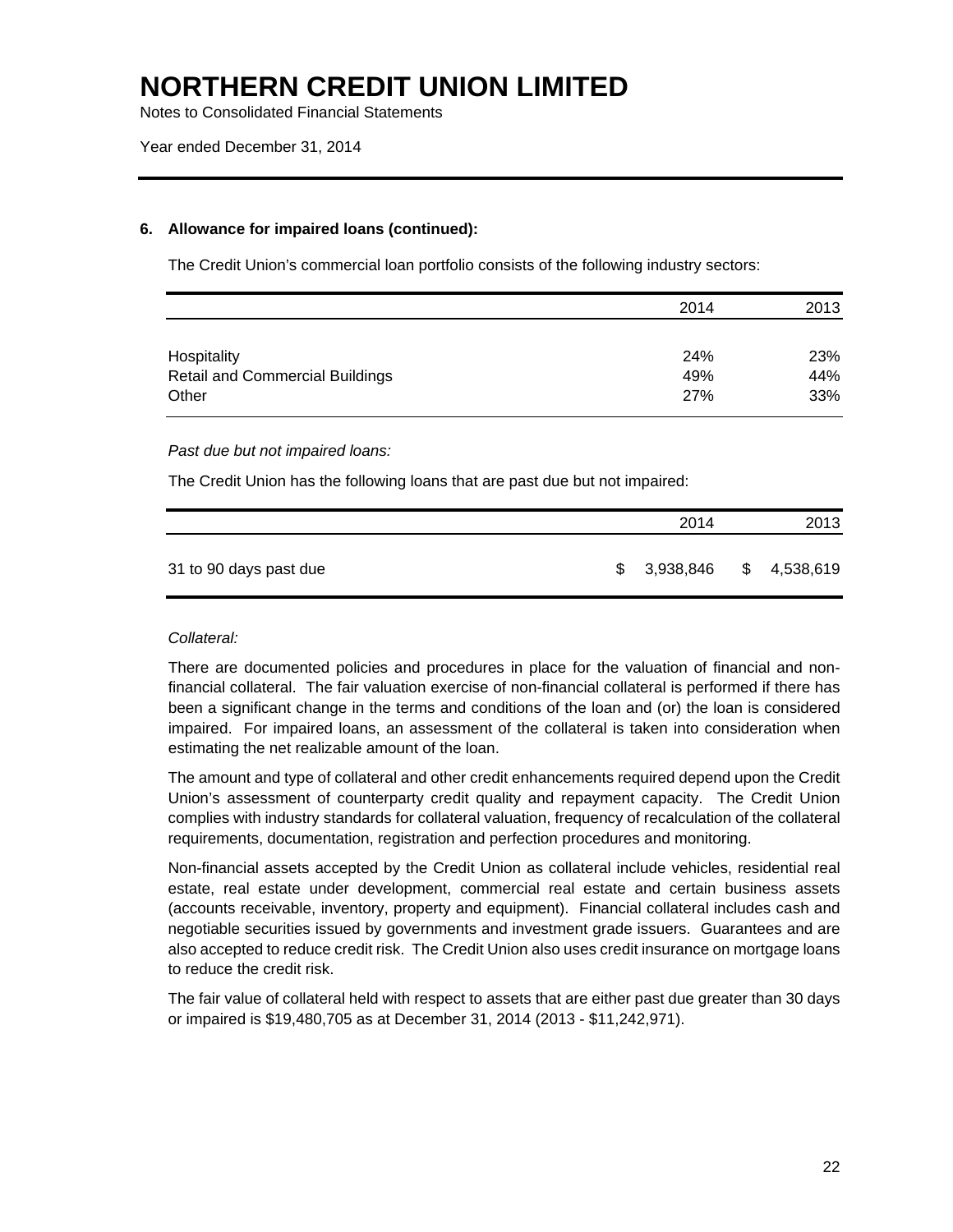# NORTHERN CREDIT UNION LIMITED

Notes to Consolidated Financial Statements

Year ended December 31, 2014

## 6. Allowance for impaired loans (continued):

The Credit Union's commercial loan portfolio consists of the following industry sectors:

| | 2014 | 2013 |
|---|---|---|
| Hospitality | 24% | 23% |
| Retail and Commercial Buildings | 49% | 44% |
| Other | 27% | 33% |

*Past due but not impaired loans:*

The Credit Union has the following loans that are past due but not impaired:

| | 2014 | 2013 |
|---|---|---|
| 31 to 90 days past due | $ 3,938,846 | $ 4,538,619 |

*Collateral:*

There are documented policies and procedures in place for the valuation of financial and non-financial collateral. The fair valuation exercise of non-financial collateral is performed if there has been a significant change in the terms and conditions of the loan and (or) the loan is considered impaired. For impaired loans, an assessment of the collateral is taken into consideration when estimating the net realizable amount of the loan.

The amount and type of collateral and other credit enhancements required depend upon the Credit Union's assessment of counterparty credit quality and repayment capacity. The Credit Union complies with industry standards for collateral valuation, frequency of recalculation of the collateral requirements, documentation, registration and perfection procedures and monitoring.

Non-financial assets accepted by the Credit Union as collateral include vehicles, residential real estate, real estate under development, commercial real estate and certain business assets (accounts receivable, inventory, property and equipment). Financial collateral includes cash and negotiable securities issued by governments and investment grade issuers. Guarantees and are also accepted to reduce credit risk. The Credit Union also uses credit insurance on mortgage loans to reduce the credit risk.

The fair value of collateral held with respect to assets that are either past due greater than 30 days or impaired is $19,480,705 as at December 31, 2014 (2013 - $11,242,971).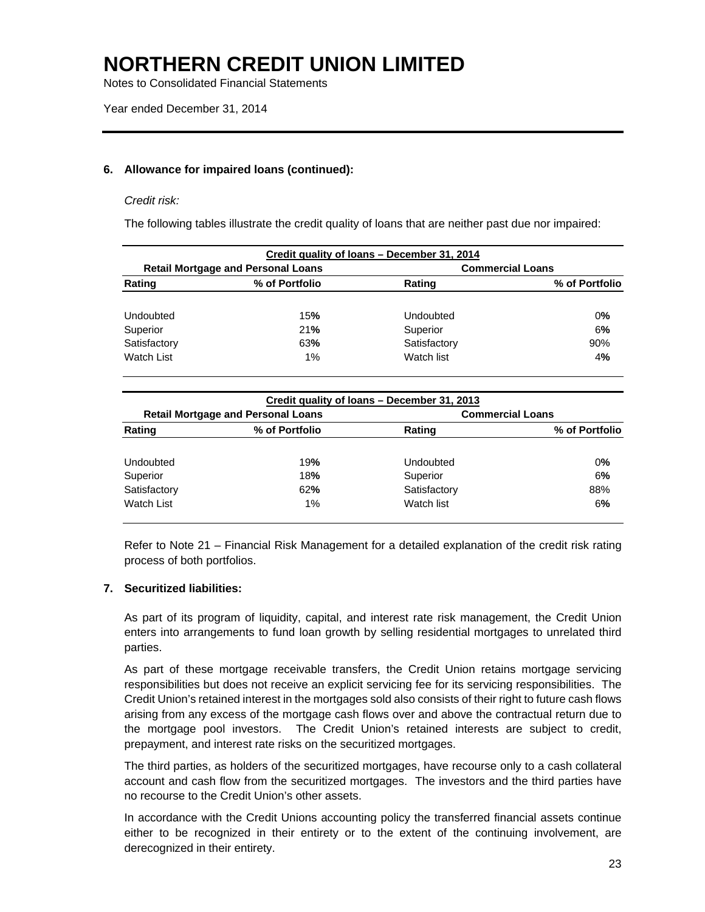## 6. Allowance for impaired loans (continued):

*Credit risk:*

The following tables illustrate the credit quality of loans that are neither past due nor impaired:

| Credit quality of loans – December 31, 2014 | | | |
|---|---|---|---|
| **Retail Mortgage and Personal Loans** | | **Commercial Loans** | |
| **Rating** | **% of Portfolio** | **Rating** | **% of Portfolio** |
| Undoubted | 15% | Undoubted | 0% |
| Superior | 21% | Superior | 6% |
| Satisfactory | 63% | Satisfactory | 90% |
| Watch List | 1% | Watch list | 4% |

| Credit quality of loans – December 31, 2013 | | | |
|---|---|---|---|
| **Retail Mortgage and Personal Loans** | | **Commercial Loans** | |
| **Rating** | **% of Portfolio** | **Rating** | **% of Portfolio** |
| Undoubted | 19% | Undoubted | 0% |
| Superior | 18% | Superior | 6% |
| Satisfactory | 62% | Satisfactory | 88% |
| Watch List | 1% | Watch list | 6% |

Refer to Note 21 – Financial Risk Management for a detailed explanation of the credit risk rating process of both portfolios.

## 7. Securitized liabilities:

As part of its program of liquidity, capital, and interest rate risk management, the Credit Union enters into arrangements to fund loan growth by selling residential mortgages to unrelated third parties.

As part of these mortgage receivable transfers, the Credit Union retains mortgage servicing responsibilities but does not receive an explicit servicing fee for its servicing responsibilities. The Credit Union's retained interest in the mortgages sold also consists of their right to future cash flows arising from any excess of the mortgage cash flows over and above the contractual return due to the mortgage pool investors. The Credit Union's retained interests are subject to credit, prepayment, and interest rate risks on the securitized mortgages.

The third parties, as holders of the securitized mortgages, have recourse only to a cash collateral account and cash flow from the securitized mortgages. The investors and the third parties have no recourse to the Credit Union's other assets.

In accordance with the Credit Unions accounting policy the transferred financial assets continue either to be recognized in their entirety or to the extent of the continuing involvement, are derecognized in their entirety.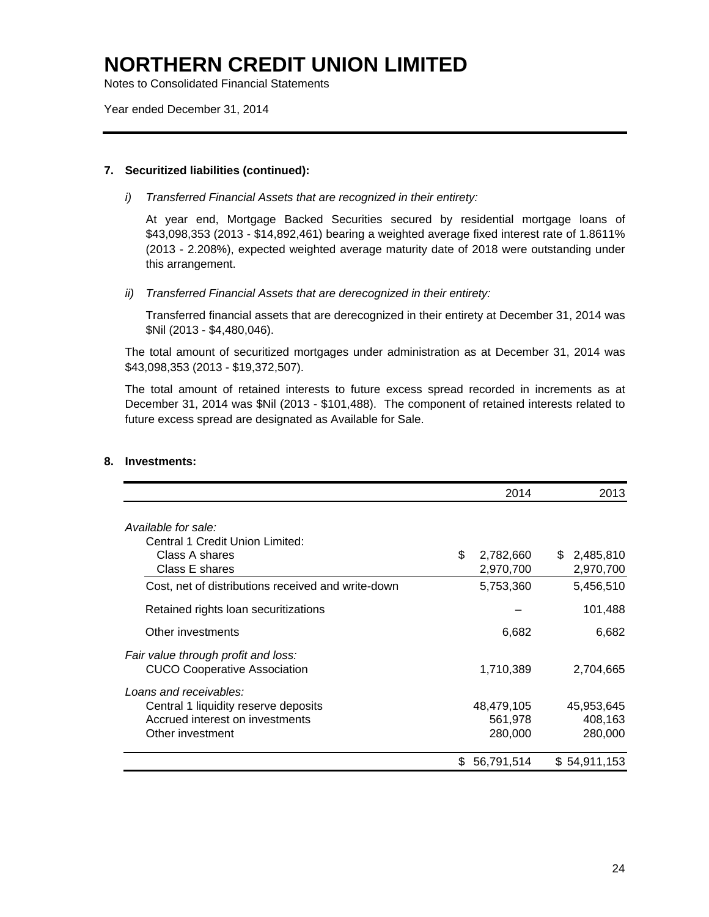# NORTHERN CREDIT UNION LIMITED

Notes to Consolidated Financial Statements

Year ended December 31, 2014

**7. Securitized liabilities (continued):**

*i) Transferred Financial Assets that are recognized in their entirety:*

At year end, Mortgage Backed Securities secured by residential mortgage loans of $43,098,353 (2013 - $14,892,461) bearing a weighted average fixed interest rate of 1.8611% (2013 - 2.208%), expected weighted average maturity date of 2018 were outstanding under this arrangement.

*ii) Transferred Financial Assets that are derecognized in their entirety:*

Transferred financial assets that are derecognized in their entirety at December 31, 2014 was $Nil (2013 - $4,480,046).

The total amount of securitized mortgages under administration as at December 31, 2014 was $43,098,353 (2013 - $19,372,507).

The total amount of retained interests to future excess spread recorded in increments as at December 31, 2014 was $Nil (2013 - $101,488). The component of retained interests related to future excess spread are designated as Available for Sale.

**8. Investments:**

| | 2014 | 2013 |
|---|---|---|
| *Available for sale:* | | |
| Central 1 Credit Union Limited: | | |
| Class A shares | $ 2,782,660 | $ 2,485,810 |
| Class E shares | 2,970,700 | 2,970,700 |
| Cost, net of distributions received and write-down | 5,753,360 | 5,456,510 |
| Retained rights loan securitizations | – | 101,488 |
| Other investments | 6,682 | 6,682 |
| *Fair value through profit and loss:* | | |
| CUCO Cooperative Association | 1,710,389 | 2,704,665 |
| *Loans and receivables:* | | |
| Central 1 liquidity reserve deposits | 48,479,105 | 45,953,645 |
| Accrued interest on investments | 561,978 | 408,163 |
| Other investment | 280,000 | 280,000 |
| | $ 56,791,514 | $ 54,911,153 |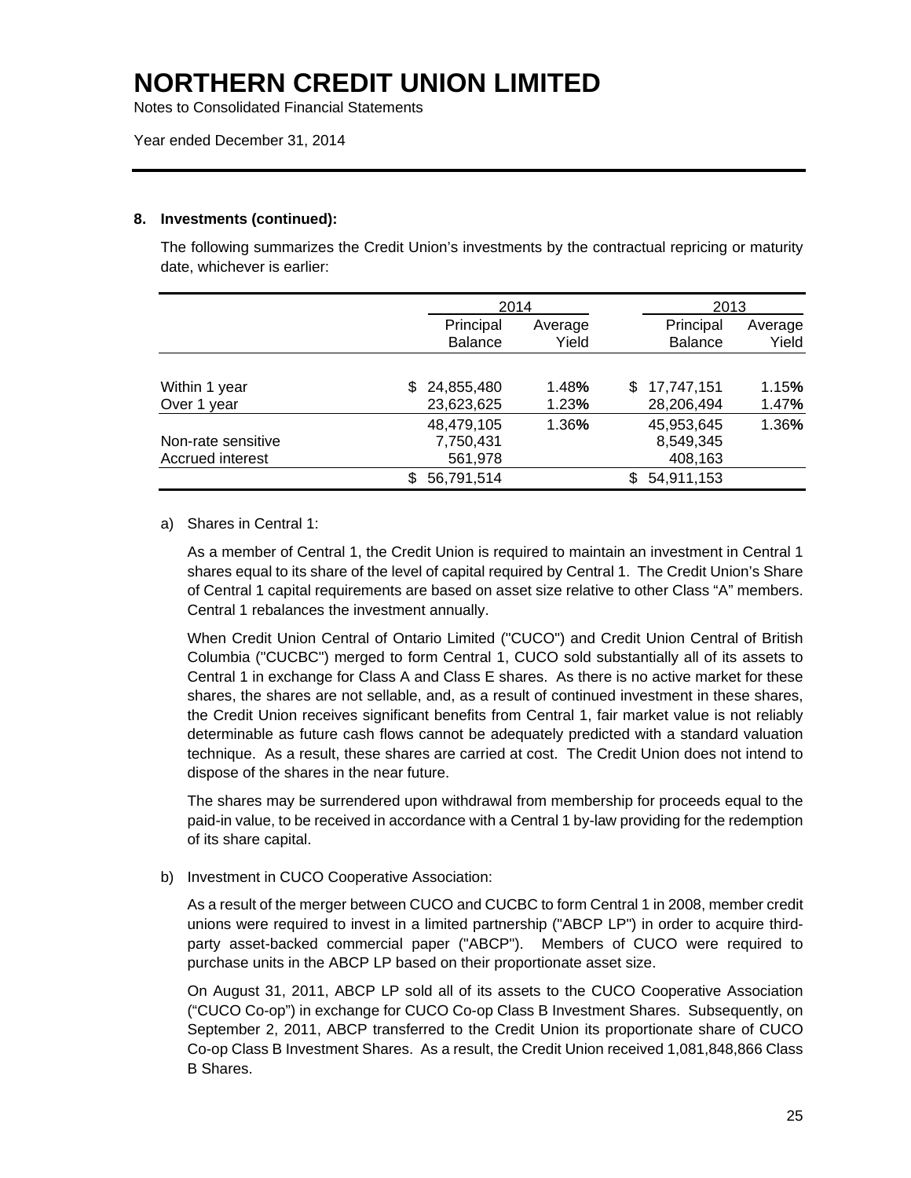# NORTHERN CREDIT UNION LIMITED

Notes to Consolidated Financial Statements

Year ended December 31, 2014

**8. Investments (continued):**

The following summarizes the Credit Union's investments by the contractual repricing or maturity date, whichever is earlier:

| | 2014 | | 2013 | |
|---|---|---|---|---|
| | Principal Balance | Average Yield | Principal Balance | Average Yield |
| Within 1 year | $ 24,855,480 | 1.48% | $ 17,747,151 | 1.15% |
| Over 1 year | 23,623,625 | 1.23% | 28,206,494 | 1.47% |
| | 48,479,105 | 1.36% | 45,953,645 | 1.36% |
| Non-rate sensitive | 7,750,431 | | 8,549,345 | |
| Accrued interest | 561,978 | | 408,163 | |
| | $ 56,791,514 | | $ 54,911,153 | |

a) Shares in Central 1:

As a member of Central 1, the Credit Union is required to maintain an investment in Central 1 shares equal to its share of the level of capital required by Central 1. The Credit Union's Share of Central 1 capital requirements are based on asset size relative to other Class "A" members. Central 1 rebalances the investment annually.

When Credit Union Central of Ontario Limited ("CUCO") and Credit Union Central of British Columbia ("CUCBC") merged to form Central 1, CUCO sold substantially all of its assets to Central 1 in exchange for Class A and Class E shares. As there is no active market for these shares, the shares are not sellable, and, as a result of continued investment in these shares, the Credit Union receives significant benefits from Central 1, fair market value is not reliably determinable as future cash flows cannot be adequately predicted with a standard valuation technique. As a result, these shares are carried at cost. The Credit Union does not intend to dispose of the shares in the near future.

The shares may be surrendered upon withdrawal from membership for proceeds equal to the paid-in value, to be received in accordance with a Central 1 by-law providing for the redemption of its share capital.

b) Investment in CUCO Cooperative Association:

As a result of the merger between CUCO and CUCBC to form Central 1 in 2008, member credit unions were required to invest in a limited partnership ("ABCP LP") in order to acquire third-party asset-backed commercial paper ("ABCP"). Members of CUCO were required to purchase units in the ABCP LP based on their proportionate asset size.

On August 31, 2011, ABCP LP sold all of its assets to the CUCO Cooperative Association ("CUCO Co-op") in exchange for CUCO Co-op Class B Investment Shares. Subsequently, on September 2, 2011, ABCP transferred to the Credit Union its proportionate share of CUCO Co-op Class B Investment Shares. As a result, the Credit Union received 1,081,848,866 Class B Shares.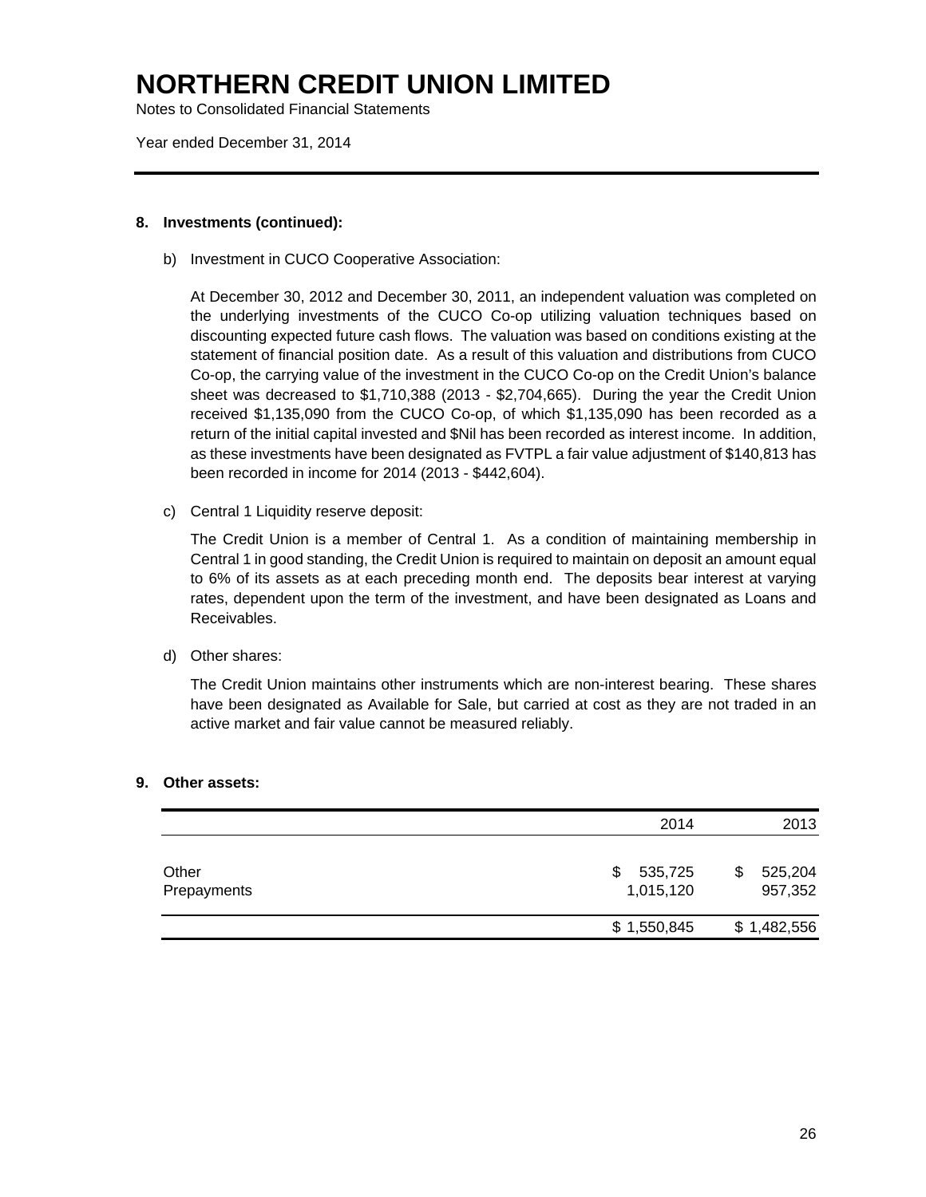# NORTHERN CREDIT UNION LIMITED

Notes to Consolidated Financial Statements

Year ended December 31, 2014

**8. Investments (continued):**

b) Investment in CUCO Cooperative Association:

At December 30, 2012 and December 30, 2011, an independent valuation was completed on the underlying investments of the CUCO Co-op utilizing valuation techniques based on discounting expected future cash flows. The valuation was based on conditions existing at the statement of financial position date. As a result of this valuation and distributions from CUCO Co-op, the carrying value of the investment in the CUCO Co-op on the Credit Union's balance sheet was decreased to $1,710,388 (2013 - $2,704,665). During the year the Credit Union received $1,135,090 from the CUCO Co-op, of which $1,135,090 has been recorded as a return of the initial capital invested and $Nil has been recorded as interest income. In addition, as these investments have been designated as FVTPL a fair value adjustment of $140,813 has been recorded in income for 2014 (2013 - $442,604).

c) Central 1 Liquidity reserve deposit:

The Credit Union is a member of Central 1. As a condition of maintaining membership in Central 1 in good standing, the Credit Union is required to maintain on deposit an amount equal to 6% of its assets as at each preceding month end. The deposits bear interest at varying rates, dependent upon the term of the investment, and have been designated as Loans and Receivables.

d) Other shares:

The Credit Union maintains other instruments which are non-interest bearing. These shares have been designated as Available for Sale, but carried at cost as they are not traded in an active market and fair value cannot be measured reliably.

**9. Other assets:**

| | 2014 | 2013 |
|---|---|---|
| Other | $ 535,725 | $ 525,204 |
| Prepayments | 1,015,120 | 957,352 |
| | $ 1,550,845 | $ 1,482,556 |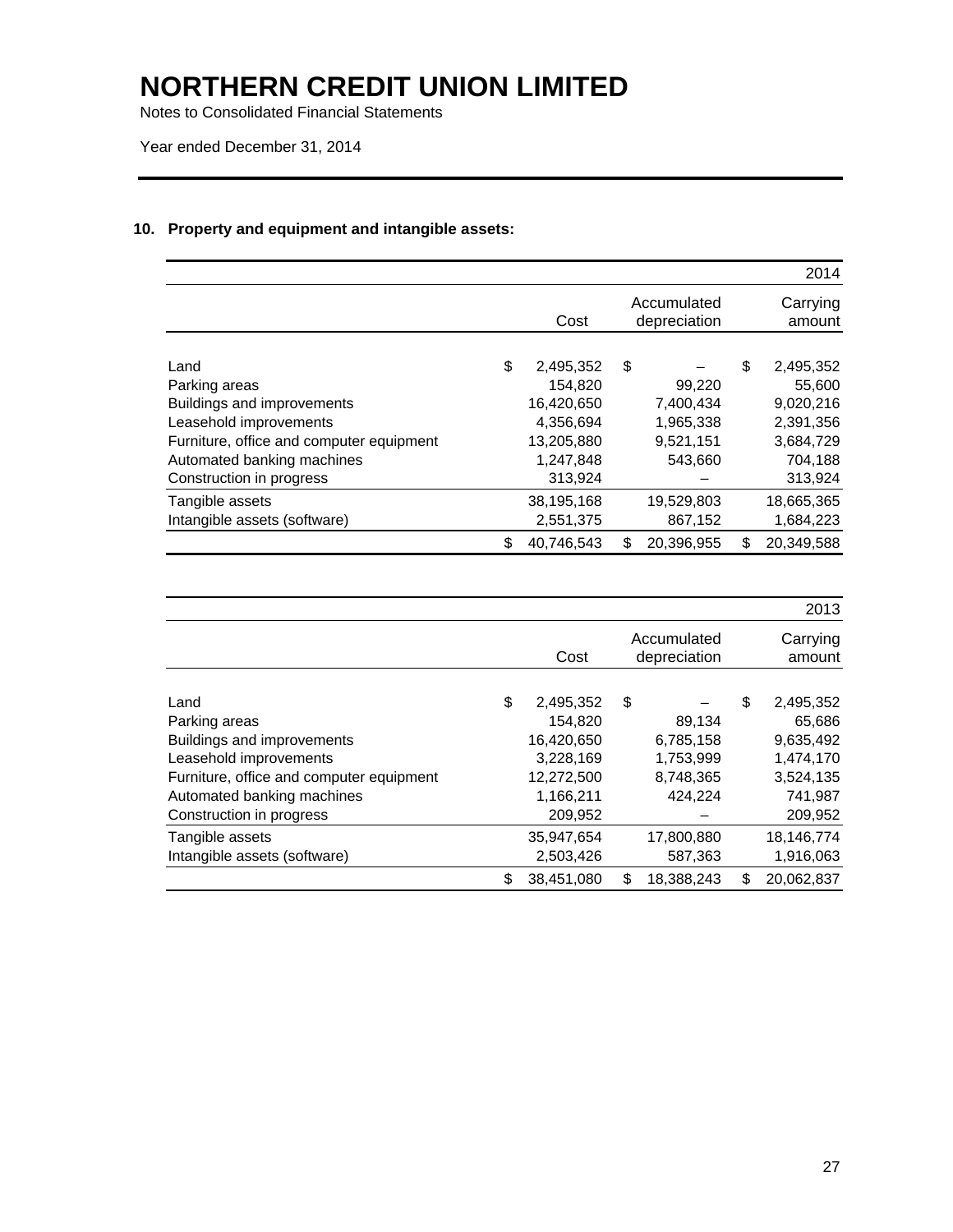# NORTHERN CREDIT UNION LIMITED

Notes to Consolidated Financial Statements

Year ended December 31, 2014

## 10. Property and equipment and intangible assets:

| | | | 2014 |
|---|---|---|---|
| | Cost | Accumulated depreciation | Carrying amount |
| Land | $ 2,495,352 | $ – | $ 2,495,352 |
| Parking areas | 154,820 | 99,220 | 55,600 |
| Buildings and improvements | 16,420,650 | 7,400,434 | 9,020,216 |
| Leasehold improvements | 4,356,694 | 1,965,338 | 2,391,356 |
| Furniture, office and computer equipment | 13,205,880 | 9,521,151 | 3,684,729 |
| Automated banking machines | 1,247,848 | 543,660 | 704,188 |
| Construction in progress | 313,924 | – | 313,924 |
| Tangible assets | 38,195,168 | 19,529,803 | 18,665,365 |
| Intangible assets (software) | 2,551,375 | 867,152 | 1,684,223 |
| | $ 40,746,543 | $ 20,396,955 | $ 20,349,588 |

| | | | 2013 |
|---|---|---|---|
| | Cost | Accumulated depreciation | Carrying amount |
| Land | $ 2,495,352 | $ – | $ 2,495,352 |
| Parking areas | 154,820 | 89,134 | 65,686 |
| Buildings and improvements | 16,420,650 | 6,785,158 | 9,635,492 |
| Leasehold improvements | 3,228,169 | 1,753,999 | 1,474,170 |
| Furniture, office and computer equipment | 12,272,500 | 8,748,365 | 3,524,135 |
| Automated banking machines | 1,166,211 | 424,224 | 741,987 |
| Construction in progress | 209,952 | – | 209,952 |
| Tangible assets | 35,947,654 | 17,800,880 | 18,146,774 |
| Intangible assets (software) | 2,503,426 | 587,363 | 1,916,063 |
| | $ 38,451,080 | $ 18,388,243 | $ 20,062,837 |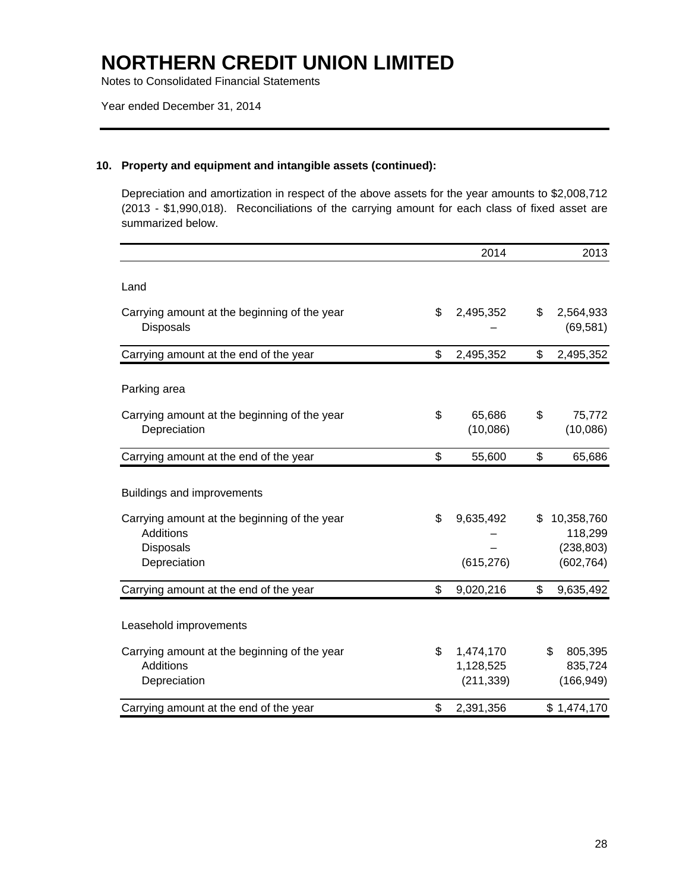# NORTHERN CREDIT UNION LIMITED

Notes to Consolidated Financial Statements

Year ended December 31, 2014

## 10. Property and equipment and intangible assets (continued):

Depreciation and amortization in respect of the above assets for the year amounts to \$2,008,712 (2013 - \$1,990,018). Reconciliations of the carrying amount for each class of fixed asset are summarized below.

| | 2014 | 2013 |
|---|---|---|
| **Land** | | |
| Carrying amount at the beginning of the year | \$ 2,495,352 | \$ 2,564,933 |
| Disposals | – | (69,581) |
| Carrying amount at the end of the year | \$ 2,495,352 | \$ 2,495,352 |
| **Parking area** | | |
| Carrying amount at the beginning of the year | \$ 65,686 | \$ 75,772 |
| Depreciation | (10,086) | (10,086) |
| Carrying amount at the end of the year | \$ 55,600 | \$ 65,686 |
| **Buildings and improvements** | | |
| Carrying amount at the beginning of the year | \$ 9,635,492 | \$ 10,358,760 |
| Additions | – | 118,299 |
| Disposals | – | (238,803) |
| Depreciation | (615,276) | (602,764) |
| Carrying amount at the end of the year | \$ 9,020,216 | \$ 9,635,492 |
| **Leasehold improvements** | | |
| Carrying amount at the beginning of the year | \$ 1,474,170 | \$ 805,395 |
| Additions | 1,128,525 | 835,724 |
| Depreciation | (211,339) | (166,949) |
| Carrying amount at the end of the year | \$ 2,391,356 | \$ 1,474,170 |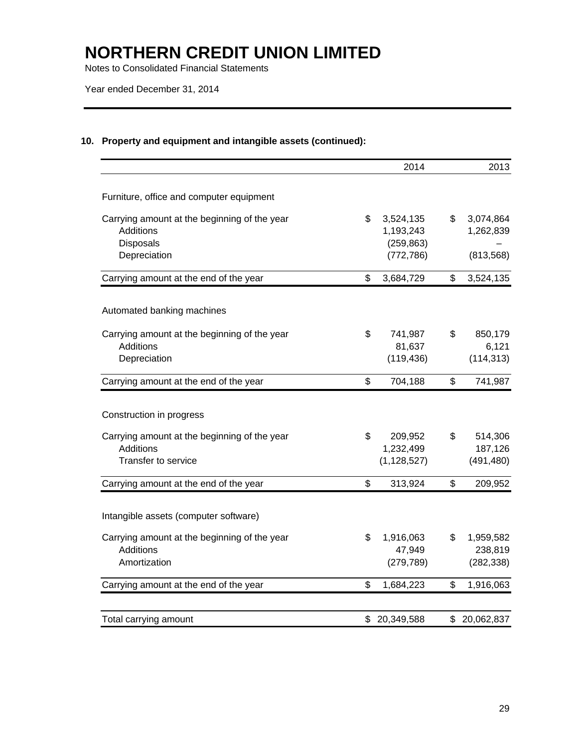# NORTHERN CREDIT UNION LIMITED

Notes to Consolidated Financial Statements

Year ended December 31, 2014

## 10. Property and equipment and intangible assets (continued):

| | 2014 | 2013 |
|---|---|---|
| **Furniture, office and computer equipment** | | |
| Carrying amount at the beginning of the year | $ 3,524,135 | $ 3,074,864 |
| Additions | 1,193,243 | 1,262,839 |
| Disposals | (259,863) | – |
| Depreciation | (772,786) | (813,568) |
| Carrying amount at the end of the year | $ 3,684,729 | $ 3,524,135 |
| **Automated banking machines** | | |
| Carrying amount at the beginning of the year | $ 741,987 | $ 850,179 |
| Additions | 81,637 | 6,121 |
| Depreciation | (119,436) | (114,313) |
| Carrying amount at the end of the year | $ 704,188 | $ 741,987 |
| **Construction in progress** | | |
| Carrying amount at the beginning of the year | $ 209,952 | $ 514,306 |
| Additions | 1,232,499 | 187,126 |
| Transfer to service | (1,128,527) | (491,480) |
| Carrying amount at the end of the year | $ 313,924 | $ 209,952 |
| **Intangible assets (computer software)** | | |
| Carrying amount at the beginning of the year | $ 1,916,063 | $ 1,959,582 |
| Additions | 47,949 | 238,819 |
| Amortization | (279,789) | (282,338) |
| Carrying amount at the end of the year | $ 1,684,223 | $ 1,916,063 |
| Total carrying amount | $ 20,349,588 | $ 20,062,837 |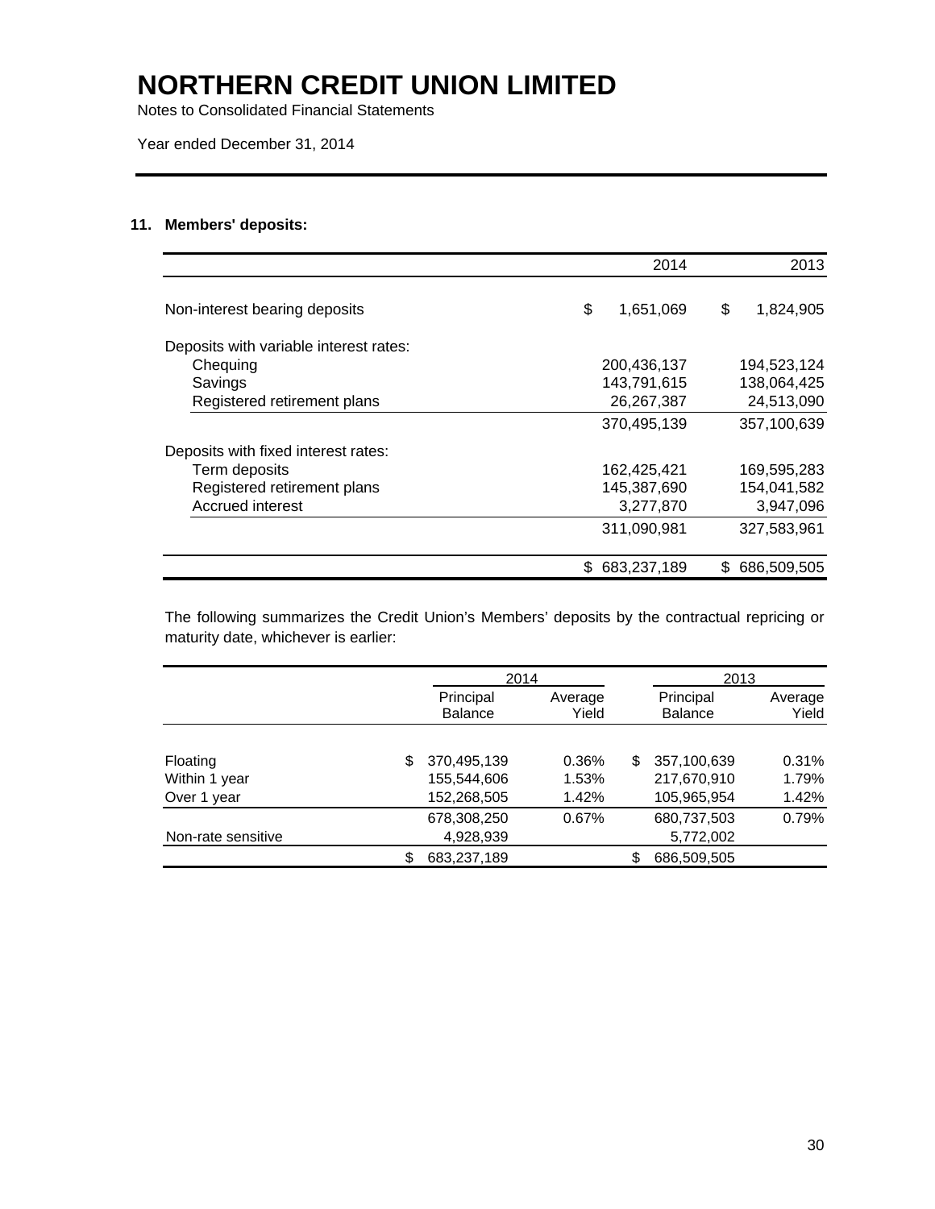# NORTHERN CREDIT UNION LIMITED

Notes to Consolidated Financial Statements

Year ended December 31, 2014

## 11. Members' deposits:

| | 2014 | 2013 |
|---|---|---|
| Non-interest bearing deposits | $ 1,651,069 | $ 1,824,905 |
| Deposits with variable interest rates: | | |
| Chequing | 200,436,137 | 194,523,124 |
| Savings | 143,791,615 | 138,064,425 |
| Registered retirement plans | 26,267,387 | 24,513,090 |
| | 370,495,139 | 357,100,639 |
| Deposits with fixed interest rates: | | |
| Term deposits | 162,425,421 | 169,595,283 |
| Registered retirement plans | 145,387,690 | 154,041,582 |
| Accrued interest | 3,277,870 | 3,947,096 |
| | 311,090,981 | 327,583,961 |
| | $ 683,237,189 | $ 686,509,505 |

The following summarizes the Credit Union's Members' deposits by the contractual repricing or maturity date, whichever is earlier:

| | 2014 | | 2013 | |
|---|---|---|---|---|
| | Principal Balance | Average Yield | Principal Balance | Average Yield |
| Floating | $ 370,495,139 | 0.36% | $ 357,100,639 | 0.31% |
| Within 1 year | 155,544,606 | 1.53% | 217,670,910 | 1.79% |
| Over 1 year | 152,268,505 | 1.42% | 105,965,954 | 1.42% |
| | 678,308,250 | 0.67% | 680,737,503 | 0.79% |
| Non-rate sensitive | 4,928,939 | | 5,772,002 | |
| | $ 683,237,189 | | $ 686,509,505 | |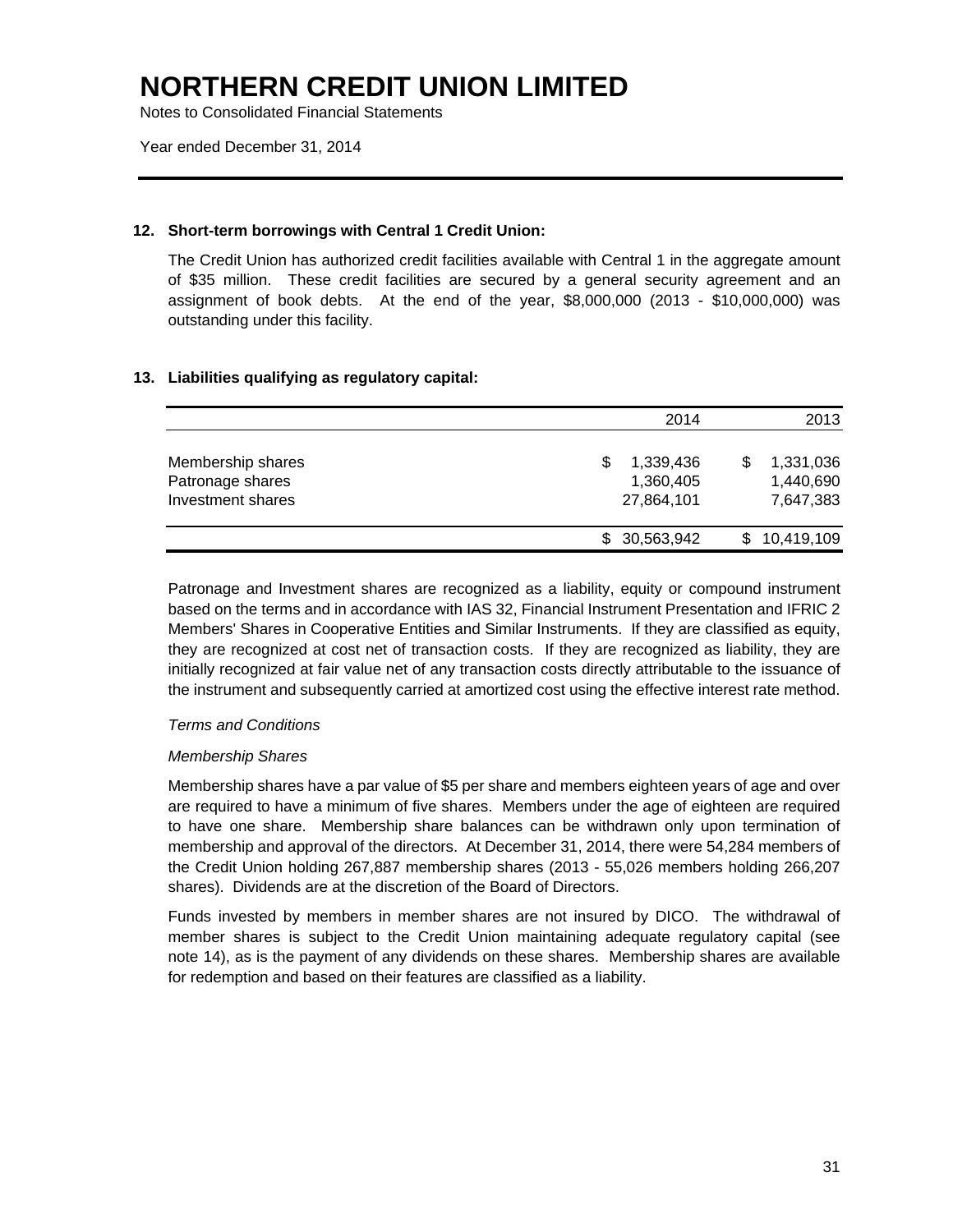# NORTHERN CREDIT UNION LIMITED

Notes to Consolidated Financial Statements

Year ended December 31, 2014

## 12. Short-term borrowings with Central 1 Credit Union:

The Credit Union has authorized credit facilities available with Central 1 in the aggregate amount of $35 million. These credit facilities are secured by a general security agreement and an assignment of book debts. At the end of the year, $8,000,000 (2013 - $10,000,000) was outstanding under this facility.

## 13. Liabilities qualifying as regulatory capital:

| | 2014 | 2013 |
|---|---|---|
| Membership shares | $ 1,339,436 | $ 1,331,036 |
| Patronage shares | 1,360,405 | 1,440,690 |
| Investment shares | 27,864,101 | 7,647,383 |
| | $ 30,563,942 | $ 10,419,109 |

Patronage and Investment shares are recognized as a liability, equity or compound instrument based on the terms and in accordance with IAS 32, Financial Instrument Presentation and IFRIC 2 Members' Shares in Cooperative Entities and Similar Instruments. If they are classified as equity, they are recognized at cost net of transaction costs. If they are recognized as liability, they are initially recognized at fair value net of any transaction costs directly attributable to the issuance of the instrument and subsequently carried at amortized cost using the effective interest rate method.

*Terms and Conditions*

*Membership Shares*

Membership shares have a par value of $5 per share and members eighteen years of age and over are required to have a minimum of five shares. Members under the age of eighteen are required to have one share. Membership share balances can be withdrawn only upon termination of membership and approval of the directors. At December 31, 2014, there were 54,284 members of the Credit Union holding 267,887 membership shares (2013 - 55,026 members holding 266,207 shares). Dividends are at the discretion of the Board of Directors.

Funds invested by members in member shares are not insured by DICO. The withdrawal of member shares is subject to the Credit Union maintaining adequate regulatory capital (see note 14), as is the payment of any dividends on these shares. Membership shares are available for redemption and based on their features are classified as a liability.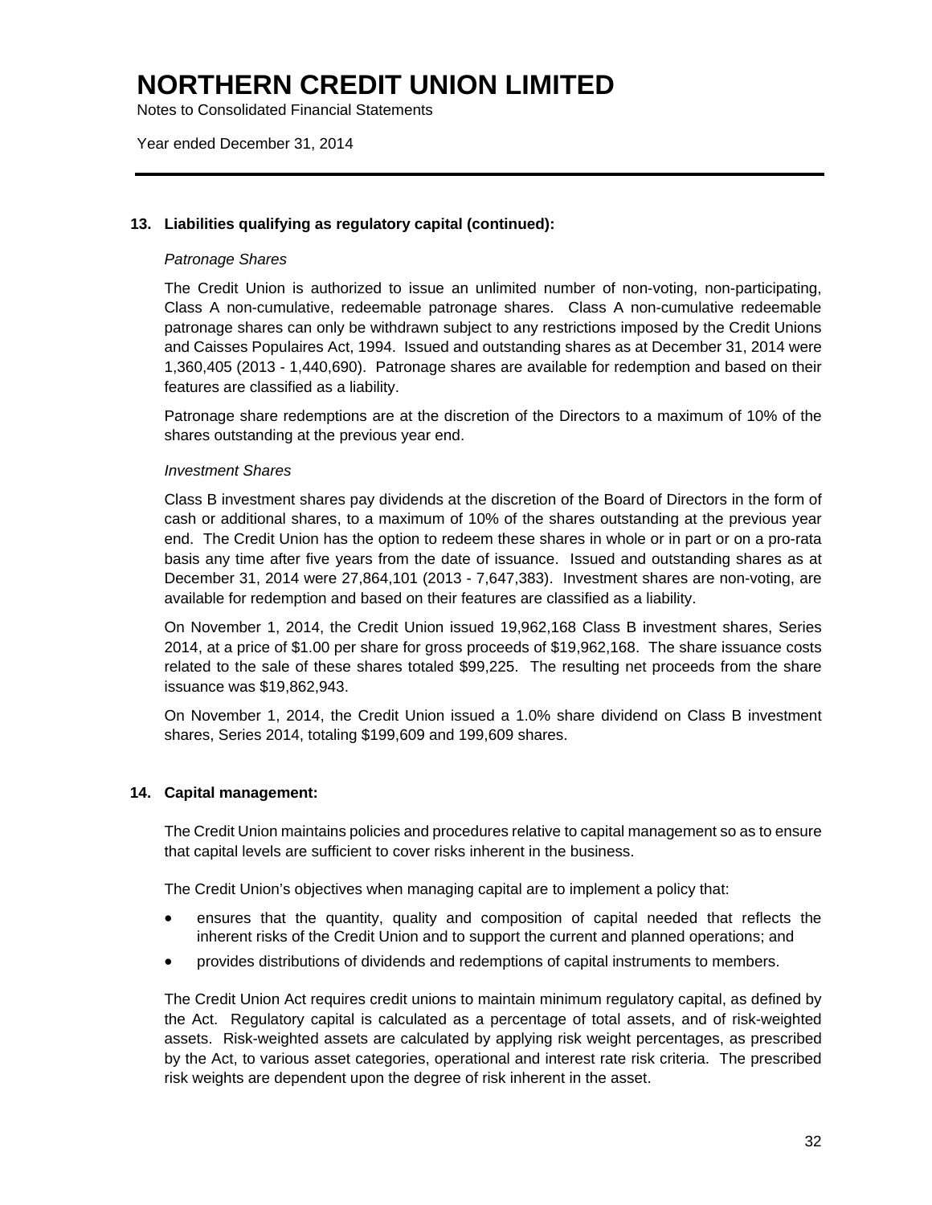## 13. Liabilities qualifying as regulatory capital (continued):

*Patronage Shares*

The Credit Union is authorized to issue an unlimited number of non-voting, non-participating, Class A non-cumulative, redeemable patronage shares. Class A non-cumulative redeemable patronage shares can only be withdrawn subject to any restrictions imposed by the Credit Unions and Caisses Populaires Act, 1994. Issued and outstanding shares as at December 31, 2014 were 1,360,405 (2013 - 1,440,690). Patronage shares are available for redemption and based on their features are classified as a liability.

Patronage share redemptions are at the discretion of the Directors to a maximum of 10% of the shares outstanding at the previous year end.

*Investment Shares*

Class B investment shares pay dividends at the discretion of the Board of Directors in the form of cash or additional shares, to a maximum of 10% of the shares outstanding at the previous year end. The Credit Union has the option to redeem these shares in whole or in part or on a pro-rata basis any time after five years from the date of issuance. Issued and outstanding shares as at December 31, 2014 were 27,864,101 (2013 - 7,647,383). Investment shares are non-voting, are available for redemption and based on their features are classified as a liability.

On November 1, 2014, the Credit Union issued 19,962,168 Class B investment shares, Series 2014, at a price of $1.00 per share for gross proceeds of $19,962,168. The share issuance costs related to the sale of these shares totaled $99,225. The resulting net proceeds from the share issuance was $19,862,943.

On November 1, 2014, the Credit Union issued a 1.0% share dividend on Class B investment shares, Series 2014, totaling $199,609 and 199,609 shares.

## 14. Capital management:

The Credit Union maintains policies and procedures relative to capital management so as to ensure that capital levels are sufficient to cover risks inherent in the business.

The Credit Union's objectives when managing capital are to implement a policy that:

- ensures that the quantity, quality and composition of capital needed that reflects the inherent risks of the Credit Union and to support the current and planned operations; and
- provides distributions of dividends and redemptions of capital instruments to members.

The Credit Union Act requires credit unions to maintain minimum regulatory capital, as defined by the Act. Regulatory capital is calculated as a percentage of total assets, and of risk-weighted assets. Risk-weighted assets are calculated by applying risk weight percentages, as prescribed by the Act, to various asset categories, operational and interest rate risk criteria. The prescribed risk weights are dependent upon the degree of risk inherent in the asset.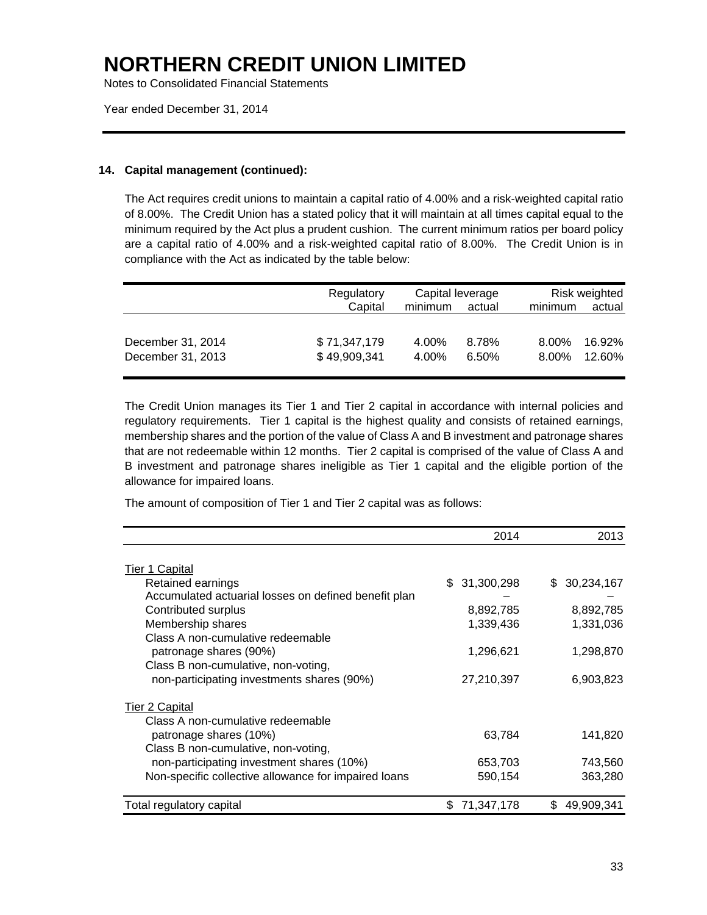# NORTHERN CREDIT UNION LIMITED

Notes to Consolidated Financial Statements

Year ended December 31, 2014

### 14. Capital management (continued):

The Act requires credit unions to maintain a capital ratio of 4.00% and a risk-weighted capital ratio of 8.00%. The Credit Union has a stated policy that it will maintain at all times capital equal to the minimum required by the Act plus a prudent cushion. The current minimum ratios per board policy are a capital ratio of 4.00% and a risk-weighted capital ratio of 8.00%. The Credit Union is in compliance with the Act as indicated by the table below:

| | Regulatory | Capital leverage | | Risk weighted | |
|---|---|---|---|---|---|
| | Capital | minimum | actual | minimum | actual |
| December 31, 2014 | $ 71,347,179 | 4.00% | 8.78% | 8.00% | 16.92% |
| December 31, 2013 | $ 49,909,341 | 4.00% | 6.50% | 8.00% | 12.60% |

The Credit Union manages its Tier 1 and Tier 2 capital in accordance with internal policies and regulatory requirements. Tier 1 capital is the highest quality and consists of retained earnings, membership shares and the portion of the value of Class A and B investment and patronage shares that are not redeemable within 12 months. Tier 2 capital is comprised of the value of Class A and B investment and patronage shares ineligible as Tier 1 capital and the eligible portion of the allowance for impaired loans.

The amount of composition of Tier 1 and Tier 2 capital was as follows:

| | 2014 | 2013 |
|---|---|---|
| Tier 1 Capital | | |
| Retained earnings | $ 31,300,298 | $ 30,234,167 |
| Accumulated actuarial losses on defined benefit plan | – | – |
| Contributed surplus | 8,892,785 | 8,892,785 |
| Membership shares | 1,339,436 | 1,331,036 |
| Class A non-cumulative redeemable patronage shares (90%) | 1,296,621 | 1,298,870 |
| Class B non-cumulative, non-voting, non-participating investments shares (90%) | 27,210,397 | 6,903,823 |
| Tier 2 Capital | | |
| Class A non-cumulative redeemable patronage shares (10%) | 63,784 | 141,820 |
| Class B non-cumulative, non-voting, non-participating investment shares (10%) | 653,703 | 743,560 |
| Non-specific collective allowance for impaired loans | 590,154 | 363,280 |
| Total regulatory capital | $ 71,347,178 | $ 49,909,341 |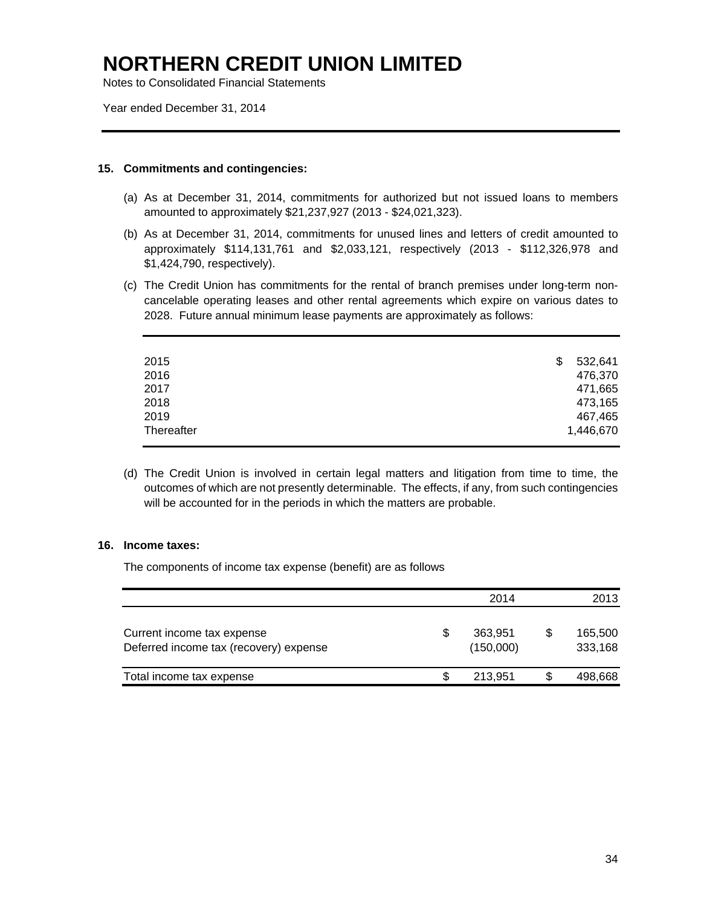# NORTHERN CREDIT UNION LIMITED

Notes to Consolidated Financial Statements

Year ended December 31, 2014

## 15. Commitments and contingencies:

(a) As at December 31, 2014, commitments for authorized but not issued loans to members amounted to approximately $21,237,927 (2013 - $24,021,323).

(b) As at December 31, 2014, commitments for unused lines and letters of credit amounted to approximately $114,131,761 and $2,033,121, respectively (2013 - $112,326,978 and $1,424,790, respectively).

(c) The Credit Union has commitments for the rental of branch premises under long-term non-cancelable operating leases and other rental agreements which expire on various dates to 2028. Future annual minimum lease payments are approximately as follows:

| | |
|---|---|
| 2015 | $ 532,641 |
| 2016 | 476,370 |
| 2017 | 471,665 |
| 2018 | 473,165 |
| 2019 | 467,465 |
| Thereafter | 1,446,670 |

(d) The Credit Union is involved in certain legal matters and litigation from time to time, the outcomes of which are not presently determinable. The effects, if any, from such contingencies will be accounted for in the periods in which the matters are probable.

## 16. Income taxes:

The components of income tax expense (benefit) are as follows

| | 2014 | 2013 |
|---|---|---|
| Current income tax expense | $ 363,951 | $ 165,500 |
| Deferred income tax (recovery) expense | (150,000) | 333,168 |
| Total income tax expense | $ 213,951 | $ 498,668 |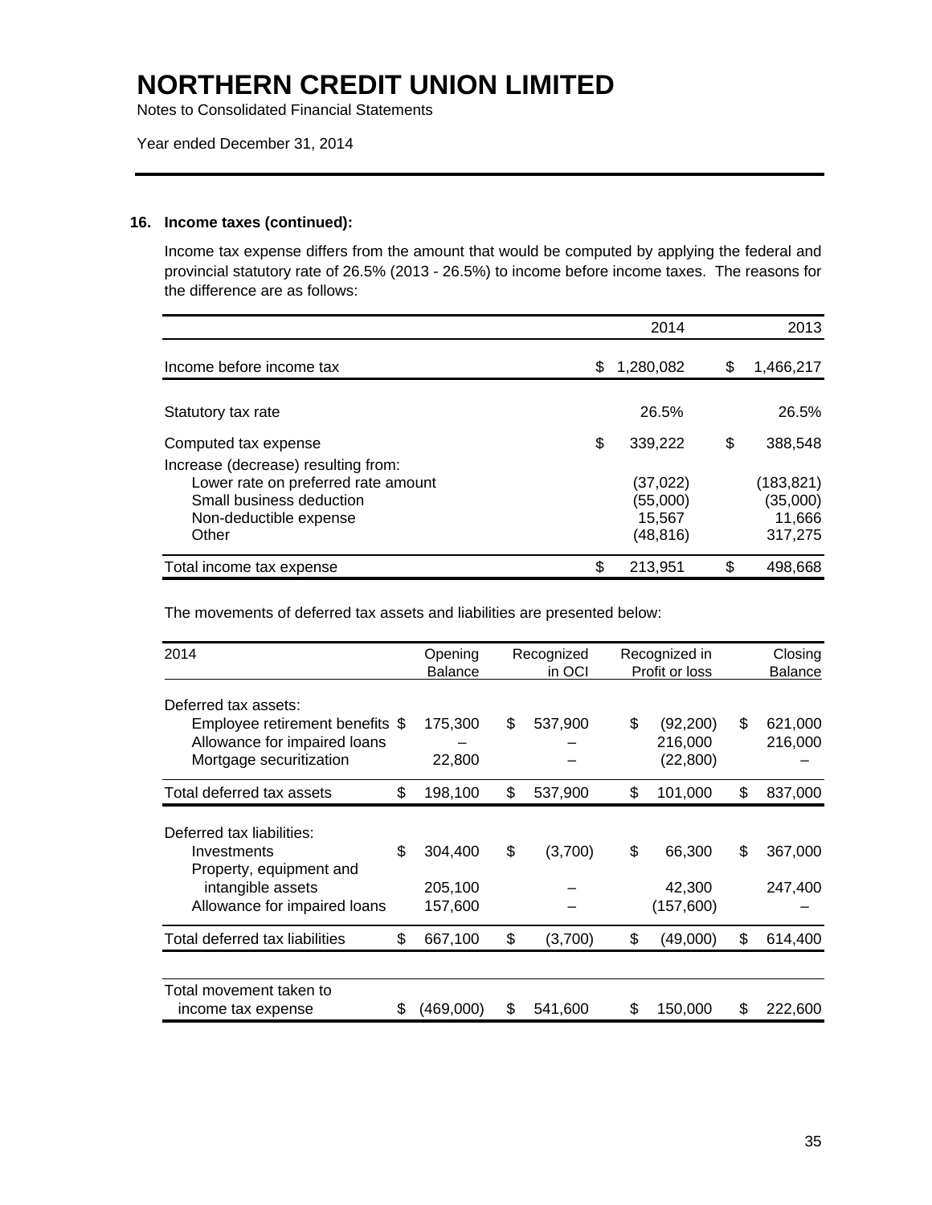# NORTHERN CREDIT UNION LIMITED

Notes to Consolidated Financial Statements

Year ended December 31, 2014

## 16. Income taxes (continued):

Income tax expense differs from the amount that would be computed by applying the federal and provincial statutory rate of 26.5% (2013 - 26.5%) to income before income taxes. The reasons for the difference are as follows:

| | 2014 | 2013 |
|---|---|---|
| Income before income tax | $ 1,280,082 | $ 1,466,217 |
| Statutory tax rate | 26.5% | 26.5% |
| Computed tax expense | $ 339,222 | $ 388,548 |
| Increase (decrease) resulting from: | | |
| Lower rate on preferred rate amount | (37,022) | (183,821) |
| Small business deduction | (55,000) | (35,000) |
| Non-deductible expense | 15,567 | 11,666 |
| Other | (48,816) | 317,275 |
| Total income tax expense | $ 213,951 | $ 498,668 |

The movements of deferred tax assets and liabilities are presented below:

| 2014 | Opening Balance | Recognized in OCI | Recognized in Profit or loss | Closing Balance |
|---|---|---|---|---|
| Deferred tax assets: | | | | |
| Employee retirement benefits | $ 175,300 | $ 537,900 | $ (92,200) | $ 621,000 |
| Allowance for impaired loans | – | – | 216,000 | 216,000 |
| Mortgage securitization | 22,800 | – | (22,800) | – |
| Total deferred tax assets | $ 198,100 | $ 537,900 | $ 101,000 | $ 837,000 |
| Deferred tax liabilities: | | | | |
| Investments | $ 304,400 | $ (3,700) | $ 66,300 | $ 367,000 |
| Property, equipment and intangible assets | 205,100 | – | 42,300 | 247,400 |
| Allowance for impaired loans | 157,600 | – | (157,600) | – |
| Total deferred tax liabilities | $ 667,100 | $ (3,700) | $ (49,000) | $ 614,400 |
| Total movement taken to income tax expense | $ (469,000) | $ 541,600 | $ 150,000 | $ 222,600 |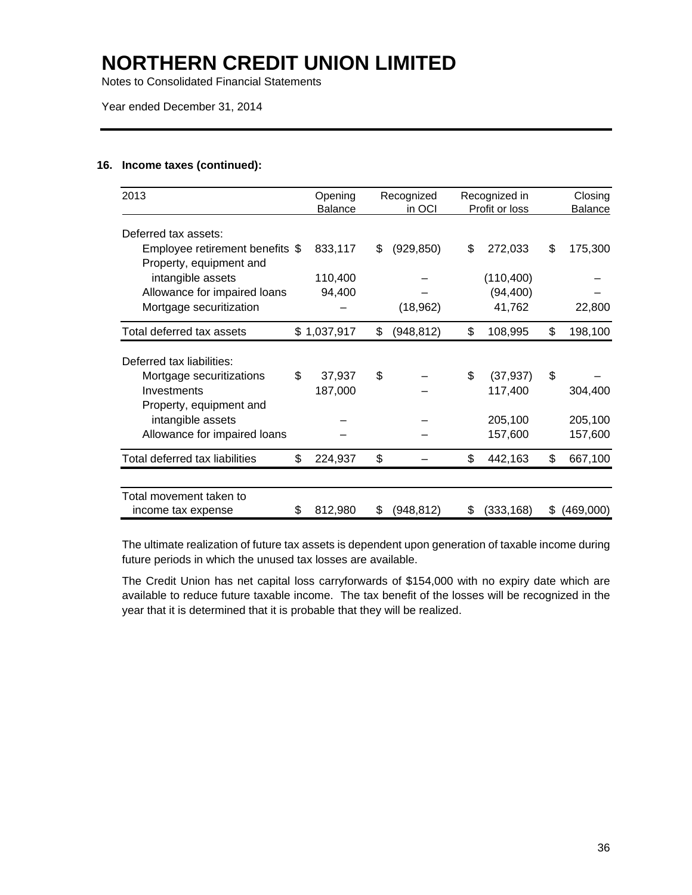# NORTHERN CREDIT UNION LIMITED

Notes to Consolidated Financial Statements

Year ended December 31, 2014

### 16. Income taxes (continued):

| 2013 | Opening Balance | Recognized in OCI | Recognized in Profit or loss | Closing Balance |
|---|---|---|---|---|
| Deferred tax assets: | | | | |
| Employee retirement benefits | $ 833,117 | $ (929,850) | $ 272,033 | $ 175,300 |
| Property, equipment and intangible assets | 110,400 | – | (110,400) | – |
| Allowance for impaired loans | 94,400 | – | (94,400) | – |
| Mortgage securitization | – | (18,962) | 41,762 | 22,800 |
| Total deferred tax assets | $ 1,037,917 | $ (948,812) | $ 108,995 | $ 198,100 |
| Deferred tax liabilities: | | | | |
| Mortgage securitizations | $ 37,937 | $ – | $ (37,937) | $ – |
| Investments | 187,000 | – | 117,400 | 304,400 |
| Property, equipment and intangible assets | – | – | 205,100 | 205,100 |
| Allowance for impaired loans | – | – | 157,600 | 157,600 |
| Total deferred tax liabilities | $ 224,937 | $ – | $ 442,163 | $ 667,100 |
| Total movement taken to income tax expense | $ 812,980 | $ (948,812) | $ (333,168) | $ (469,000) |

The ultimate realization of future tax assets is dependent upon generation of taxable income during future periods in which the unused tax losses are available.

The Credit Union has net capital loss carryforwards of $154,000 with no expiry date which are available to reduce future taxable income. The tax benefit of the losses will be recognized in the year that it is determined that it is probable that they will be realized.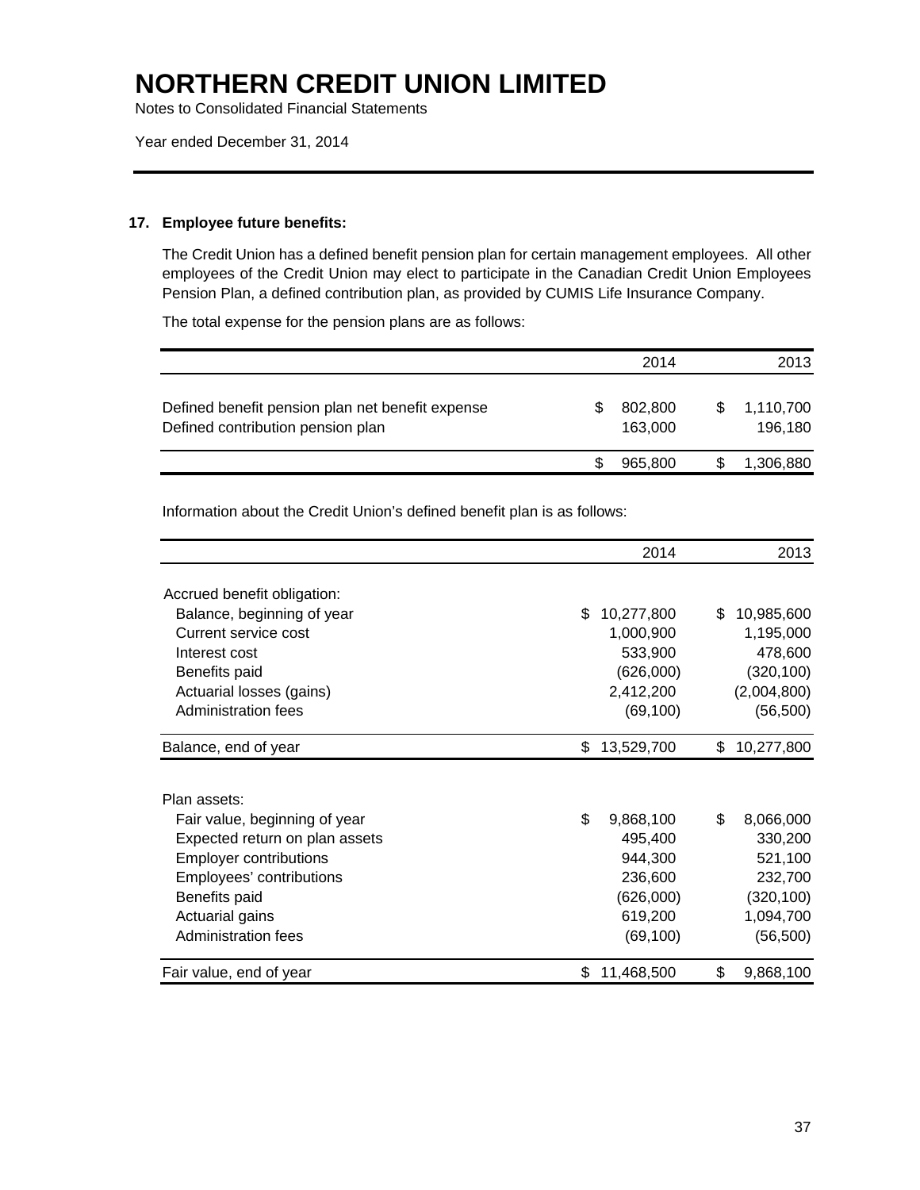# NORTHERN CREDIT UNION LIMITED

Notes to Consolidated Financial Statements

Year ended December 31, 2014

## 17. Employee future benefits:

The Credit Union has a defined benefit pension plan for certain management employees. All other employees of the Credit Union may elect to participate in the Canadian Credit Union Employees Pension Plan, a defined contribution plan, as provided by CUMIS Life Insurance Company.

The total expense for the pension plans are as follows:

| | 2014 | 2013 |
|---|---|---|
| Defined benefit pension plan net benefit expense | $ 802,800 | $ 1,110,700 |
| Defined contribution pension plan | 163,000 | 196,180 |
| | $ 965,800 | $ 1,306,880 |

Information about the Credit Union's defined benefit plan is as follows:

| | 2014 | 2013 |
|---|---|---|
| Accrued benefit obligation: | | |
| Balance, beginning of year | $ 10,277,800 | $ 10,985,600 |
| Current service cost | 1,000,900 | 1,195,000 |
| Interest cost | 533,900 | 478,600 |
| Benefits paid | (626,000) | (320,100) |
| Actuarial losses (gains) | 2,412,200 | (2,004,800) |
| Administration fees | (69,100) | (56,500) |
| Balance, end of year | $ 13,529,700 | $ 10,277,800 |
| | | |
| Plan assets: | | |
| Fair value, beginning of year | $ 9,868,100 | $ 8,066,000 |
| Expected return on plan assets | 495,400 | 330,200 |
| Employer contributions | 944,300 | 521,100 |
| Employees' contributions | 236,600 | 232,700 |
| Benefits paid | (626,000) | (320,100) |
| Actuarial gains | 619,200 | 1,094,700 |
| Administration fees | (69,100) | (56,500) |
| Fair value, end of year | $ 11,468,500 | $ 9,868,100 |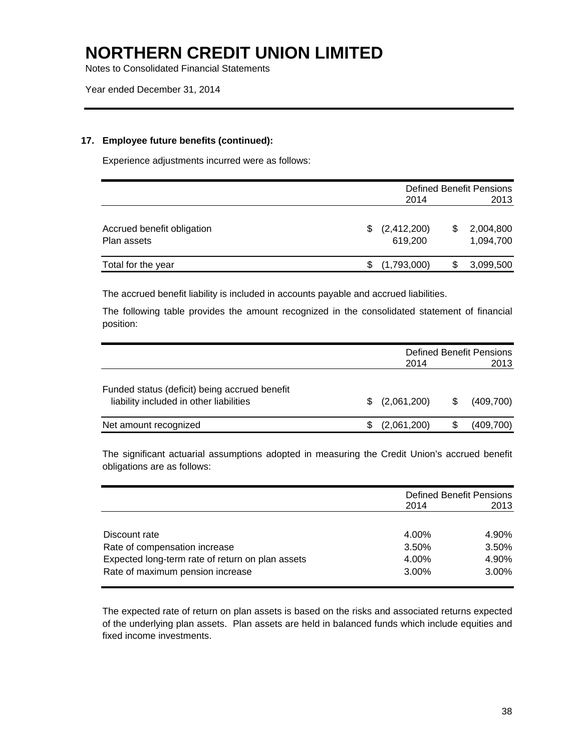# NORTHERN CREDIT UNION LIMITED

Notes to Consolidated Financial Statements

Year ended December 31, 2014

## 17. Employee future benefits (continued):

Experience adjustments incurred were as follows:

| | Defined Benefit Pensions | |
|---|---|---|
| | 2014 | 2013 |
| Accrued benefit obligation | $ (2,412,200) | $ 2,004,800 |
| Plan assets | 619,200 | 1,094,700 |
| Total for the year | $ (1,793,000) | $ 3,099,500 |

The accrued benefit liability is included in accounts payable and accrued liabilities.

The following table provides the amount recognized in the consolidated statement of financial position:

| | Defined Benefit Pensions | |
|---|---|---|
| | 2014 | 2013 |
| Funded status (deficit) being accrued benefit liability included in other liabilities | $ (2,061,200) | $ (409,700) |
| Net amount recognized | $ (2,061,200) | $ (409,700) |

The significant actuarial assumptions adopted in measuring the Credit Union's accrued benefit obligations are as follows:

| | Defined Benefit Pensions | |
|---|---|---|
| | 2014 | 2013 |
| Discount rate | 4.00% | 4.90% |
| Rate of compensation increase | 3.50% | 3.50% |
| Expected long-term rate of return on plan assets | 4.00% | 4.90% |
| Rate of maximum pension increase | 3.00% | 3.00% |

The expected rate of return on plan assets is based on the risks and associated returns expected of the underlying plan assets. Plan assets are held in balanced funds which include equities and fixed income investments.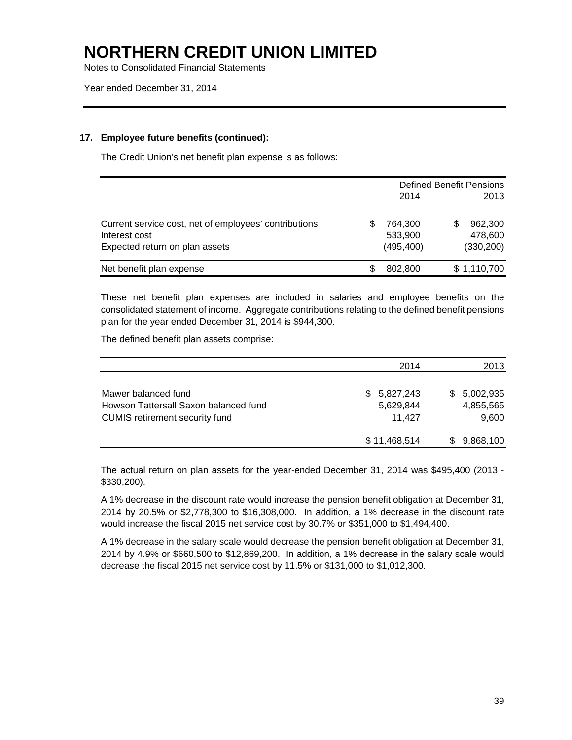# NORTHERN CREDIT UNION LIMITED

Notes to Consolidated Financial Statements

Year ended December 31, 2014

### 17. Employee future benefits (continued):

The Credit Union's net benefit plan expense is as follows:

| | Defined Benefit Pensions | |
|---|---|---|
| | 2014 | 2013 |
| Current service cost, net of employees' contributions | $ 764,300 | $ 962,300 |
| Interest cost | 533,900 | 478,600 |
| Expected return on plan assets | (495,400) | (330,200) |
| Net benefit plan expense | $ 802,800 | $ 1,110,700 |

These net benefit plan expenses are included in salaries and employee benefits on the consolidated statement of income. Aggregate contributions relating to the defined benefit pensions plan for the year ended December 31, 2014 is $944,300.

The defined benefit plan assets comprise:

| | 2014 | 2013 |
|---|---|---|
| Mawer balanced fund | $ 5,827,243 | $ 5,002,935 |
| Howson Tattersall Saxon balanced fund | 5,629,844 | 4,855,565 |
| CUMIS retirement security fund | 11,427 | 9,600 |
| | $ 11,468,514 | $ 9,868,100 |

The actual return on plan assets for the year-ended December 31, 2014 was $495,400 (2013 - $330,200).

A 1% decrease in the discount rate would increase the pension benefit obligation at December 31, 2014 by 20.5% or $2,778,300 to $16,308,000. In addition, a 1% decrease in the discount rate would increase the fiscal 2015 net service cost by 30.7% or $351,000 to $1,494,400.

A 1% decrease in the salary scale would decrease the pension benefit obligation at December 31, 2014 by 4.9% or $660,500 to $12,869,200. In addition, a 1% decrease in the salary scale would decrease the fiscal 2015 net service cost by 11.5% or $131,000 to $1,012,300.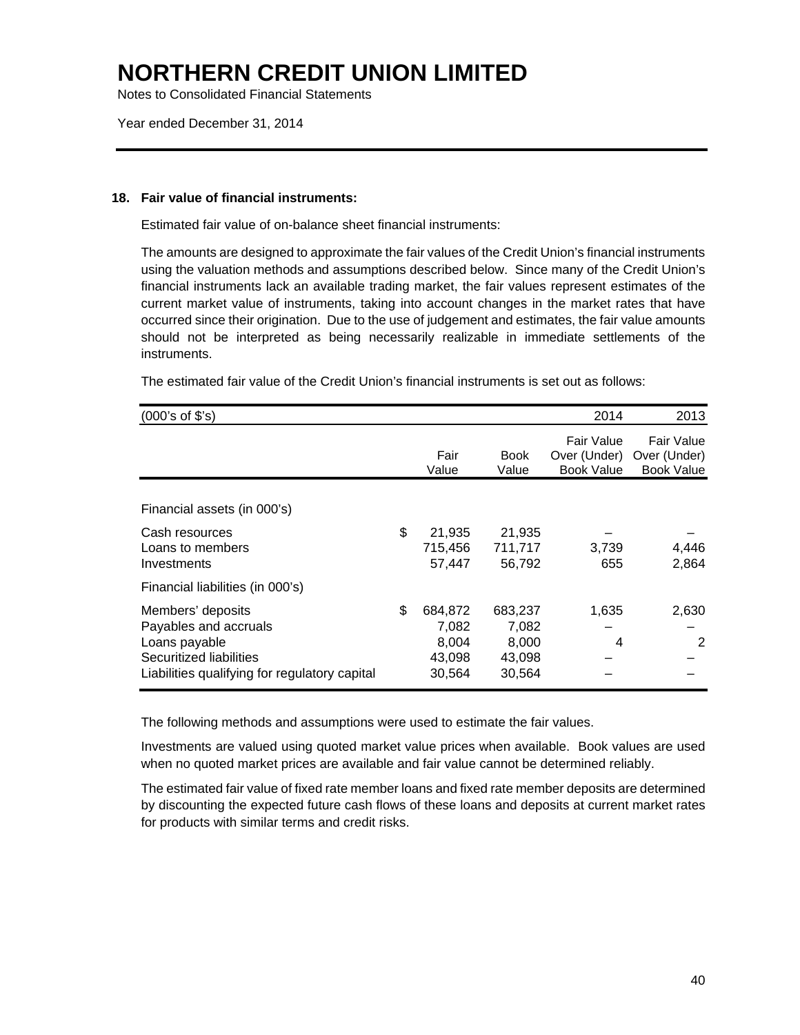# NORTHERN CREDIT UNION LIMITED

Notes to Consolidated Financial Statements

Year ended December 31, 2014

**18. Fair value of financial instruments:**

Estimated fair value of on-balance sheet financial instruments:

The amounts are designed to approximate the fair values of the Credit Union's financial instruments using the valuation methods and assumptions described below. Since many of the Credit Union's financial instruments lack an available trading market, the fair values represent estimates of the current market value of instruments, taking into account changes in the market rates that have occurred since their origination. Due to the use of judgement and estimates, the fair value amounts should not be interpreted as being necessarily realizable in immediate settlements of the instruments.

The estimated fair value of the Credit Union's financial instruments is set out as follows:

| (000's of $'s) | | | | 2014 | 2013 |
|---|---|---|---|---|---|
| | | Fair Value | Book Value | Fair Value Over (Under) Book Value | Fair Value Over (Under) Book Value |
| Financial assets (in 000's) | | | | | |
| Cash resources | $ | 21,935 | 21,935 | – | – |
| Loans to members | | 715,456 | 711,717 | 3,739 | 4,446 |
| Investments | | 57,447 | 56,792 | 655 | 2,864 |
| Financial liabilities (in 000's) | | | | | |
| Members' deposits | $ | 684,872 | 683,237 | 1,635 | 2,630 |
| Payables and accruals | | 7,082 | 7,082 | – | – |
| Loans payable | | 8,004 | 8,000 | 4 | 2 |
| Securitized liabilities | | 43,098 | 43,098 | – | – |
| Liabilities qualifying for regulatory capital | | 30,564 | 30,564 | – | – |

The following methods and assumptions were used to estimate the fair values.

Investments are valued using quoted market value prices when available. Book values are used when no quoted market prices are available and fair value cannot be determined reliably.

The estimated fair value of fixed rate member loans and fixed rate member deposits are determined by discounting the expected future cash flows of these loans and deposits at current market rates for products with similar terms and credit risks.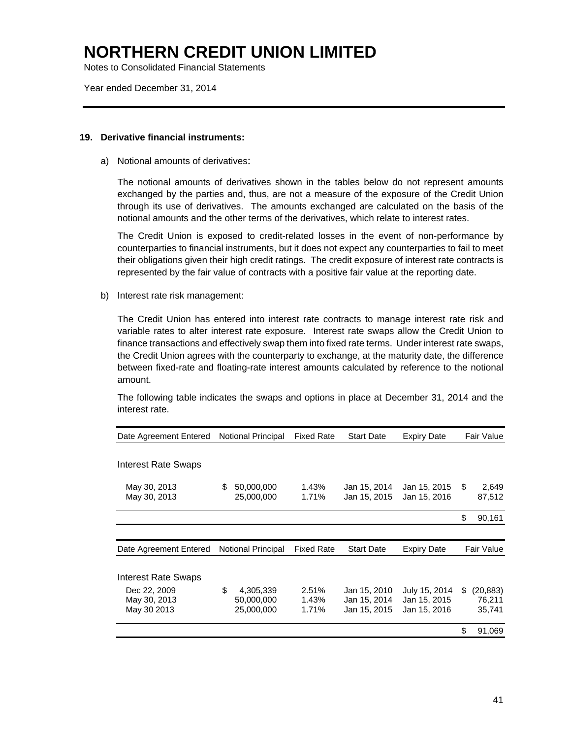# NORTHERN CREDIT UNION LIMITED

Notes to Consolidated Financial Statements

Year ended December 31, 2014

---

**19. Derivative financial instruments:**

a) Notional amounts of derivatives:

The notional amounts of derivatives shown in the tables below do not represent amounts exchanged by the parties and, thus, are not a measure of the exposure of the Credit Union through its use of derivatives. The amounts exchanged are calculated on the basis of the notional amounts and the other terms of the derivatives, which relate to interest rates.

The Credit Union is exposed to credit-related losses in the event of non-performance by counterparties to financial instruments, but it does not expect any counterparties to fail to meet their obligations given their high credit ratings. The credit exposure of interest rate contracts is represented by the fair value of contracts with a positive fair value at the reporting date.

b) Interest rate risk management:

The Credit Union has entered into interest rate contracts to manage interest rate risk and variable rates to alter interest rate exposure. Interest rate swaps allow the Credit Union to finance transactions and effectively swap them into fixed rate terms. Under interest rate swaps, the Credit Union agrees with the counterparty to exchange, at the maturity date, the difference between fixed-rate and floating-rate interest amounts calculated by reference to the notional amount.

The following table indicates the swaps and options in place at December 31, 2014 and the interest rate.

| Date Agreement Entered | Notional Principal | Fixed Rate | Start Date | Expiry Date | Fair Value |
|---|---|---|---|---|---|
| Interest Rate Swaps | | | | | |
| May 30, 2013 | $ 50,000,000 | 1.43% | Jan 15, 2014 | Jan 15, 2015 | $ 2,649 |
| May 30, 2013 | 25,000,000 | 1.71% | Jan 15, 2015 | Jan 15, 2016 | 87,512 |
| | | | | | $ 90,161 |

| Date Agreement Entered | Notional Principal | Fixed Rate | Start Date | Expiry Date | Fair Value |
|---|---|---|---|---|---|
| Interest Rate Swaps | | | | | |
| Dec 22, 2009 | $ 4,305,339 | 2.51% | Jan 15, 2010 | July 15, 2014 | $ (20,883) |
| May 30, 2013 | 50,000,000 | 1.43% | Jan 15, 2014 | Jan 15, 2015 | 76,211 |
| May 30 2013 | 25,000,000 | 1.71% | Jan 15, 2015 | Jan 15, 2016 | 35,741 |
| | | | | | $ 91,069 |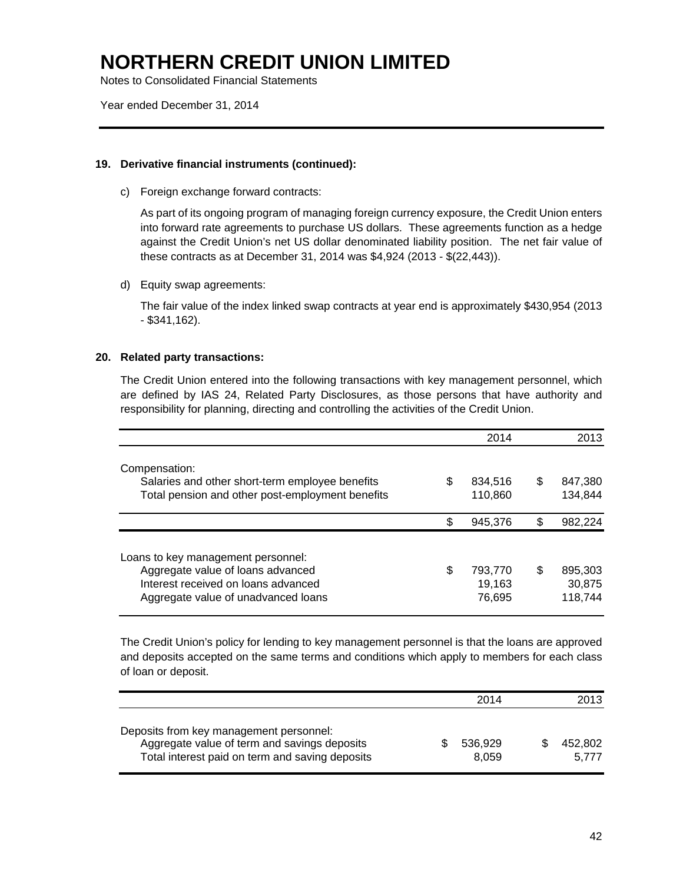# NORTHERN CREDIT UNION LIMITED

Notes to Consolidated Financial Statements

Year ended December 31, 2014

## 19. Derivative financial instruments (continued):

c) Foreign exchange forward contracts:

As part of its ongoing program of managing foreign currency exposure, the Credit Union enters into forward rate agreements to purchase US dollars. These agreements function as a hedge against the Credit Union's net US dollar denominated liability position. The net fair value of these contracts as at December 31, 2014 was $4,924 (2013 - $(22,443)).

d) Equity swap agreements:

The fair value of the index linked swap contracts at year end is approximately $430,954 (2013 - $341,162).

## 20. Related party transactions:

The Credit Union entered into the following transactions with key management personnel, which are defined by IAS 24, Related Party Disclosures, as those persons that have authority and responsibility for planning, directing and controlling the activities of the Credit Union.

| | 2014 | 2013 |
|---|---|---|
| Compensation: | | |
| Salaries and other short-term employee benefits | $ 834,516 | $ 847,380 |
| Total pension and other post-employment benefits | 110,860 | 134,844 |
| | $ 945,376 | $ 982,224 |
| Loans to key management personnel: | | |
| Aggregate value of loans advanced | $ 793,770 | $ 895,303 |
| Interest received on loans advanced | 19,163 | 30,875 |
| Aggregate value of unadvanced loans | 76,695 | 118,744 |

The Credit Union's policy for lending to key management personnel is that the loans are approved and deposits accepted on the same terms and conditions which apply to members for each class of loan or deposit.

| | 2014 | 2013 |
|---|---|---|
| Deposits from key management personnel: | | |
| Aggregate value of term and savings deposits | $ 536,929 | $ 452,802 |
| Total interest paid on term and saving deposits | 8,059 | 5,777 |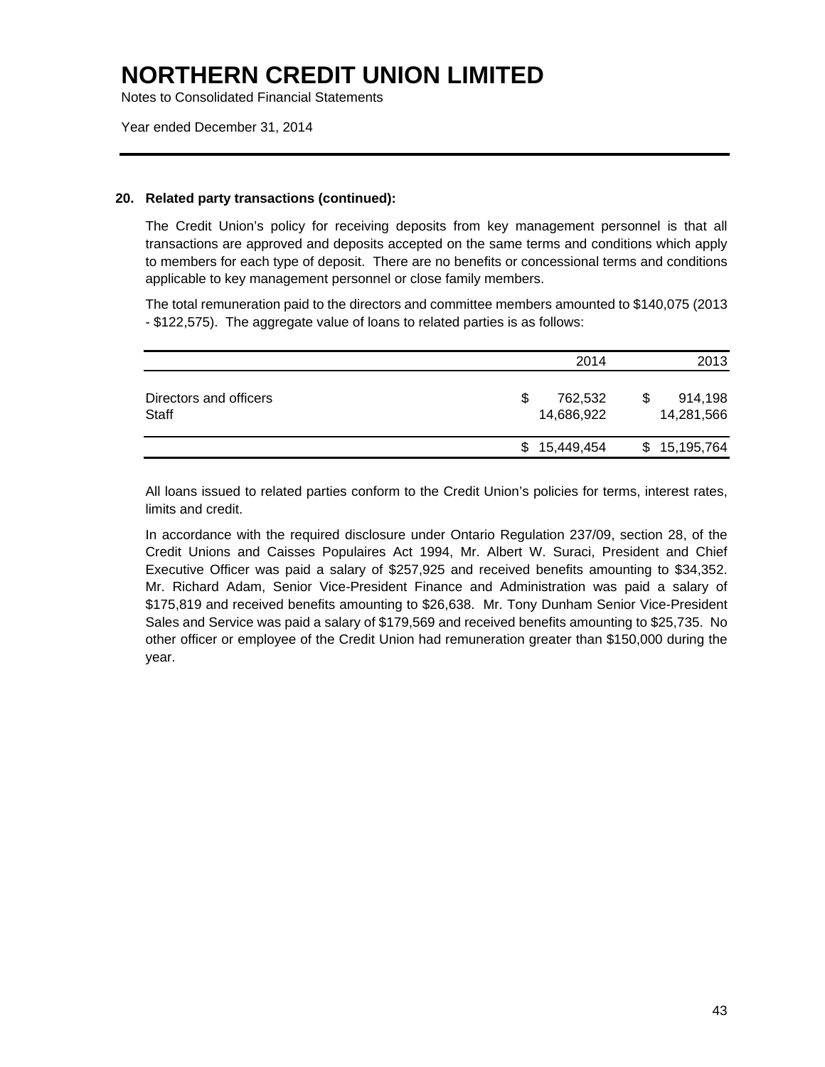# NORTHERN CREDIT UNION LIMITED

Notes to Consolidated Financial Statements

Year ended December 31, 2014

**20. Related party transactions (continued):**

The Credit Union's policy for receiving deposits from key management personnel is that all transactions are approved and deposits accepted on the same terms and conditions which apply to members for each type of deposit. There are no benefits or concessional terms and conditions applicable to key management personnel or close family members.

The total remuneration paid to the directors and committee members amounted to $140,075 (2013 - $122,575). The aggregate value of loans to related parties is as follows:

| | 2014 | 2013 |
|---|---|---|
| Directors and officers | $ 762,532 | $ 914,198 |
| Staff | 14,686,922 | 14,281,566 |
| | $ 15,449,454 | $ 15,195,764 |

All loans issued to related parties conform to the Credit Union's policies for terms, interest rates, limits and credit.

In accordance with the required disclosure under Ontario Regulation 237/09, section 28, of the Credit Unions and Caisses Populaires Act 1994, Mr. Albert W. Suraci, President and Chief Executive Officer was paid a salary of $257,925 and received benefits amounting to $34,352. Mr. Richard Adam, Senior Vice-President Finance and Administration was paid a salary of $175,819 and received benefits amounting to $26,638. Mr. Tony Dunham Senior Vice-President Sales and Service was paid a salary of $179,569 and received benefits amounting to $25,735. No other officer or employee of the Credit Union had remuneration greater than $150,000 during the year.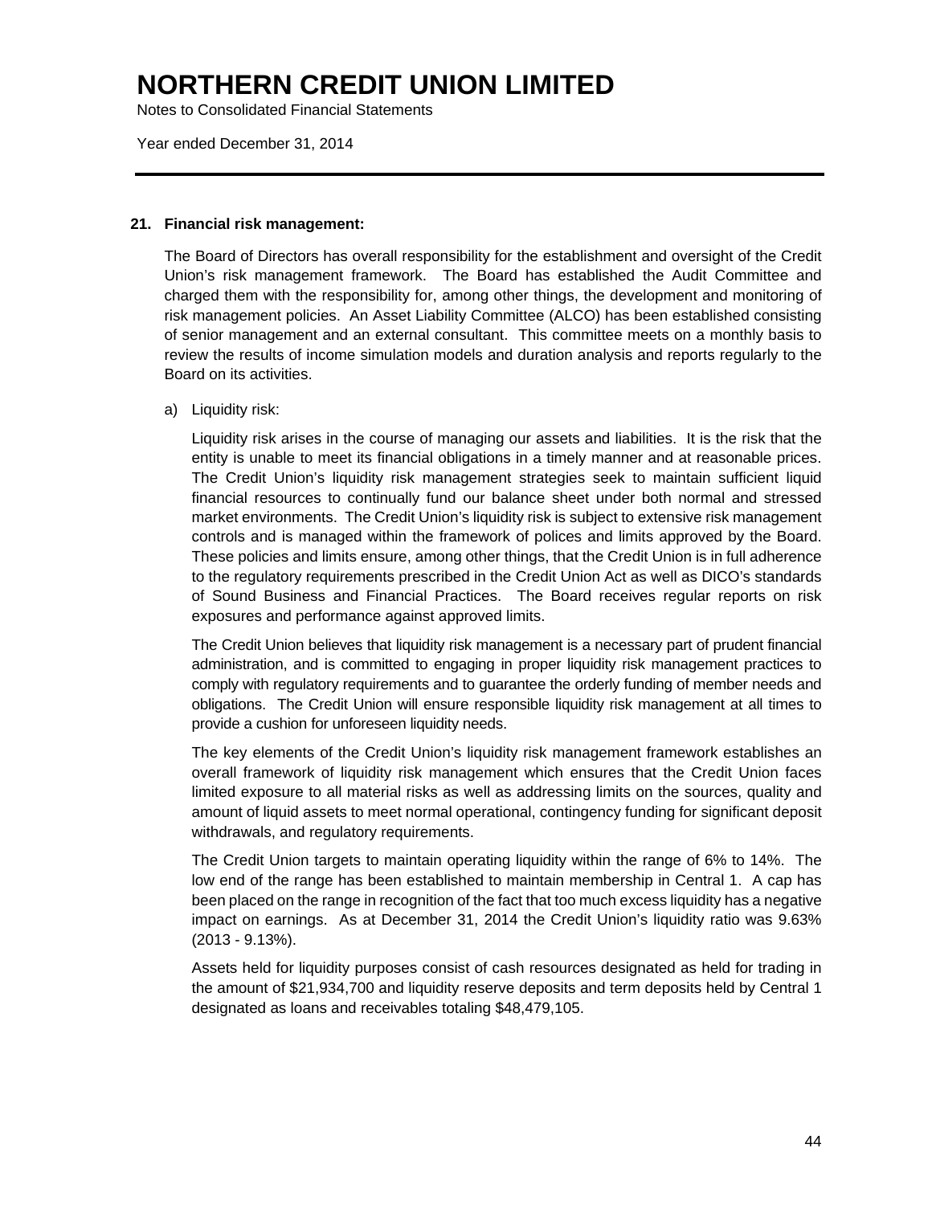## 21. Financial risk management:

The Board of Directors has overall responsibility for the establishment and oversight of the Credit Union's risk management framework. The Board has established the Audit Committee and charged them with the responsibility for, among other things, the development and monitoring of risk management policies. An Asset Liability Committee (ALCO) has been established consisting of senior management and an external consultant. This committee meets on a monthly basis to review the results of income simulation models and duration analysis and reports regularly to the Board on its activities.

a) Liquidity risk:

Liquidity risk arises in the course of managing our assets and liabilities. It is the risk that the entity is unable to meet its financial obligations in a timely manner and at reasonable prices. The Credit Union's liquidity risk management strategies seek to maintain sufficient liquid financial resources to continually fund our balance sheet under both normal and stressed market environments. The Credit Union's liquidity risk is subject to extensive risk management controls and is managed within the framework of polices and limits approved by the Board. These policies and limits ensure, among other things, that the Credit Union is in full adherence to the regulatory requirements prescribed in the Credit Union Act as well as DICO's standards of Sound Business and Financial Practices. The Board receives regular reports on risk exposures and performance against approved limits.

The Credit Union believes that liquidity risk management is a necessary part of prudent financial administration, and is committed to engaging in proper liquidity risk management practices to comply with regulatory requirements and to guarantee the orderly funding of member needs and obligations. The Credit Union will ensure responsible liquidity risk management at all times to provide a cushion for unforeseen liquidity needs.

The key elements of the Credit Union's liquidity risk management framework establishes an overall framework of liquidity risk management which ensures that the Credit Union faces limited exposure to all material risks as well as addressing limits on the sources, quality and amount of liquid assets to meet normal operational, contingency funding for significant deposit withdrawals, and regulatory requirements.

The Credit Union targets to maintain operating liquidity within the range of 6% to 14%. The low end of the range has been established to maintain membership in Central 1. A cap has been placed on the range in recognition of the fact that too much excess liquidity has a negative impact on earnings. As at December 31, 2014 the Credit Union's liquidity ratio was 9.63% (2013 - 9.13%).

Assets held for liquidity purposes consist of cash resources designated as held for trading in the amount of $21,934,700 and liquidity reserve deposits and term deposits held by Central 1 designated as loans and receivables totaling $48,479,105.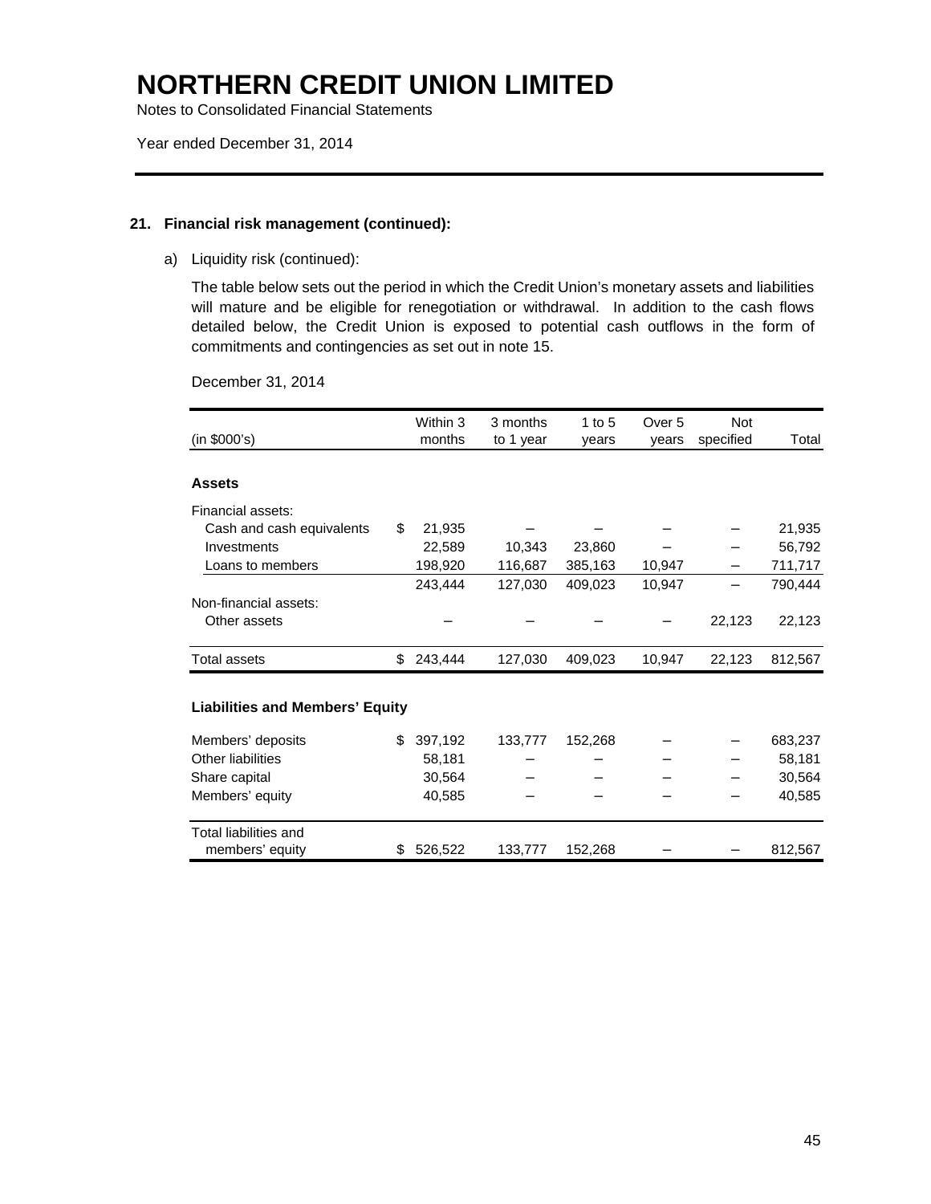# NORTHERN CREDIT UNION LIMITED

Notes to Consolidated Financial Statements

Year ended December 31, 2014

## 21. Financial risk management (continued):

a) Liquidity risk (continued):

The table below sets out the period in which the Credit Union's monetary assets and liabilities will mature and be eligible for renegotiation or withdrawal. In addition to the cash flows detailed below, the Credit Union is exposed to potential cash outflows in the form of commitments and contingencies as set out in note 15.

December 31, 2014

| (in $000's) | Within 3 months | 3 months to 1 year | 1 to 5 years | Over 5 years | Not specified | Total |
|---|---|---|---|---|---|---|
| **Assets** | | | | | | |
| Financial assets: | | | | | | |
| Cash and cash equivalents | $ 21,935 | – | – | – | – | 21,935 |
| Investments | 22,589 | 10,343 | 23,860 | – | – | 56,792 |
| Loans to members | 198,920 | 116,687 | 385,163 | 10,947 | – | 711,717 |
| | 243,444 | 127,030 | 409,023 | 10,947 | – | 790,444 |
| Non-financial assets: | | | | | | |
| Other assets | – | – | – | – | 22,123 | 22,123 |
| Total assets | $ 243,444 | 127,030 | 409,023 | 10,947 | 22,123 | 812,567 |
| **Liabilities and Members' Equity** | | | | | | |
| Members' deposits | $ 397,192 | 133,777 | 152,268 | – | – | 683,237 |
| Other liabilities | 58,181 | – | – | – | – | 58,181 |
| Share capital | 30,564 | – | – | – | – | 30,564 |
| Members' equity | 40,585 | – | – | – | – | 40,585 |
| Total liabilities and members' equity | $ 526,522 | 133,777 | 152,268 | – | – | 812,567 |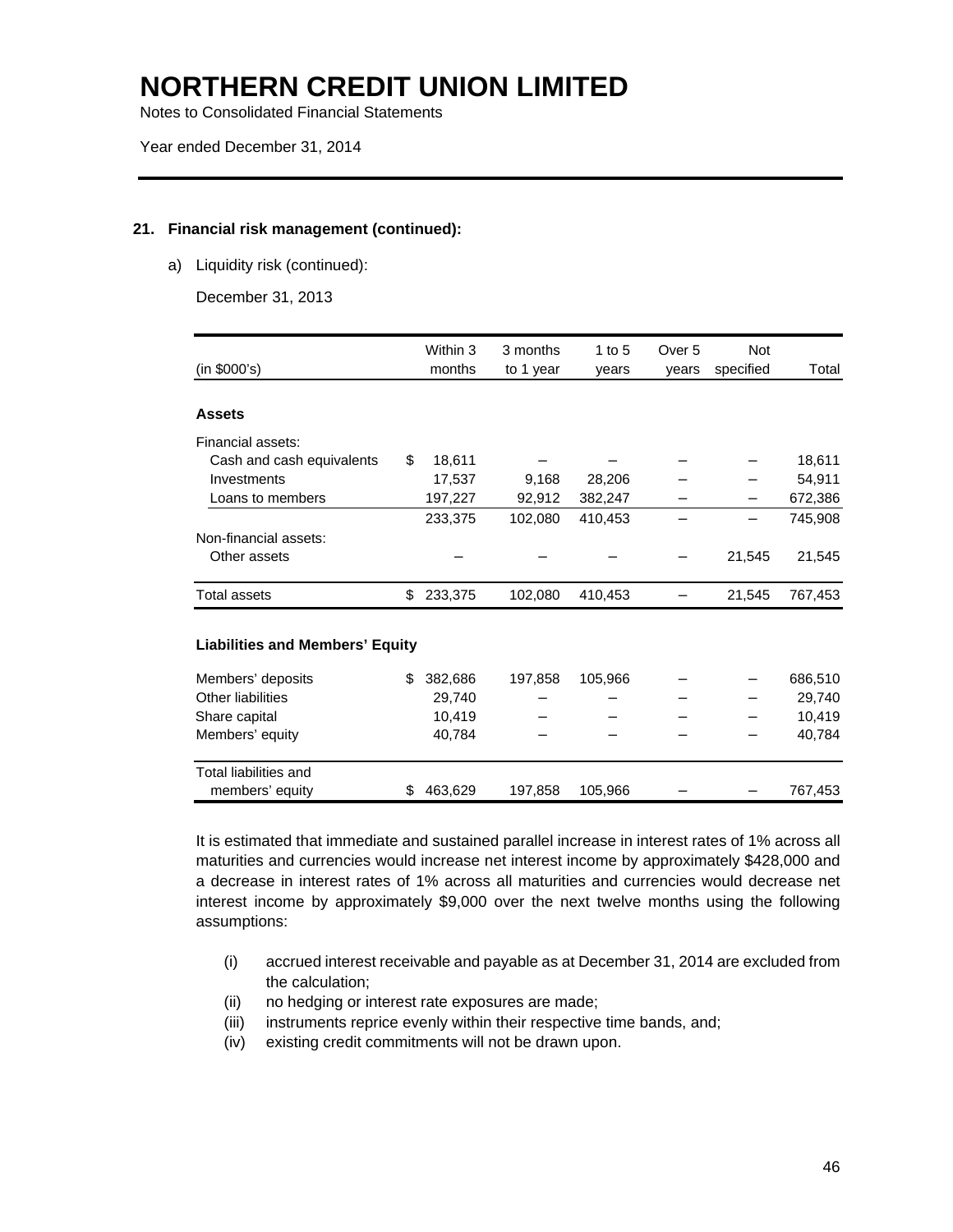## 21. Financial risk management (continued):

a) Liquidity risk (continued):

December 31, 2013

| (in $000's) | Within 3 months | 3 months to 1 year | 1 to 5 years | Over 5 years | Not specified | Total |
|---|---|---|---|---|---|---|
| **Assets** | | | | | | |
| Financial assets: | | | | | | |
| Cash and cash equivalents | $ 18,611 | – | – | – | – | 18,611 |
| Investments | 17,537 | 9,168 | 28,206 | – | – | 54,911 |
| Loans to members | 197,227 | 92,912 | 382,247 | – | – | 672,386 |
| | 233,375 | 102,080 | 410,453 | – | – | 745,908 |
| Non-financial assets: | | | | | | |
| Other assets | – | – | – | – | 21,545 | 21,545 |
| Total assets | $ 233,375 | 102,080 | 410,453 | – | 21,545 | 767,453 |
| **Liabilities and Members' Equity** | | | | | | |
| Members' deposits | $ 382,686 | 197,858 | 105,966 | – | – | 686,510 |
| Other liabilities | 29,740 | – | – | – | – | 29,740 |
| Share capital | 10,419 | – | – | – | – | 10,419 |
| Members' equity | 40,784 | – | – | – | – | 40,784 |
| Total liabilities and members' equity | $ 463,629 | 197,858 | 105,966 | – | – | 767,453 |

It is estimated that immediate and sustained parallel increase in interest rates of 1% across all maturities and currencies would increase net interest income by approximately $428,000 and a decrease in interest rates of 1% across all maturities and currencies would decrease net interest income by approximately $9,000 over the next twelve months using the following assumptions:

(i) accrued interest receivable and payable as at December 31, 2014 are excluded from the calculation;
(ii) no hedging or interest rate exposures are made;
(iii) instruments reprice evenly within their respective time bands, and;
(iv) existing credit commitments will not be drawn upon.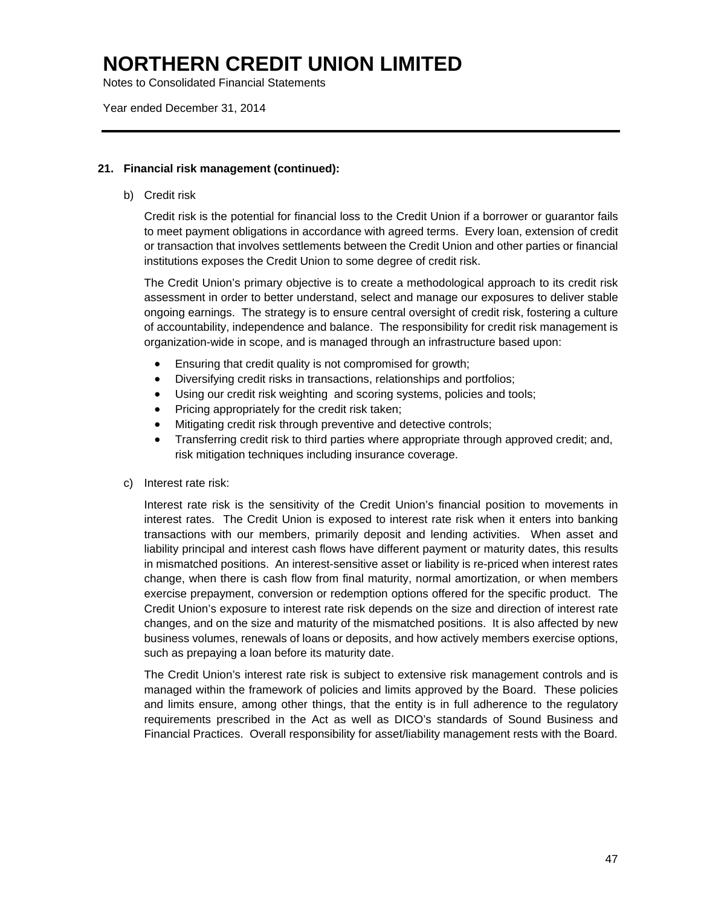## 21. Financial risk management (continued):

b) Credit risk

Credit risk is the potential for financial loss to the Credit Union if a borrower or guarantor fails to meet payment obligations in accordance with agreed terms. Every loan, extension of credit or transaction that involves settlements between the Credit Union and other parties or financial institutions exposes the Credit Union to some degree of credit risk.

The Credit Union's primary objective is to create a methodological approach to its credit risk assessment in order to better understand, select and manage our exposures to deliver stable ongoing earnings. The strategy is to ensure central oversight of credit risk, fostering a culture of accountability, independence and balance. The responsibility for credit risk management is organization-wide in scope, and is managed through an infrastructure based upon:

- Ensuring that credit quality is not compromised for growth;
- Diversifying credit risks in transactions, relationships and portfolios;
- Using our credit risk weighting and scoring systems, policies and tools;
- Pricing appropriately for the credit risk taken;
- Mitigating credit risk through preventive and detective controls;
- Transferring credit risk to third parties where appropriate through approved credit; and, risk mitigation techniques including insurance coverage.

c) Interest rate risk:

Interest rate risk is the sensitivity of the Credit Union's financial position to movements in interest rates. The Credit Union is exposed to interest rate risk when it enters into banking transactions with our members, primarily deposit and lending activities. When asset and liability principal and interest cash flows have different payment or maturity dates, this results in mismatched positions. An interest-sensitive asset or liability is re-priced when interest rates change, when there is cash flow from final maturity, normal amortization, or when members exercise prepayment, conversion or redemption options offered for the specific product. The Credit Union's exposure to interest rate risk depends on the size and direction of interest rate changes, and on the size and maturity of the mismatched positions. It is also affected by new business volumes, renewals of loans or deposits, and how actively members exercise options, such as prepaying a loan before its maturity date.

The Credit Union's interest rate risk is subject to extensive risk management controls and is managed within the framework of policies and limits approved by the Board. These policies and limits ensure, among other things, that the entity is in full adherence to the regulatory requirements prescribed in the Act as well as DICO's standards of Sound Business and Financial Practices. Overall responsibility for asset/liability management rests with the Board.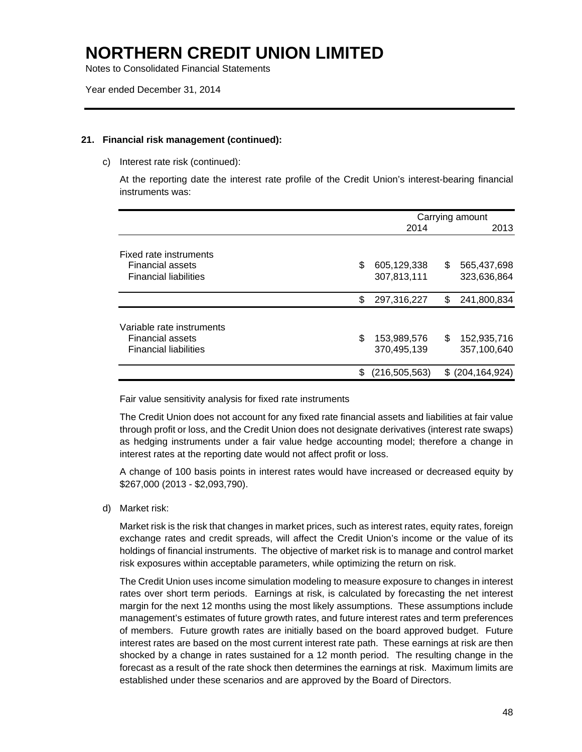# NORTHERN CREDIT UNION LIMITED

Notes to Consolidated Financial Statements

Year ended December 31, 2014

### 21. Financial risk management (continued):

c) Interest rate risk (continued):

At the reporting date the interest rate profile of the Credit Union's interest-bearing financial instruments was:

| | Carrying amount | |
|---|---|---|
| | 2014 | 2013 |
| Fixed rate instruments | | |
| Financial assets | $ 605,129,338 | $ 565,437,698 |
| Financial liabilities | 307,813,111 | 323,636,864 |
| | $ 297,316,227 | $ 241,800,834 |
| Variable rate instruments | | |
| Financial assets | $ 153,989,576 | $ 152,935,716 |
| Financial liabilities | 370,495,139 | 357,100,640 |
| | $ (216,505,563) | $ (204,164,924) |

Fair value sensitivity analysis for fixed rate instruments

The Credit Union does not account for any fixed rate financial assets and liabilities at fair value through profit or loss, and the Credit Union does not designate derivatives (interest rate swaps) as hedging instruments under a fair value hedge accounting model; therefore a change in interest rates at the reporting date would not affect profit or loss.

A change of 100 basis points in interest rates would have increased or decreased equity by $267,000 (2013 - $2,093,790).

d) Market risk:

Market risk is the risk that changes in market prices, such as interest rates, equity rates, foreign exchange rates and credit spreads, will affect the Credit Union's income or the value of its holdings of financial instruments. The objective of market risk is to manage and control market risk exposures within acceptable parameters, while optimizing the return on risk.

The Credit Union uses income simulation modeling to measure exposure to changes in interest rates over short term periods. Earnings at risk, is calculated by forecasting the net interest margin for the next 12 months using the most likely assumptions. These assumptions include management's estimates of future growth rates, and future interest rates and term preferences of members. Future growth rates are initially based on the board approved budget. Future interest rates are based on the most current interest rate path. These earnings at risk are then shocked by a change in rates sustained for a 12 month period. The resulting change in the forecast as a result of the rate shock then determines the earnings at risk. Maximum limits are established under these scenarios and are approved by the Board of Directors.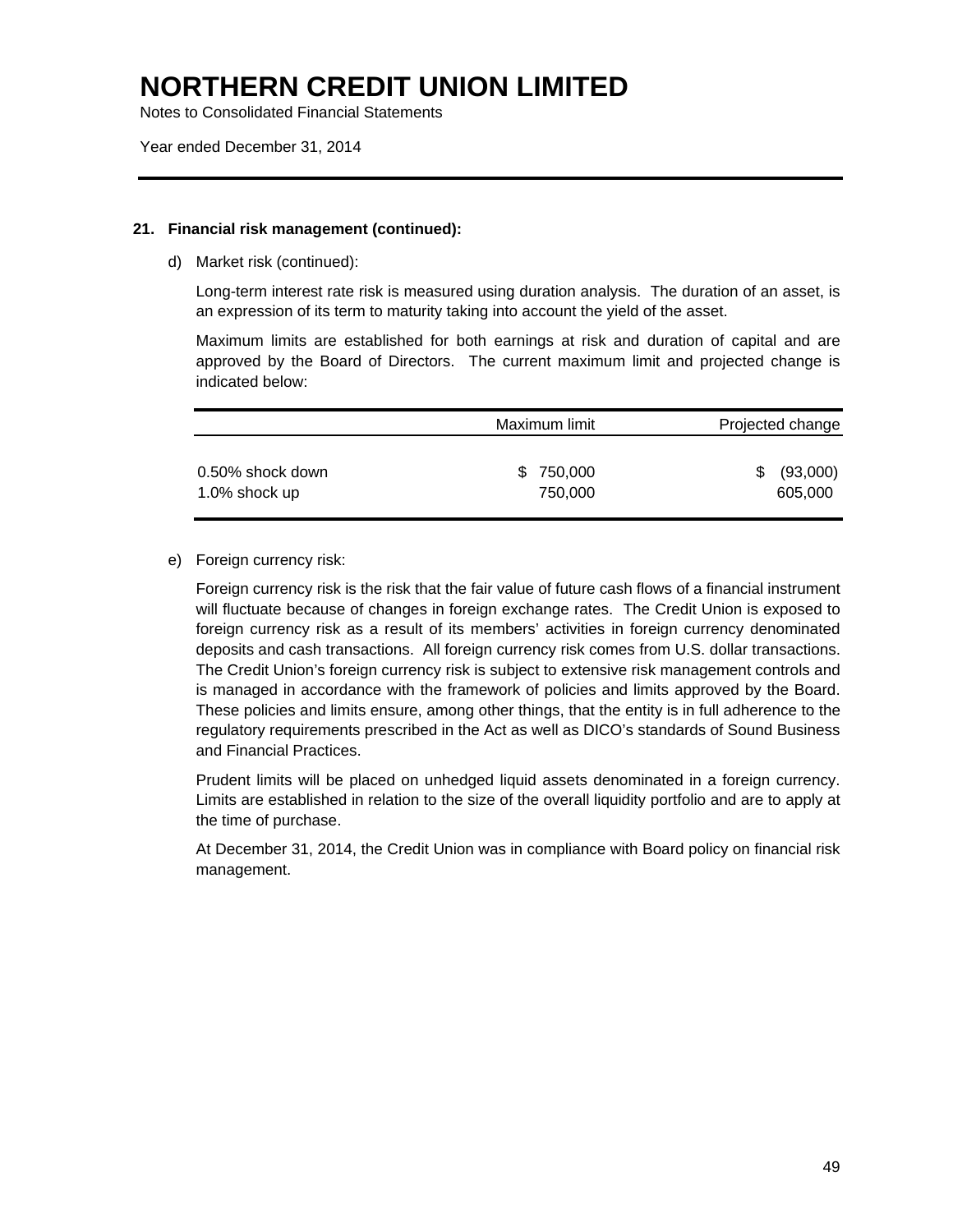# NORTHERN CREDIT UNION LIMITED

Notes to Consolidated Financial Statements

Year ended December 31, 2014

### 21. Financial risk management (continued):

d) Market risk (continued):

Long-term interest rate risk is measured using duration analysis. The duration of an asset, is an expression of its term to maturity taking into account the yield of the asset.

Maximum limits are established for both earnings at risk and duration of capital and are approved by the Board of Directors. The current maximum limit and projected change is indicated below:

| | Maximum limit | Projected change |
|---|---|---|
| 0.50% shock down | $ 750,000 | $ (93,000) |
| 1.0% shock up | 750,000 | 605,000 |

e) Foreign currency risk:

Foreign currency risk is the risk that the fair value of future cash flows of a financial instrument will fluctuate because of changes in foreign exchange rates. The Credit Union is exposed to foreign currency risk as a result of its members' activities in foreign currency denominated deposits and cash transactions. All foreign currency risk comes from U.S. dollar transactions. The Credit Union's foreign currency risk is subject to extensive risk management controls and is managed in accordance with the framework of policies and limits approved by the Board. These policies and limits ensure, among other things, that the entity is in full adherence to the regulatory requirements prescribed in the Act as well as DICO's standards of Sound Business and Financial Practices.

Prudent limits will be placed on unhedged liquid assets denominated in a foreign currency. Limits are established in relation to the size of the overall liquidity portfolio and are to apply at the time of purchase.

At December 31, 2014, the Credit Union was in compliance with Board policy on financial risk management.